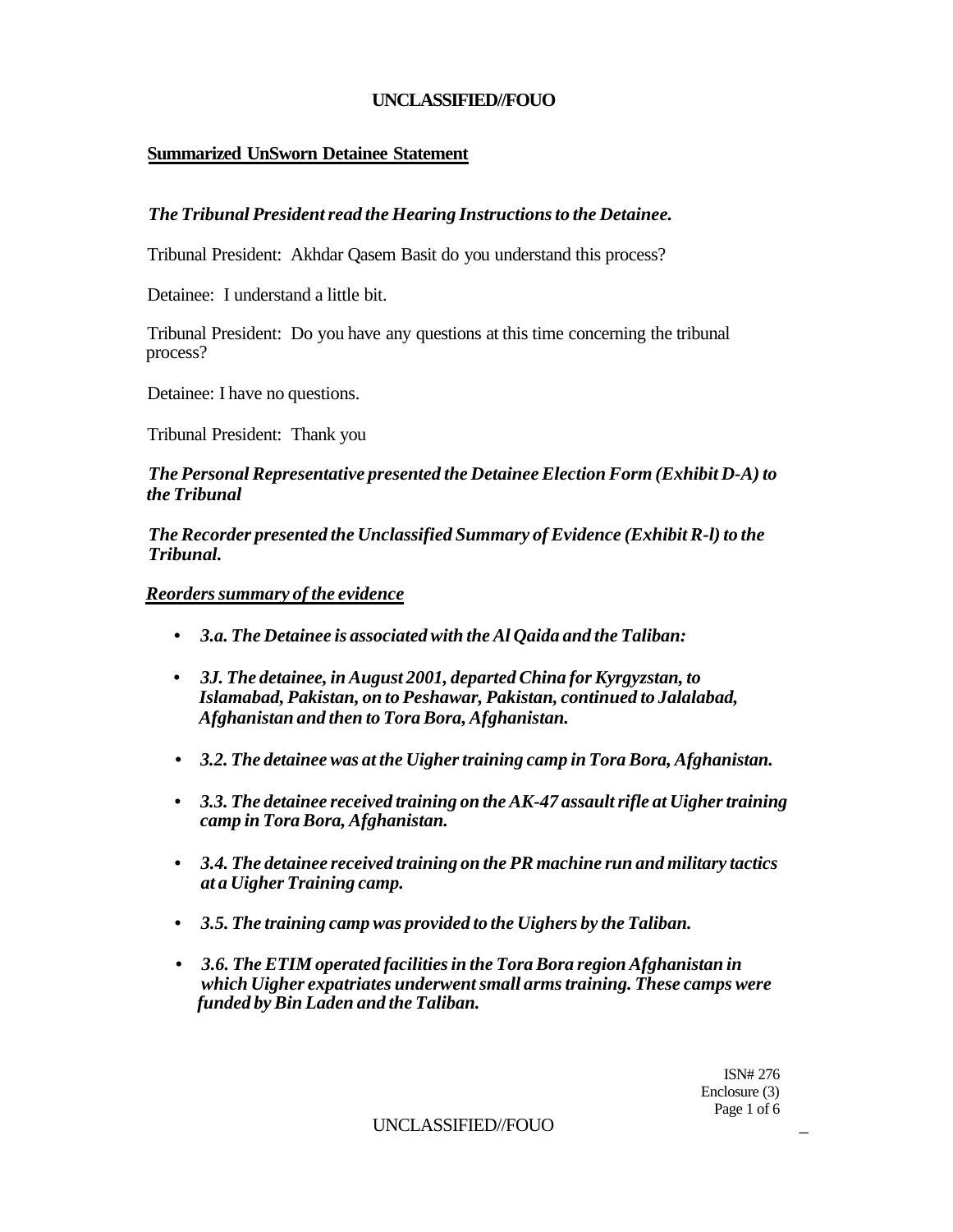## Summarized UnSworn Detainee Statement

*The Tribunal President read the Hearing Instructions to the Detainee.*

Tribunal President: Akhdar Qasem Basit do you understand this process?

Detainee: I understand a little bit.

Tribunal President: Do you have any questions at this time concerning the tribunal process?

Detainee: I have no questions.

Tribunal President: Thank you

***The Personal Representative presented the Detainee Election Form (Exhibit D-A) to the Tribunal***

***The Recorder presented the Unclassified Summary of Evidence (Exhibit R-l) to the Tribunal.***

***Reorders summary of the evidence***

- ***3.a. The Detainee is associated with the Al Qaida and the Taliban:***
- ***3J. The detainee, in August 2001, departed China for Kyrgyzstan, to Islamabad, Pakistan, on to Peshawar, Pakistan, continued to Jalalabad, Afghanistan and then to Tora Bora, Afghanistan.***
- ***3.2. The detainee was at the Uigher training camp in Tora Bora, Afghanistan.***
- ***3.3. The detainee received training on the AK-47 assault rifle at Uigher training camp in Tora Bora, Afghanistan.***
- ***3.4. The detainee received training on the PR machine run and military tactics at a Uigher Training camp.***
- ***3.5. The training camp was provided to the Uighers by the Taliban.***
- ***3.6. The ETIM operated facilities in the Tora Bora region Afghanistan in which Uigher expatriates underwent small arms training. These camps were funded by Bin Laden and the Taliban.***

ISN# 276
Enclosure (3)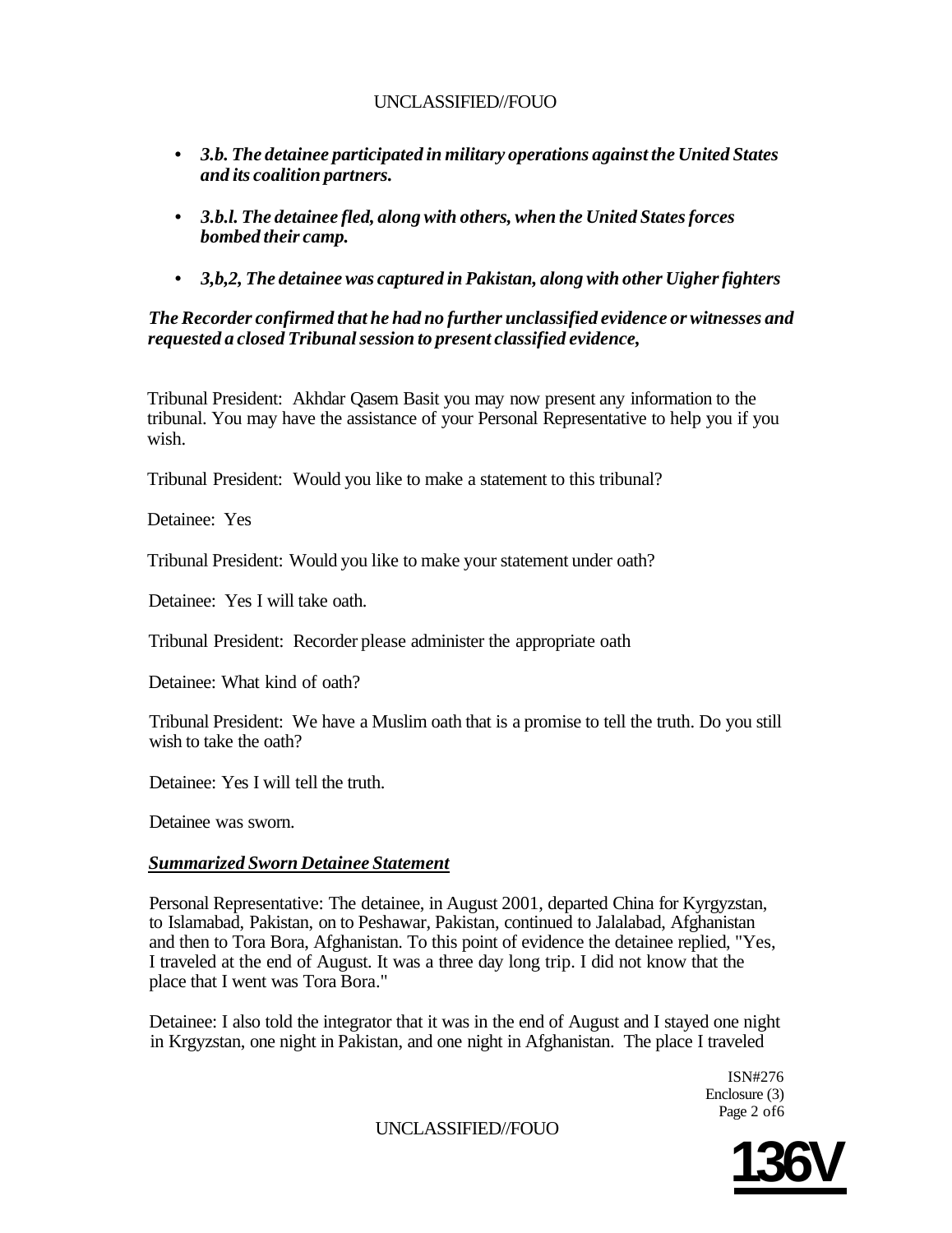- ***3.b. The detainee participated in military operations against the United States and its coalition partners.***

- ***3.b.l. The detainee fled, along with others, when the United States forces bombed their camp.***

- ***3,b,2, The detainee was captured in Pakistan, along with other Uigher fighters***

***The Recorder confirmed that he had no further unclassified evidence or witnesses and requested a closed Tribunal session to present classified evidence,***

Tribunal President: Akhdar Qasem Basit you may now present any information to the tribunal. You may have the assistance of your Personal Representative to help you if you wish.

Tribunal President: Would you like to make a statement to this tribunal?

Detainee: Yes

Tribunal President: Would you like to make your statement under oath?

Detainee: Yes I will take oath.

Tribunal President: Recorder please administer the appropriate oath

Detainee: What kind of oath?

Tribunal President: We have a Muslim oath that is a promise to tell the truth. Do you still wish to take the oath?

Detainee: Yes I will tell the truth.

Detainee was sworn.

***<u>Summarized Sworn Detainee Statement</u>***

Personal Representative: The detainee, in August 2001, departed China for Kyrgyzstan, to Islamabad, Pakistan, on to Peshawar, Pakistan, continued to Jalalabad, Afghanistan and then to Tora Bora, Afghanistan. To this point of evidence the detainee replied, "Yes, I traveled at the end of August. It was a three day long trip. I did not know that the place that I went was Tora Bora."

Detainee: I also told the integrator that it was in the end of August and I stayed one night in Krgyzstan, one night in Pakistan, and one night in Afghanistan. The place I traveled

ISN#276
Enclosure (3)

136V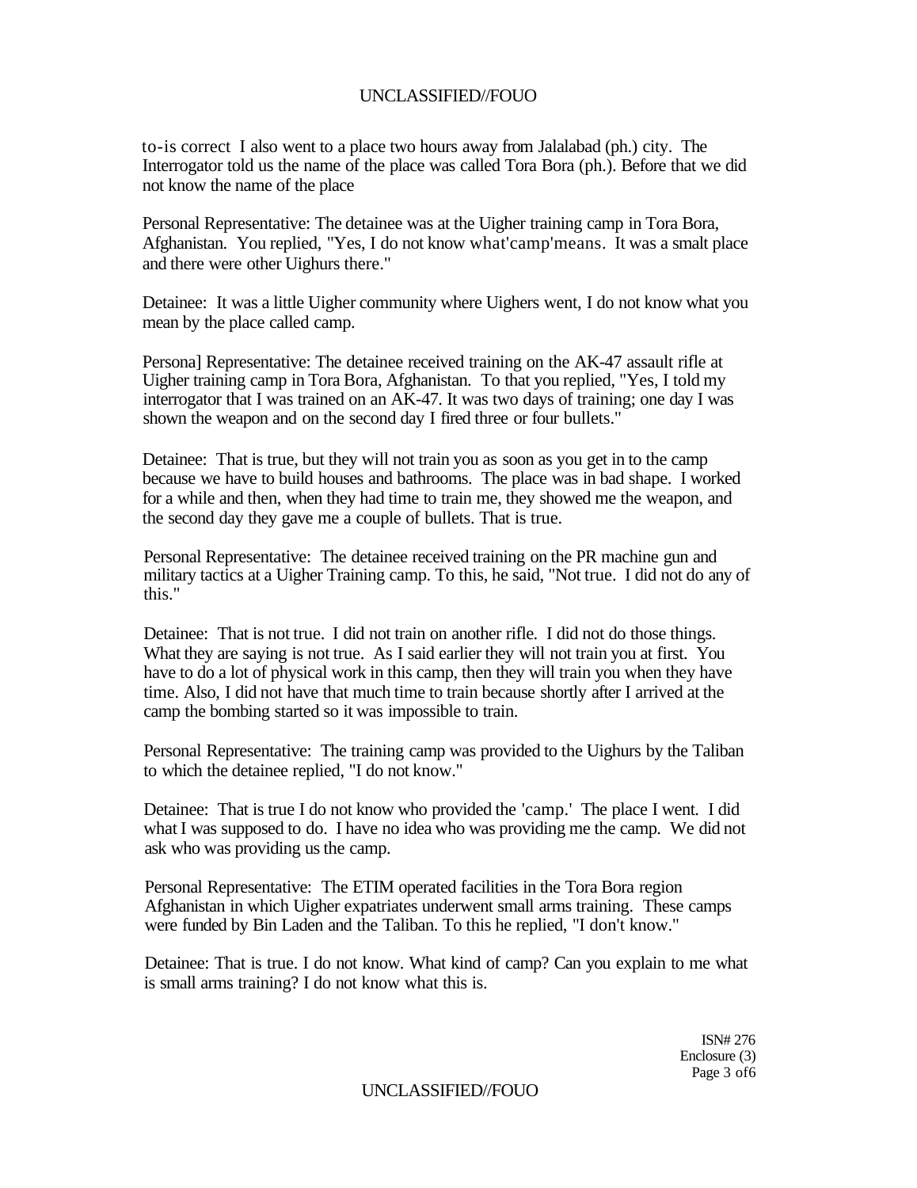to-is correct I also went to a place two hours away from Jalalabad (ph.) city. The Interrogator told us the name of the place was called Tora Bora (ph.). Before that we did not know the name of the place

Personal Representative: The detainee was at the Uigher training camp in Tora Bora, Afghanistan. You replied, "Yes, I do not know what'camp'means. It was a smalt place and there were other Uighurs there."

Detainee: It was a little Uigher community where Uighers went, I do not know what you mean by the place called camp.

Persona] Representative: The detainee received training on the AK-47 assault rifle at Uigher training camp in Tora Bora, Afghanistan. To that you replied, "Yes, I told my interrogator that I was trained on an AK-47. It was two days of training; one day I was shown the weapon and on the second day I fired three or four bullets."

Detainee: That is true, but they will not train you as soon as you get in to the camp because we have to build houses and bathrooms. The place was in bad shape. I worked for a while and then, when they had time to train me, they showed me the weapon, and the second day they gave me a couple of bullets. That is true.

Personal Representative: The detainee received training on the PR machine gun and military tactics at a Uigher Training camp. To this, he said, "Not true. I did not do any of this."

Detainee: That is not true. I did not train on another rifle. I did not do those things. What they are saying is not true. As I said earlier they will not train you at first. You have to do a lot of physical work in this camp, then they will train you when they have time. Also, I did not have that much time to train because shortly after I arrived at the camp the bombing started so it was impossible to train.

Personal Representative: The training camp was provided to the Uighurs by the Taliban to which the detainee replied, "I do not know."

Detainee: That is true I do not know who provided the 'camp.' The place I went. I did what I was supposed to do. I have no idea who was providing me the camp. We did not ask who was providing us the camp.

Personal Representative: The ETIM operated facilities in the Tora Bora region Afghanistan in which Uigher expatriates underwent small arms training. These camps were funded by Bin Laden and the Taliban. To this he replied, "I don't know."

Detainee: That is true. I do not know. What kind of camp? Can you explain to me what is small arms training? I do not know what this is.

ISN# 276
Enclosure (3)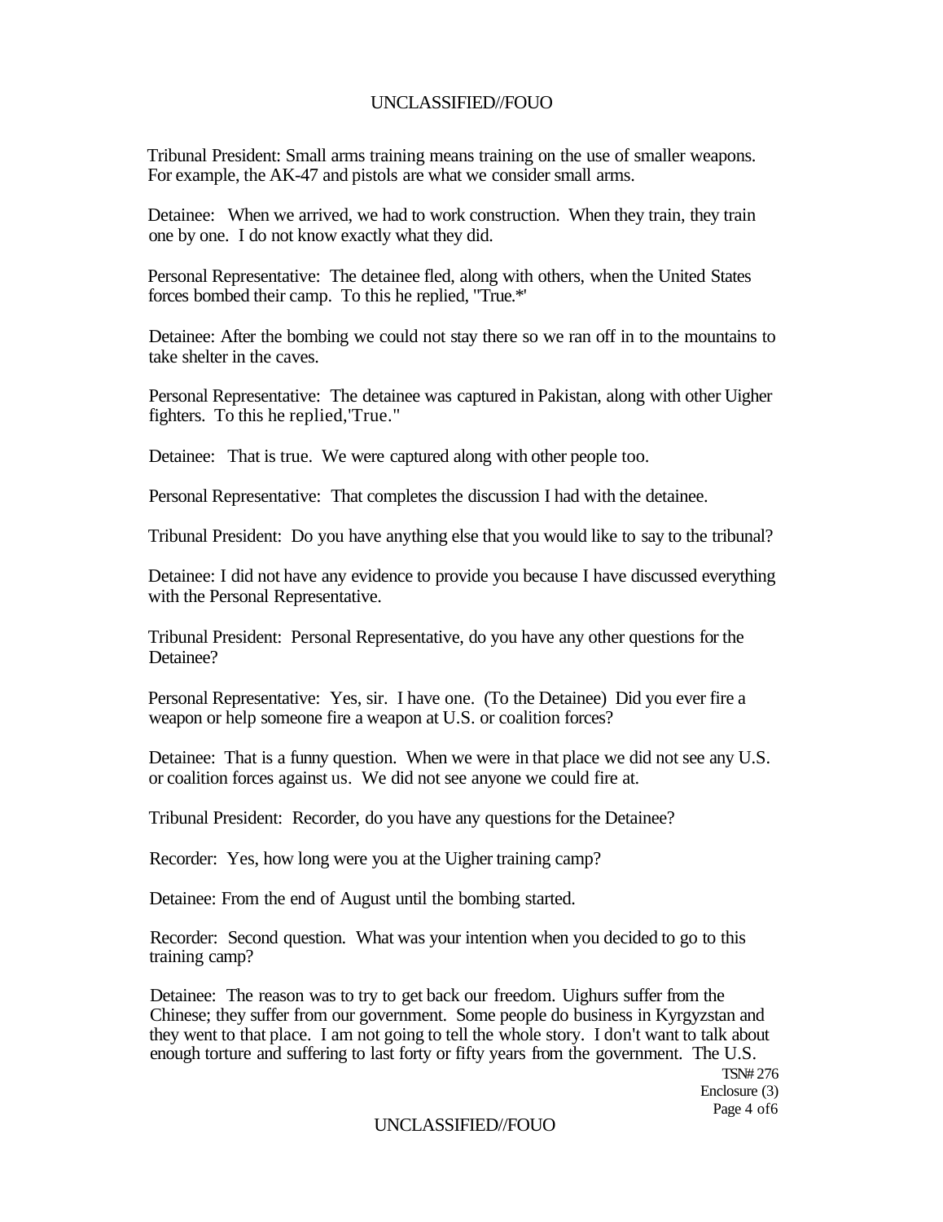Tribunal President: Small arms training means training on the use of smaller weapons. For example, the AK-47 and pistols are what we consider small arms.

Detainee: When we arrived, we had to work construction. When they train, they train one by one. I do not know exactly what they did.

Personal Representative: The detainee fled, along with others, when the United States forces bombed their camp. To this he replied, "True.*'

Detainee: After the bombing we could not stay there so we ran off in to the mountains to take shelter in the caves.

Personal Representative: The detainee was captured in Pakistan, along with other Uigher fighters. To this he replied,'True."

Detainee: That is true. We were captured along with other people too.

Personal Representative: That completes the discussion I had with the detainee.

Tribunal President: Do you have anything else that you would like to say to the tribunal?

Detainee: I did not have any evidence to provide you because I have discussed everything with the Personal Representative.

Tribunal President: Personal Representative, do you have any other questions for the Detainee?

Personal Representative: Yes, sir. I have one. (To the Detainee) Did you ever fire a weapon or help someone fire a weapon at U.S. or coalition forces?

Detainee: That is a funny question. When we were in that place we did not see any U.S. or coalition forces against us. We did not see anyone we could fire at.

Tribunal President: Recorder, do you have any questions for the Detainee?

Recorder: Yes, how long were you at the Uigher training camp?

Detainee: From the end of August until the bombing started.

Recorder: Second question. What was your intention when you decided to go to this training camp?

Detainee: The reason was to try to get back our freedom. Uighurs suffer from the Chinese; they suffer from our government. Some people do business in Kyrgyzstan and they went to that place. I am not going to tell the whole story. I don't want to talk about enough torture and suffering to last forty or fifty years from the government. The U.S.

TSN# 276
Enclosure (3)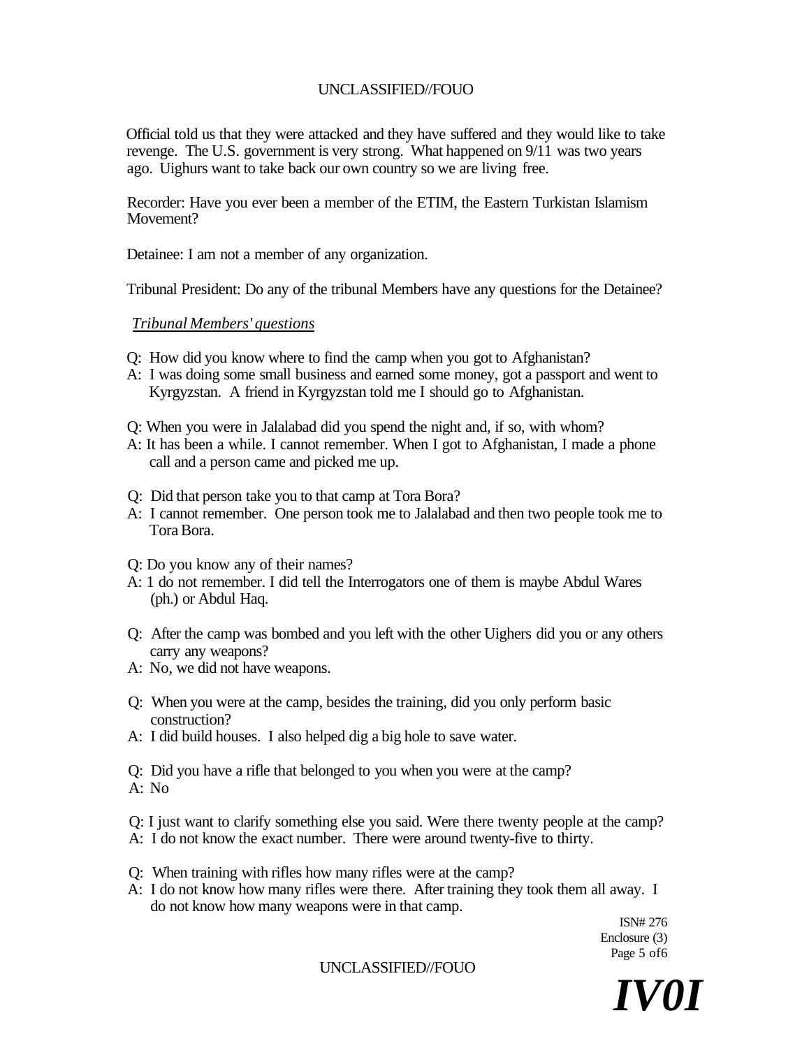Official told us that they were attacked and they have suffered and they would like to take revenge. The U.S. government is very strong. What happened on 9/11 was two years ago. Uighurs want to take back our own country so we are living free.

Recorder: Have you ever been a member of the ETIM, the Eastern Turkistan Islamism Movement?

Detainee: I am not a member of any organization.

Tribunal President: Do any of the tribunal Members have any questions for the Detainee?

*Tribunal Members' questions*

Q: How did you know where to find the camp when you got to Afghanistan?
A: I was doing some small business and earned some money, got a passport and went to Kyrgyzstan. A friend in Kyrgyzstan told me I should go to Afghanistan.

Q: When you were in Jalalabad did you spend the night and, if so, with whom?
A: It has been a while. I cannot remember. When I got to Afghanistan, I made a phone call and a person came and picked me up.

Q: Did that person take you to that camp at Tora Bora?
A: I cannot remember. One person took me to Jalalabad and then two people took me to Tora Bora.

Q: Do you know any of their names?
A: 1 do not remember. I did tell the Interrogators one of them is maybe Abdul Wares (ph.) or Abdul Haq.

Q: After the camp was bombed and you left with the other Uighers did you or any others carry any weapons?
A: No, we did not have weapons.

Q: When you were at the camp, besides the training, did you only perform basic construction?
A: I did build houses. I also helped dig a big hole to save water.

Q: Did you have a rifle that belonged to you when you were at the camp?
A: No

Q: I just want to clarify something else you said. Were there twenty people at the camp?
A: I do not know the exact number. There were around twenty-five to thirty.

Q: When training with rifles how many rifles were at the camp?
A: I do not know how many rifles were there. After training they took them all away. I do not know how many weapons were in that camp.

ISN# 276
Enclosure (3)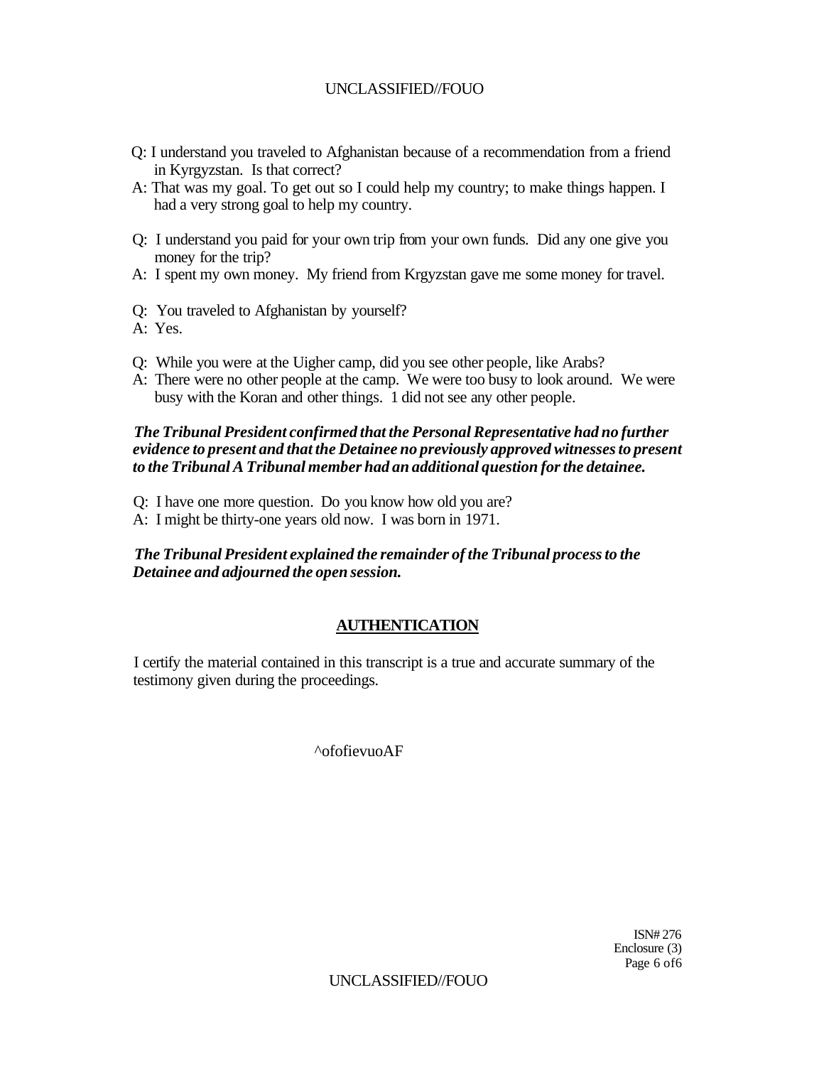Q: I understand you traveled to Afghanistan because of a recommendation from a friend in Kyrgyzstan. Is that correct?

A: That was my goal. To get out so I could help my country; to make things happen. I had a very strong goal to help my country.

Q: I understand you paid for your own trip from your own funds. Did any one give you money for the trip?

A: I spent my own money. My friend from Krgyzstan gave me some money for travel.

Q: You traveled to Afghanistan by yourself?

A: Yes.

Q: While you were at the Uigher camp, did you see other people, like Arabs?

A: There were no other people at the camp. We were too busy to look around. We were busy with the Koran and other things. 1 did not see any other people.

***The Tribunal President confirmed that the Personal Representative had no further evidence to present and that the Detainee no previously approved witnesses to present to the Tribunal A Tribunal member had an additional question for the detainee.***

Q: I have one more question. Do you know how old you are?

A: I might be thirty-one years old now. I was born in 1971.

***The Tribunal President explained the remainder of the Tribunal process to the Detainee and adjourned the open session.***

## AUTHENTICATION

I certify the material contained in this transcript is a true and accurate summary of the testimony given during the proceedings.

^ofofievuoAF

ISN# 276
Enclosure (3)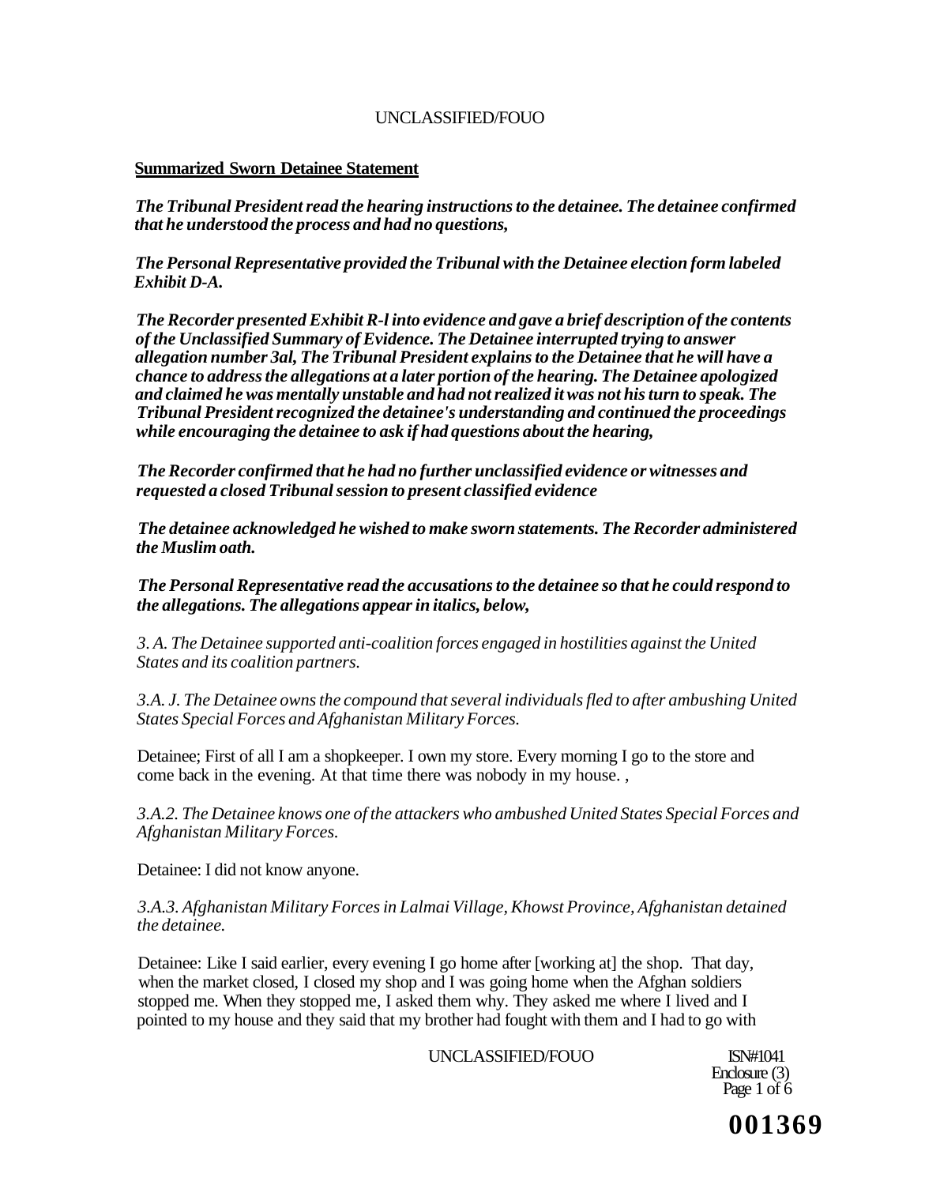**Summarized Sworn Detainee Statement**

***The Tribunal President read the hearing instructions to the detainee. The detainee confirmed that he understood the process and had no questions,***

***The Personal Representative provided the Tribunal with the Detainee election form labeled Exhibit D-A.***

***The Recorder presented Exhibit R-l into evidence and gave a brief description of the contents of the Unclassified Summary of Evidence. The Detainee interrupted trying to answer allegation number 3al, The Tribunal President explains to the Detainee that he will have a chance to address the allegations at a later portion of the hearing. The Detainee apologized and claimed he was mentally unstable and had not realized it was not his turn to speak. The Tribunal President recognized the detainee's understanding and continued the proceedings while encouraging the detainee to ask if had questions about the hearing,***

***The Recorder confirmed that he had no further unclassified evidence or witnesses and requested a closed Tribunal session to present classified evidence***

***The detainee acknowledged he wished to make sworn statements. The Recorder administered the Muslim oath.***

***The Personal Representative read the accusations to the detainee so that he could respond to the allegations. The allegations appear in italics, below,***

*3. A. The Detainee supported anti-coalition forces engaged in hostilities against the United States and its coalition partners.*

*3.A. J. The Detainee owns the compound that several individuals fled to after ambushing United States Special Forces and Afghanistan Military Forces.*

Detainee; First of all I am a shopkeeper. I own my store. Every morning I go to the store and come back in the evening. At that time there was nobody in my house. ,

*3.A.2. The Detainee knows one of the attackers who ambushed United States Special Forces and Afghanistan Military Forces.*

Detainee: I did not know anyone.

*3.A.3. Afghanistan Military Forces in Lalmai Village, Khowst Province, Afghanistan detained the detainee.*

Detainee: Like I said earlier, every evening I go home after [working at] the shop. That day, when the market closed, I closed my shop and I was going home when the Afghan soldiers stopped me. When they stopped me, I asked them why. They asked me where I lived and I pointed to my house and they said that my brother had fought with them and I had to go with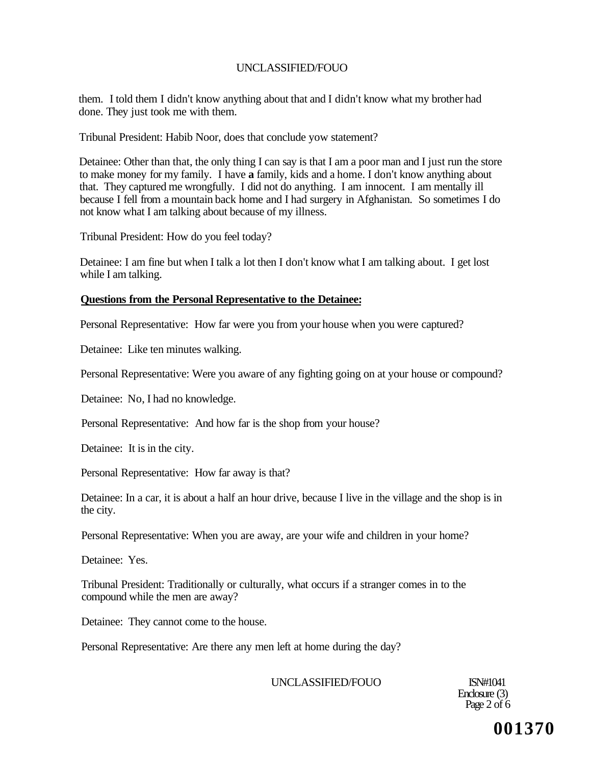them. I told them I didn't know anything about that and I didn't know what my brother had done. They just took me with them.

Tribunal President: Habib Noor, does that conclude yow statement?

Detainee: Other than that, the only thing I can say is that I am a poor man and I just run the store to make money for my family. I have **a** family, kids and a home. I don't know anything about that. They captured me wrongfully. I did not do anything. I am innocent. I am mentally ill because I fell from a mountain back home and I had surgery in Afghanistan. So sometimes I do not know what I am talking about because of my illness.

Tribunal President: How do you feel today?

Detainee: I am fine but when I talk a lot then I don't know what I am talking about. I get lost while I am talking.

**Questions from the Personal Representative to the Detainee:**

Personal Representative: How far were you from your house when you were captured?

Detainee: Like ten minutes walking.

Personal Representative: Were you aware of any fighting going on at your house or compound?

Detainee: No, I had no knowledge.

Personal Representative: And how far is the shop from your house?

Detainee: It is in the city.

Personal Representative: How far away is that?

Detainee: In a car, it is about a half an hour drive, because I live in the village and the shop is in the city.

Personal Representative: When you are away, are your wife and children in your home?

Detainee: Yes.

Tribunal President: Traditionally or culturally, what occurs if a stranger comes in to the compound while the men are away?

Detainee: They cannot come to the house.

Personal Representative: Are there any men left at home during the day?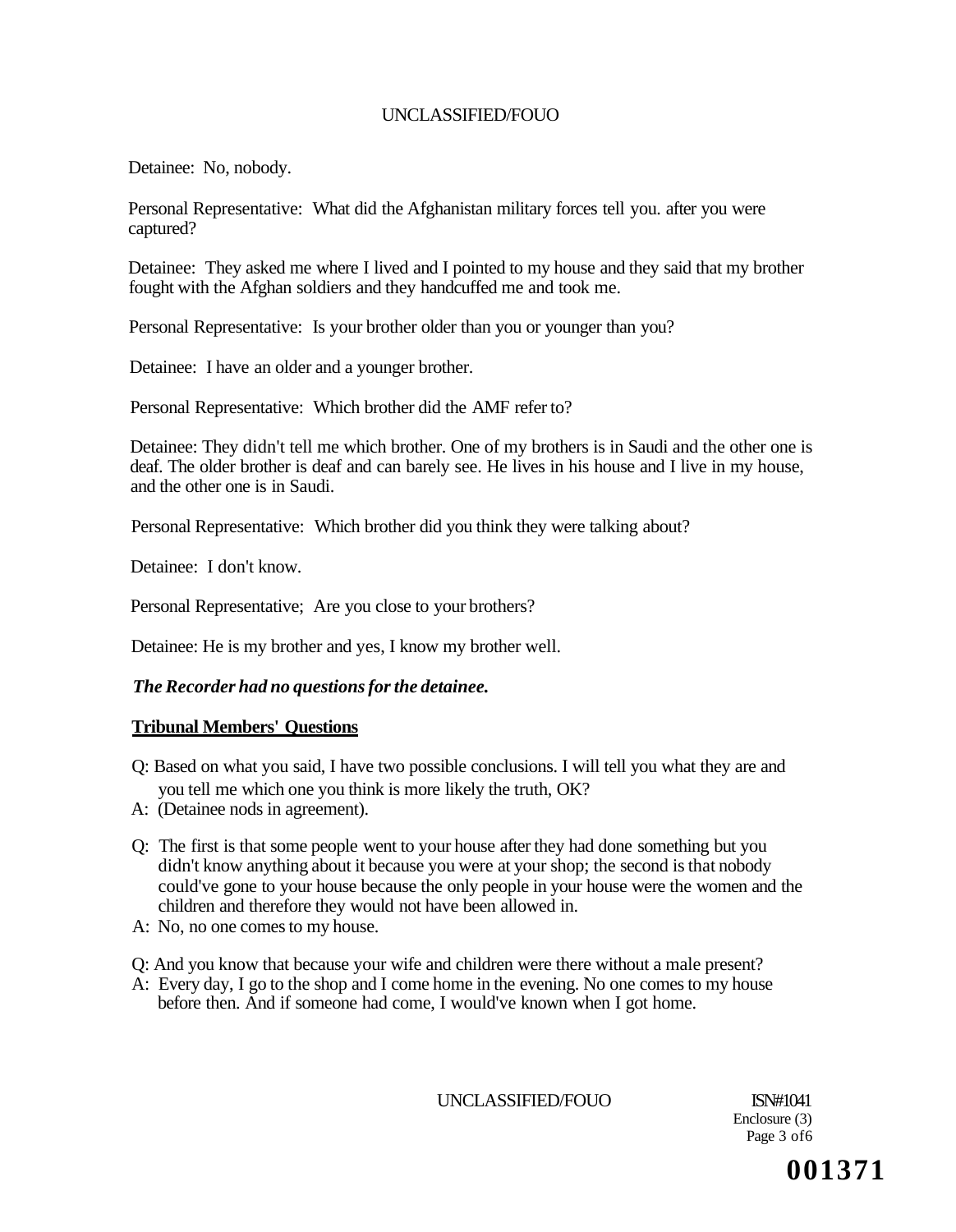Detainee: No, nobody.

Personal Representative: What did the Afghanistan military forces tell you. after you were captured?

Detainee: They asked me where I lived and I pointed to my house and they said that my brother fought with the Afghan soldiers and they handcuffed me and took me.

Personal Representative: Is your brother older than you or younger than you?

Detainee: I have an older and a younger brother.

Personal Representative: Which brother did the AMF refer to?

Detainee: They didn't tell me which brother. One of my brothers is in Saudi and the other one is deaf. The older brother is deaf and can barely see. He lives in his house and I live in my house, and the other one is in Saudi.

Personal Representative: Which brother did you think they were talking about?

Detainee: I don't know.

Personal Representative; Are you close to your brothers?

Detainee: He is my brother and yes, I know my brother well.

***The Recorder had no questions for the detainee.***

**Tribunal Members' Questions**

Q: Based on what you said, I have two possible conclusions. I will tell you what they are and you tell me which one you think is more likely the truth, OK?

A: (Detainee nods in agreement).

Q: The first is that some people went to your house after they had done something but you didn't know anything about it because you were at your shop; the second is that nobody could've gone to your house because the only people in your house were the women and the children and therefore they would not have been allowed in.

A: No, no one comes to my house.

Q: And you know that because your wife and children were there without a male present?

A: Every day, I go to the shop and I come home in the evening. No one comes to my house before then. And if someone had come, I would've known when I got home.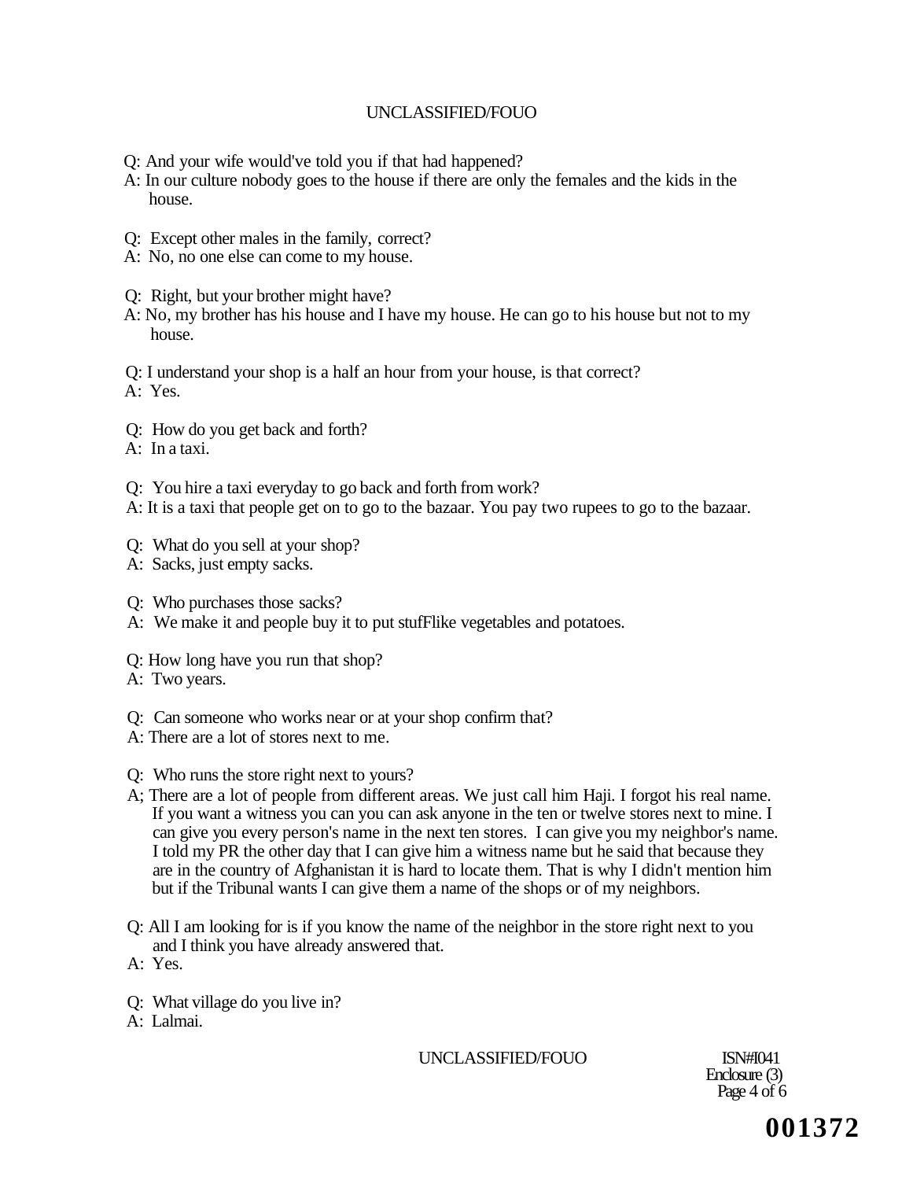Q: And your wife would've told you if that had happened?
A: In our culture nobody goes to the house if there are only the females and the kids in the house.

Q: Except other males in the family, correct?
A: No, no one else can come to my house.

Q: Right, but your brother might have?
A: No, my brother has his house and I have my house. He can go to his house but not to my house.

Q: I understand your shop is a half an hour from your house, is that correct?
A: Yes.

Q: How do you get back and forth?
A: In a taxi.

Q: You hire a taxi everyday to go back and forth from work?
A: It is a taxi that people get on to go to the bazaar. You pay two rupees to go to the bazaar.

Q: What do you sell at your shop?
A: Sacks, just empty sacks.

Q: Who purchases those sacks?
A: We make it and people buy it to put stufFlike vegetables and potatoes.

Q: How long have you run that shop?
A: Two years.

Q: Can someone who works near or at your shop confirm that?
A: There are a lot of stores next to me.

Q: Who runs the store right next to yours?
A; There are a lot of people from different areas. We just call him Haji. I forgot his real name. If you want a witness you can you can ask anyone in the ten or twelve stores next to mine. I can give you every person's name in the next ten stores. I can give you my neighbor's name. I told my PR the other day that I can give him a witness name but he said that because they are in the country of Afghanistan it is hard to locate them. That is why I didn't mention him but if the Tribunal wants I can give them a name of the shops or of my neighbors.

Q: All I am looking for is if you know the name of the neighbor in the store right next to you and I think you have already answered that.
A: Yes.

Q: What village do you live in?
A: Lalmai.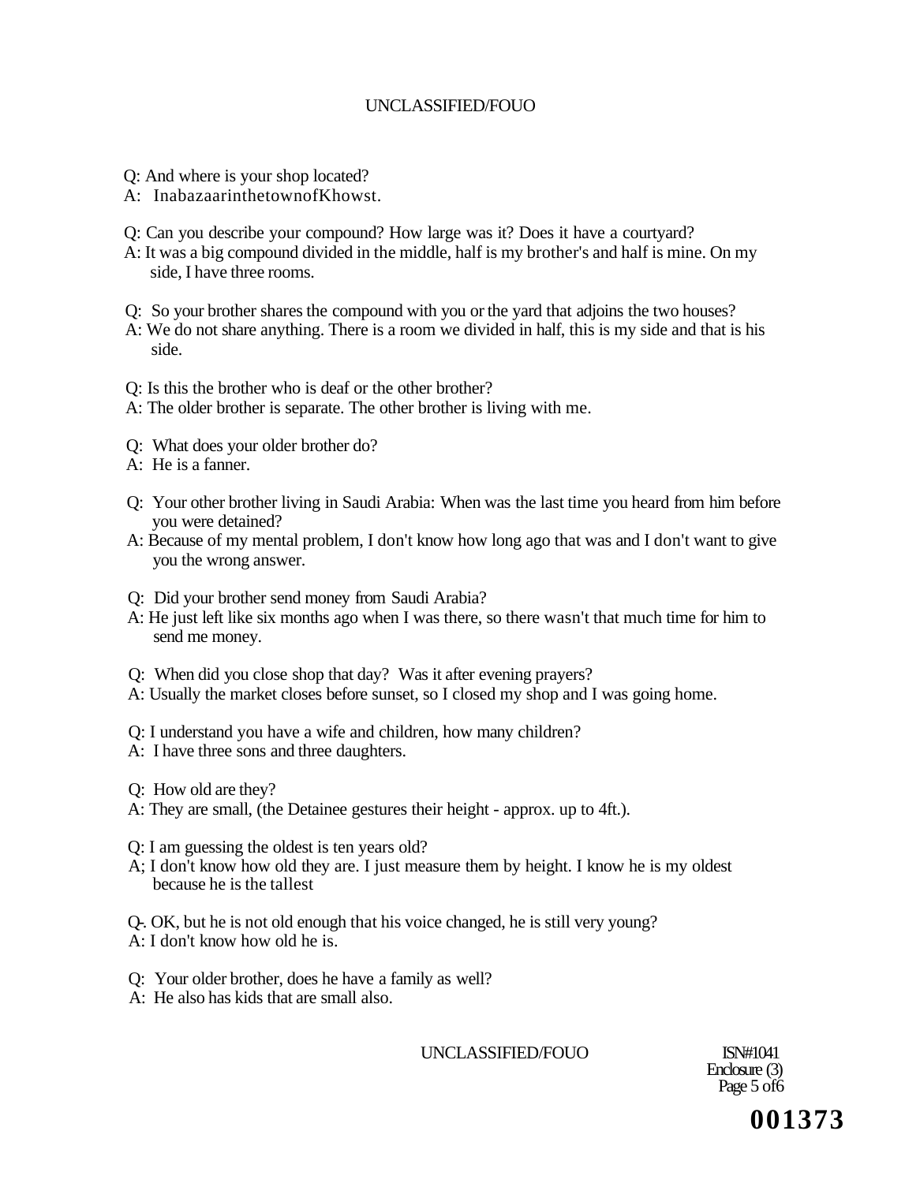Q: And where is your shop located?
A: InabazaarinthetownofKhowst.

Q: Can you describe your compound? How large was it? Does it have a courtyard?
A: It was a big compound divided in the middle, half is my brother's and half is mine. On my side, I have three rooms.

Q: So your brother shares the compound with you or the yard that adjoins the two houses?
A: We do not share anything. There is a room we divided in half, this is my side and that is his side.

Q: Is this the brother who is deaf or the other brother?
A: The older brother is separate. The other brother is living with me.

Q: What does your older brother do?
A: He is a fanner.

Q: Your other brother living in Saudi Arabia: When was the last time you heard from him before you were detained?
A: Because of my mental problem, I don't know how long ago that was and I don't want to give you the wrong answer.

Q: Did your brother send money from Saudi Arabia?
A: He just left like six months ago when I was there, so there wasn't that much time for him to send me money.

Q: When did you close shop that day? Was it after evening prayers?
A: Usually the market closes before sunset, so I closed my shop and I was going home.

Q: I understand you have a wife and children, how many children?
A: I have three sons and three daughters.

Q: How old are they?
A: They are small, (the Detainee gestures their height - approx. up to 4ft.).

Q: I am guessing the oldest is ten years old?
A; I don't know how old they are. I just measure them by height. I know he is my oldest because he is the tallest

Q-. OK, but he is not old enough that his voice changed, he is still very young?
A: I don't know how old he is.

Q: Your older brother, does he have a family as well?
A: He also has kids that are small also.

ISN#1041
Enclosure (3)
Page 5 of6

001373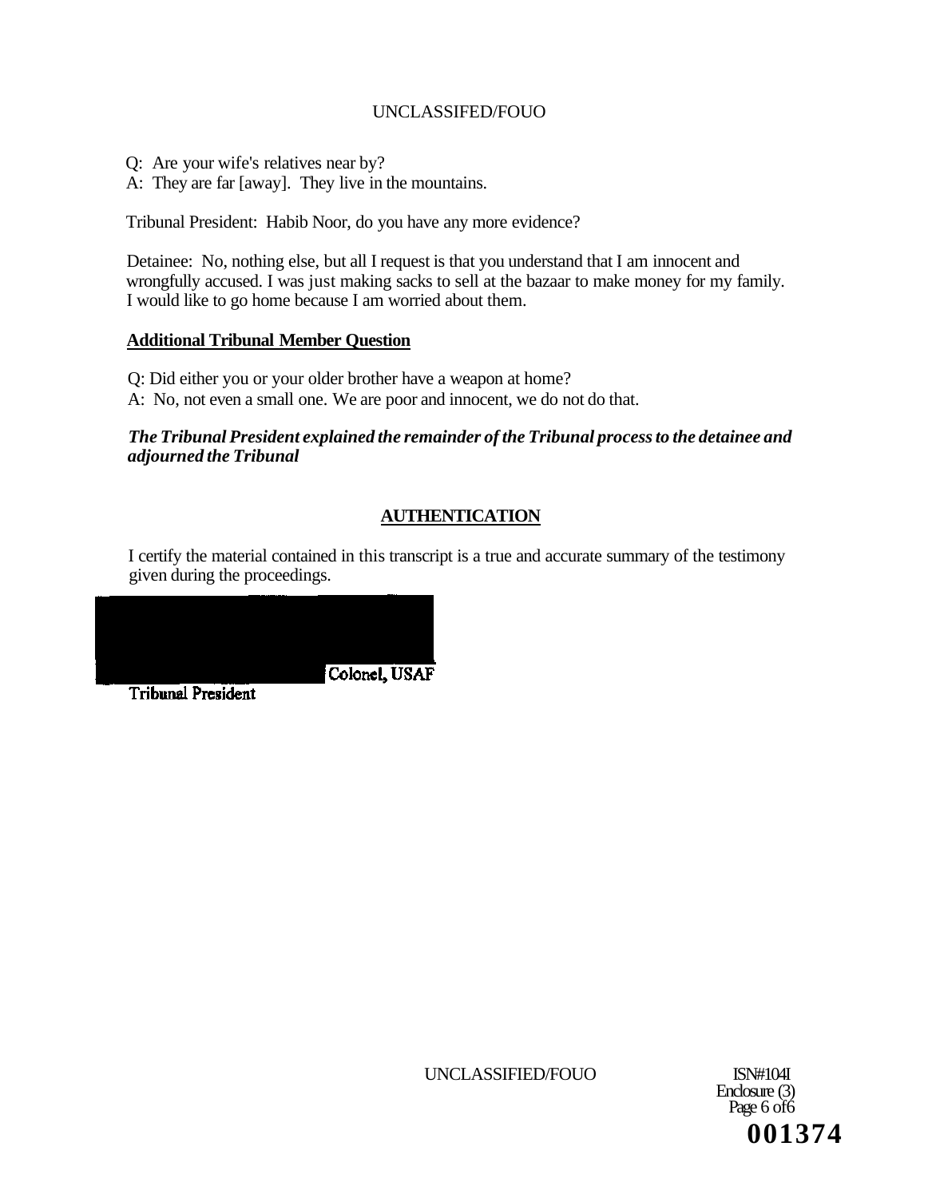Q: Are your wife's relatives near by?
A: They are far [away]. They live in the mountains.

Tribunal President: Habib Noor, do you have any more evidence?

Detainee: No, nothing else, but all I request is that you understand that I am innocent and wrongfully accused. I was just making sacks to sell at the bazaar to make money for my family. I would like to go home because I am worried about them.

**Additional Tribunal Member Question**

Q: Did either you or your older brother have a weapon at home?
A: No, not even a small one. We are poor and innocent, we do not do that.

***The Tribunal President explained the remainder of the Tribunal process to the detainee and adjourned the Tribunal***

## AUTHENTICATION

I certify the material contained in this transcript is a true and accurate summary of the testimony given during the proceedings.

Colonel, USAF
Tribunal President

ISN#1041
Enclosure (3)
Page 6 of 6

001374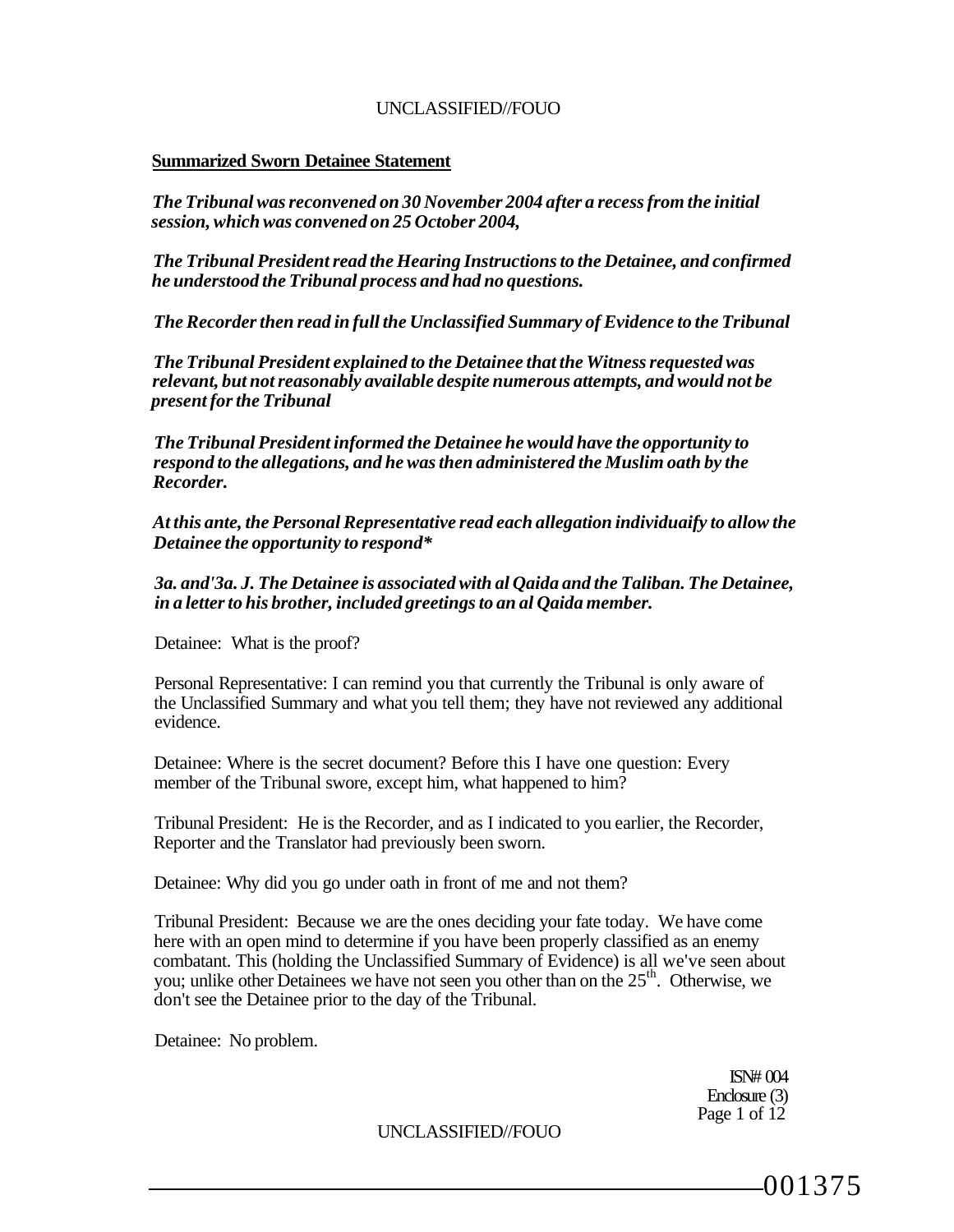**Summarized Sworn Detainee Statement**

*The Tribunal was reconvened on 30 November 2004 after a recess from the initial session, which was convened on 25 October 2004,*

*The Tribunal President read the Hearing Instructions to the Detainee, and confirmed he understood the Tribunal process and had no questions.*

*The Recorder then read in full the Unclassified Summary of Evidence to the Tribunal*

*The Tribunal President explained to the Detainee that the Witness requested was relevant, but not reasonably available despite numerous attempts, and would not be present for the Tribunal*

*The Tribunal President informed the Detainee he would have the opportunity to respond to the allegations, and he was then administered the Muslim oath by the Recorder.*

*At this ante, the Personal Representative read each allegation individuaify to allow the Detainee the opportunity to respond**

*3a. and'3a. J. The Detainee is associated with al Qaida and the Taliban. The Detainee, in a letter to his brother, included greetings to an al Qaida member.*

Detainee: What is the proof?

Personal Representative: I can remind you that currently the Tribunal is only aware of the Unclassified Summary and what you tell them; they have not reviewed any additional evidence.

Detainee: Where is the secret document? Before this I have one question: Every member of the Tribunal swore, except him, what happened to him?

Tribunal President: He is the Recorder, and as I indicated to you earlier, the Recorder, Reporter and the Translator had previously been sworn.

Detainee: Why did you go under oath in front of me and not them?

Tribunal President: Because we are the ones deciding your fate today. We have come here with an open mind to determine if you have been properly classified as an enemy combatant. This (holding the Unclassified Summary of Evidence) is all we've seen about you; unlike other Detainees we have not seen you other than on the 25th. Otherwise, we don't see the Detainee prior to the day of the Tribunal.

Detainee: No problem.

ISN# 004
Enclosure (3)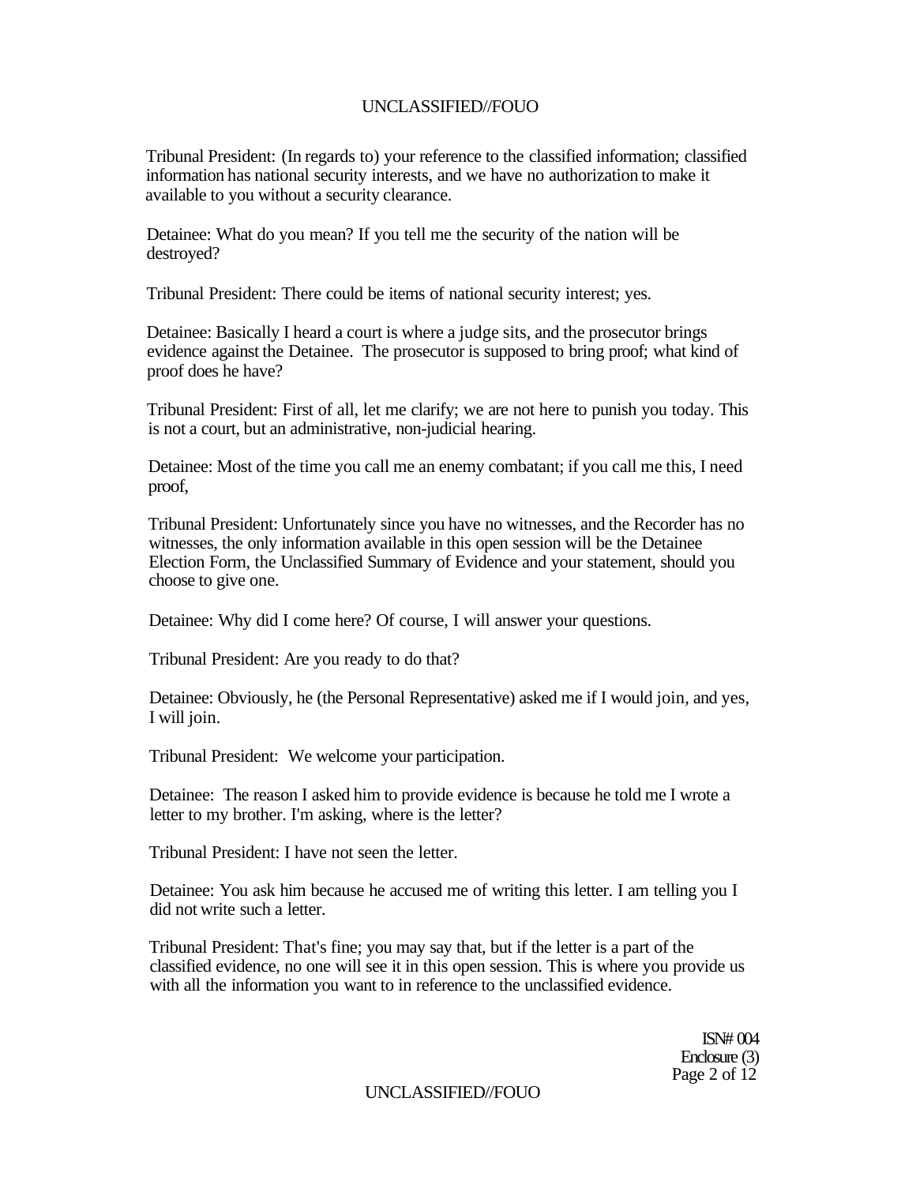Tribunal President: (In regards to) your reference to the classified information; classified information has national security interests, and we have no authorization to make it available to you without a security clearance.

Detainee: What do you mean? If you tell me the security of the nation will be destroyed?

Tribunal President: There could be items of national security interest; yes.

Detainee: Basically I heard a court is where a judge sits, and the prosecutor brings evidence against the Detainee. The prosecutor is supposed to bring proof; what kind of proof does he have?

Tribunal President: First of all, let me clarify; we are not here to punish you today. This is not a court, but an administrative, non-judicial hearing.

Detainee: Most of the time you call me an enemy combatant; if you call me this, I need proof,

Tribunal President: Unfortunately since you have no witnesses, and the Recorder has no witnesses, the only information available in this open session will be the Detainee Election Form, the Unclassified Summary of Evidence and your statement, should you choose to give one.

Detainee: Why did I come here? Of course, I will answer your questions.

Tribunal President: Are you ready to do that?

Detainee: Obviously, he (the Personal Representative) asked me if I would join, and yes, I will join.

Tribunal President: We welcome your participation.

Detainee: The reason I asked him to provide evidence is because he told me I wrote a letter to my brother. I'm asking, where is the letter?

Tribunal President: I have not seen the letter.

Detainee: You ask him because he accused me of writing this letter. I am telling you I did not write such a letter.

Tribunal President: That's fine; you may say that, but if the letter is a part of the classified evidence, no one will see it in this open session. This is where you provide us with all the information you want to in reference to the unclassified evidence.

ISN# 004
Enclosure (3)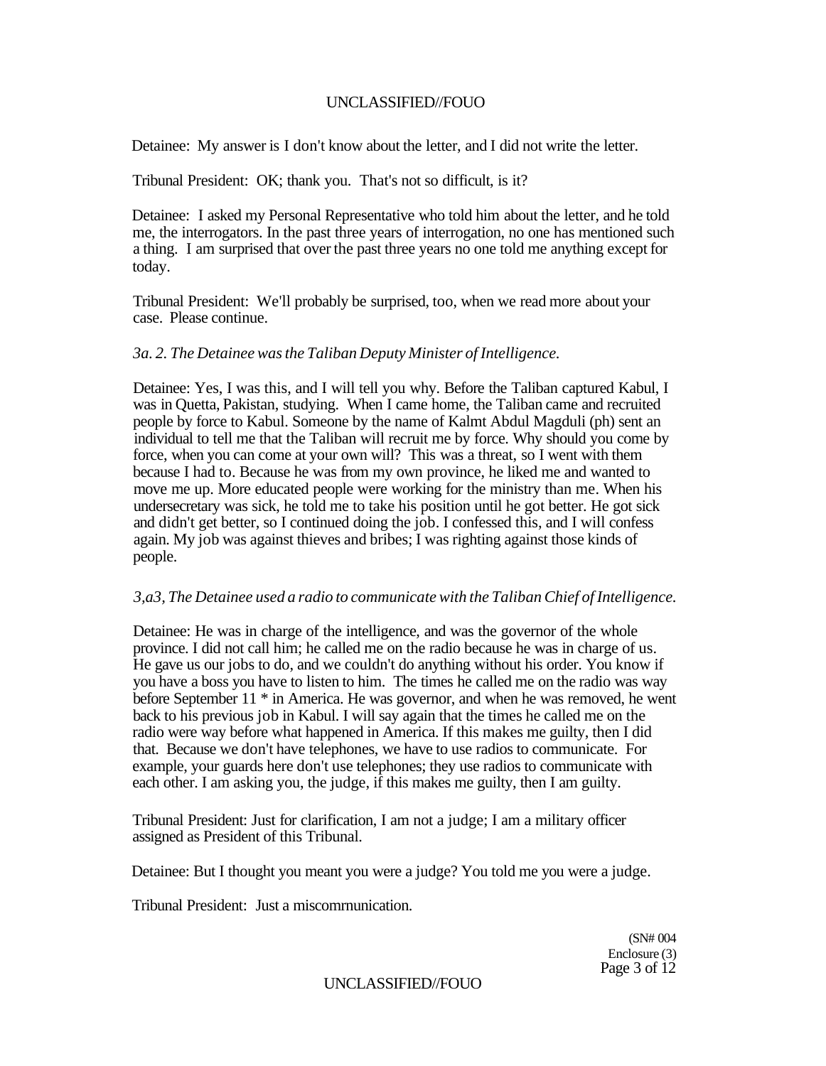Detainee: My answer is I don't know about the letter, and I did not write the letter.

Tribunal President: OK; thank you. That's not so difficult, is it?

Detainee: I asked my Personal Representative who told him about the letter, and he told me, the interrogators. In the past three years of interrogation, no one has mentioned such a thing. I am surprised that over the past three years no one told me anything except for today.

Tribunal President: We'll probably be surprised, too, when we read more about your case. Please continue.

*3a. 2. The Detainee was the Taliban Deputy Minister of Intelligence.*

Detainee: Yes, I was this, and I will tell you why. Before the Taliban captured Kabul, I was in Quetta, Pakistan, studying. When I came home, the Taliban came and recruited people by force to Kabul. Someone by the name of Kalmt Abdul Magduli (ph) sent an individual to tell me that the Taliban will recruit me by force. Why should you come by force, when you can come at your own will? This was a threat, so I went with them because I had to. Because he was from my own province, he liked me and wanted to move me up. More educated people were working for the ministry than me. When his undersecretary was sick, he told me to take his position until he got better. He got sick and didn't get better, so I continued doing the job. I confessed this, and I will confess again. My job was against thieves and bribes; I was righting against those kinds of people.

*3,a3, The Detainee used a radio to communicate with the Taliban Chief of Intelligence.*

Detainee: He was in charge of the intelligence, and was the governor of the whole province. I did not call him; he called me on the radio because he was in charge of us. He gave us our jobs to do, and we couldn't do anything without his order. You know if you have a boss you have to listen to him. The times he called me on the radio was way before September 11 * in America. He was governor, and when he was removed, he went back to his previous job in Kabul. I will say again that the times he called me on the radio were way before what happened in America. If this makes me guilty, then I did that. Because we don't have telephones, we have to use radios to communicate. For example, your guards here don't use telephones; they use radios to communicate with each other. I am asking you, the judge, if this makes me guilty, then I am guilty.

Tribunal President: Just for clarification, I am not a judge; I am a military officer assigned as President of this Tribunal.

Detainee: But I thought you meant you were a judge? You told me you were a judge.

Tribunal President: Just a miscomrnunication.

(SN# 004
Enclosure (3)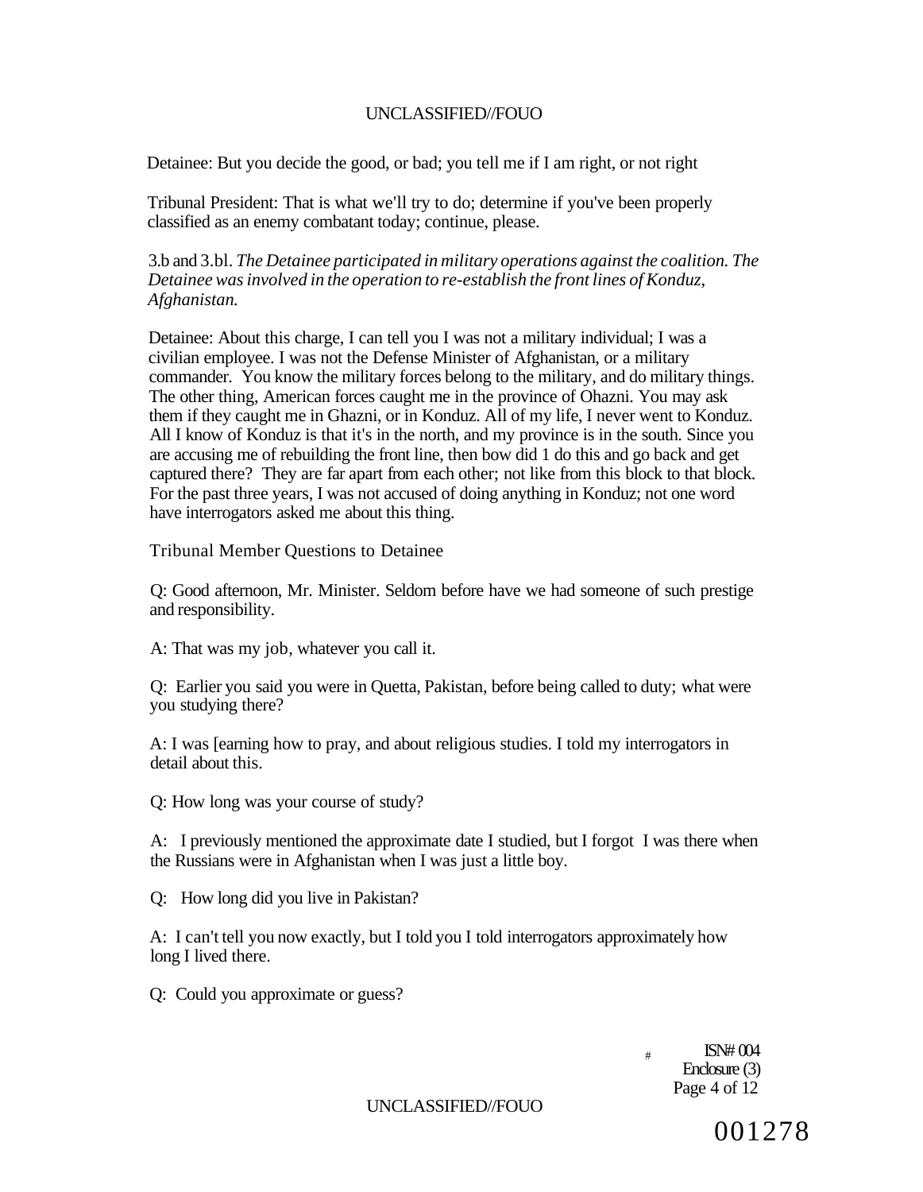Detainee: But you decide the good, or bad; you tell me if I am right, or not right

Tribunal President: That is what we'll try to do; determine if you've been properly classified as an enemy combatant today; continue, please.

3.b and 3.bl. *The Detainee participated in military operations against the coalition. The Detainee was involved in the operation to re-establish the front lines of Konduz, Afghanistan.*

Detainee: About this charge, I can tell you I was not a military individual; I was a civilian employee. I was not the Defense Minister of Afghanistan, or a military commander. You know the military forces belong to the military, and do military things. The other thing, American forces caught me in the province of Ohazni. You may ask them if they caught me in Ghazni, or in Konduz. All of my life, I never went to Konduz. All I know of Konduz is that it's in the north, and my province is in the south. Since you are accusing me of rebuilding the front line, then bow did 1 do this and go back and get captured there? They are far apart from each other; not like from this block to that block. For the past three years, I was not accused of doing anything in Konduz; not one word have interrogators asked me about this thing.

Tribunal Member Questions to Detainee

Q: Good afternoon, Mr. Minister. Seldom before have we had someone of such prestige and responsibility.

A: That was my job, whatever you call it.

Q: Earlier you said you were in Quetta, Pakistan, before being called to duty; what were you studying there?

A: I was [earning how to pray, and about religious studies. I told my interrogators in detail about this.

Q: How long was your course of study?

A: I previously mentioned the approximate date I studied, but I forgot I was there when the Russians were in Afghanistan when I was just a little boy.

Q: How long did you live in Pakistan?

A: I can't tell you now exactly, but I told you I told interrogators approximately how long I lived there.

Q: Could you approximate or guess?

ISN# 004
Enclosure (3)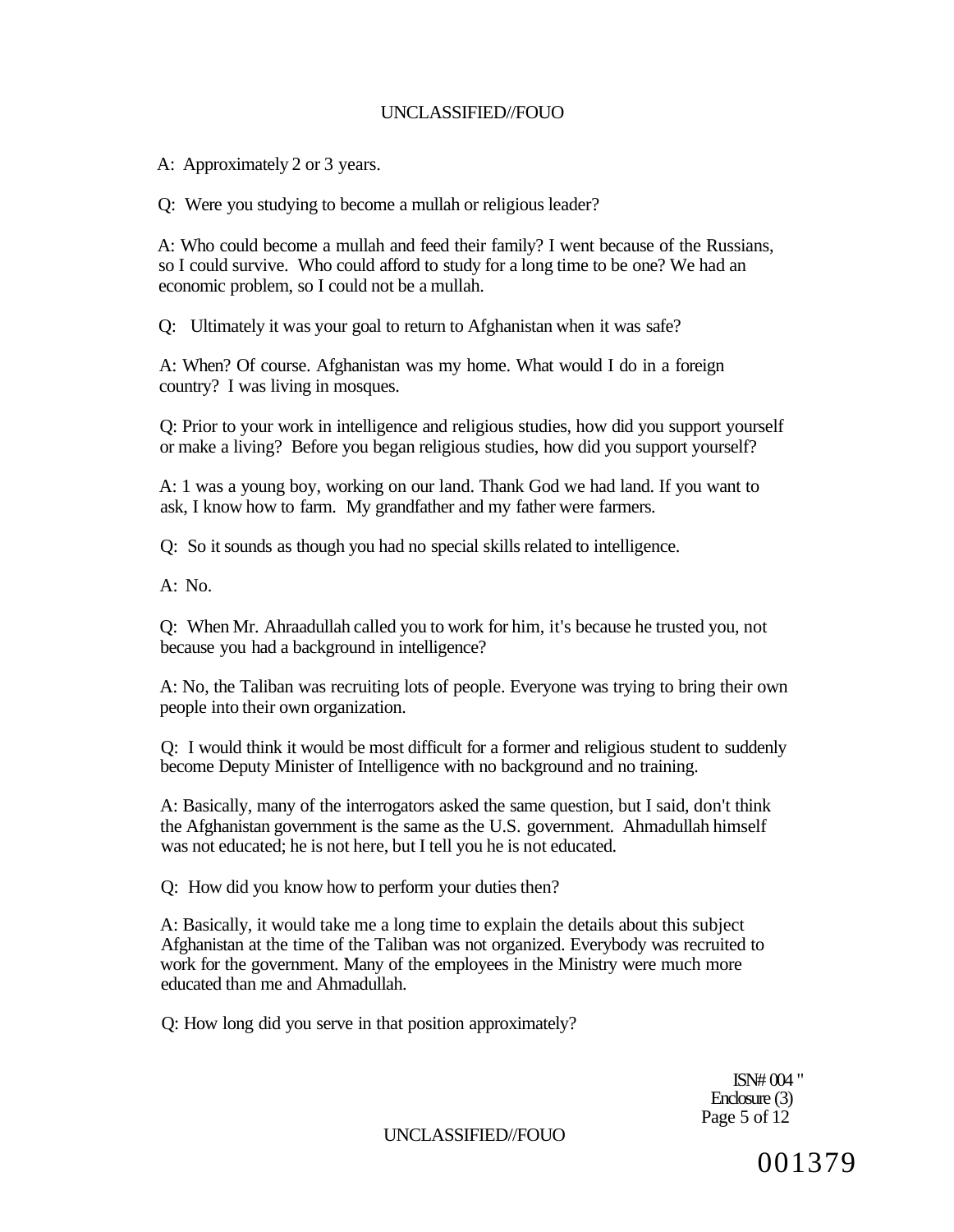A: Approximately 2 or 3 years.

Q: Were you studying to become a mullah or religious leader?

A: Who could become a mullah and feed their family? I went because of the Russians, so I could survive. Who could afford to study for a long time to be one? We had an economic problem, so I could not be a mullah.

Q: Ultimately it was your goal to return to Afghanistan when it was safe?

A: When? Of course. Afghanistan was my home. What would I do in a foreign country? I was living in mosques.

Q: Prior to your work in intelligence and religious studies, how did you support yourself or make a living? Before you began religious studies, how did you support yourself?

A: 1 was a young boy, working on our land. Thank God we had land. If you want to ask, I know how to farm. My grandfather and my father were farmers.

Q: So it sounds as though you had no special skills related to intelligence.

A: No.

Q: When Mr. Ahraadullah called you to work for him, it's because he trusted you, not because you had a background in intelligence?

A: No, the Taliban was recruiting lots of people. Everyone was trying to bring their own people into their own organization.

Q: I would think it would be most difficult for a former and religious student to suddenly become Deputy Minister of Intelligence with no background and no training.

A: Basically, many of the interrogators asked the same question, but I said, don't think the Afghanistan government is the same as the U.S. government. Ahmadullah himself was not educated; he is not here, but I tell you he is not educated.

Q: How did you know how to perform your duties then?

A: Basically, it would take me a long time to explain the details about this subject Afghanistan at the time of the Taliban was not organized. Everybody was recruited to work for the government. Many of the employees in the Ministry were much more educated than me and Ahmadullah.

Q: How long did you serve in that position approximately?

ISN# 004 "
Enclosure (3)

001379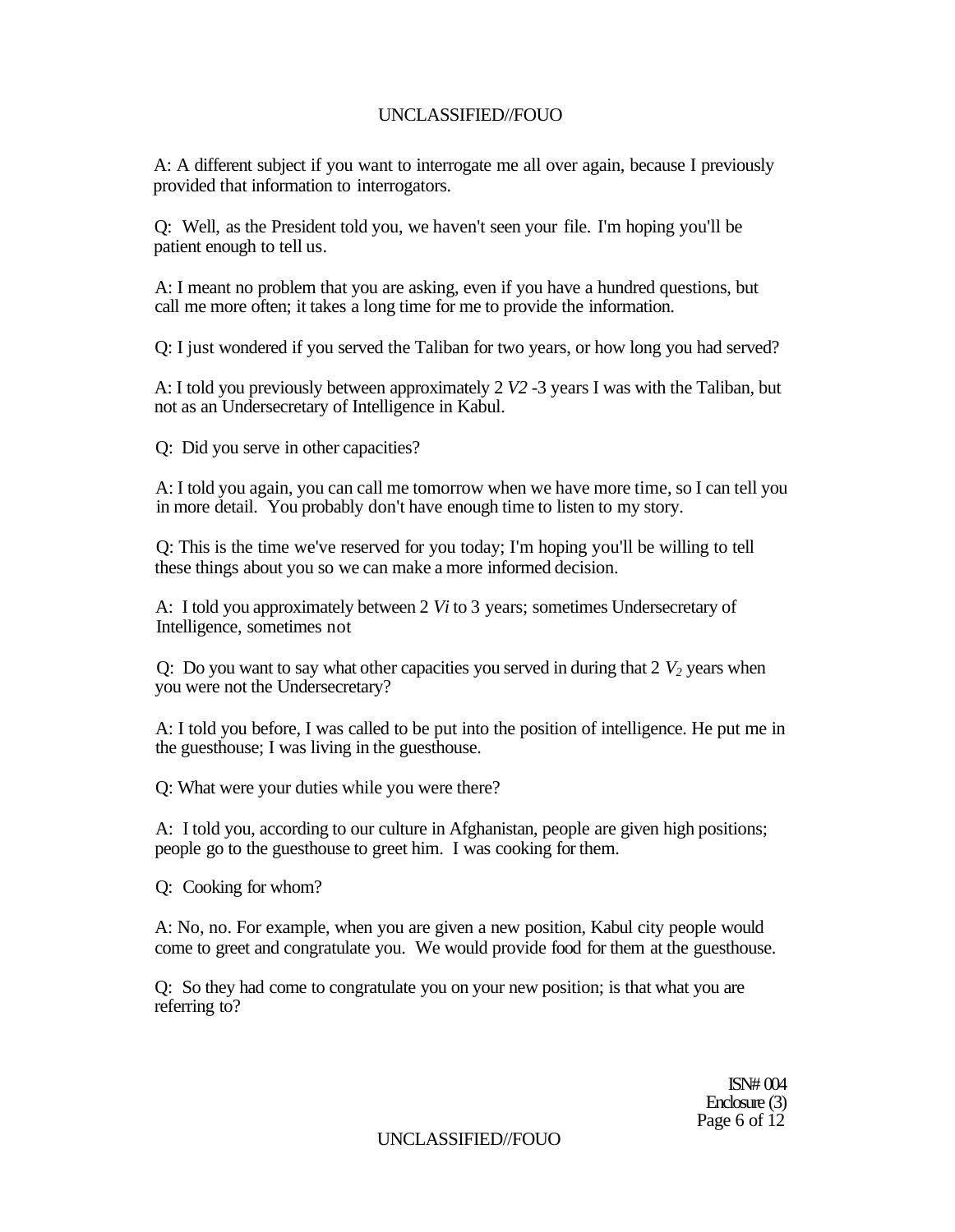A: A different subject if you want to interrogate me all over again, because I previously provided that information to interrogators.

Q: Well, as the President told you, we haven't seen your file. I'm hoping you'll be patient enough to tell us.

A: I meant no problem that you are asking, even if you have a hundred questions, but call me more often; it takes a long time for me to provide the information.

Q: I just wondered if you served the Taliban for two years, or how long you had served?

A: I told you previously between approximately 2 *V2* -3 years I was with the Taliban, but not as an Undersecretary of Intelligence in Kabul.

Q: Did you serve in other capacities?

A: I told you again, you can call me tomorrow when we have more time, so I can tell you in more detail. You probably don't have enough time to listen to my story.

Q: This is the time we've reserved for you today; I'm hoping you'll be willing to tell these things about you so we can make a more informed decision.

A: I told you approximately between 2 *Vi* to 3 years; sometimes Undersecretary of Intelligence, sometimes not

Q: Do you want to say what other capacities you served in during that 2 $V_2$ years when you were not the Undersecretary?

A: I told you before, I was called to be put into the position of intelligence. He put me in the guesthouse; I was living in the guesthouse.

Q: What were your duties while you were there?

A: I told you, according to our culture in Afghanistan, people are given high positions; people go to the guesthouse to greet him. I was cooking for them.

Q: Cooking for whom?

A: No, no. For example, when you are given a new position, Kabul city people would come to greet and congratulate you. We would provide food for them at the guesthouse.

Q: So they had come to congratulate you on your new position; is that what you are referring to?

ISN# 004
Enclosure (3)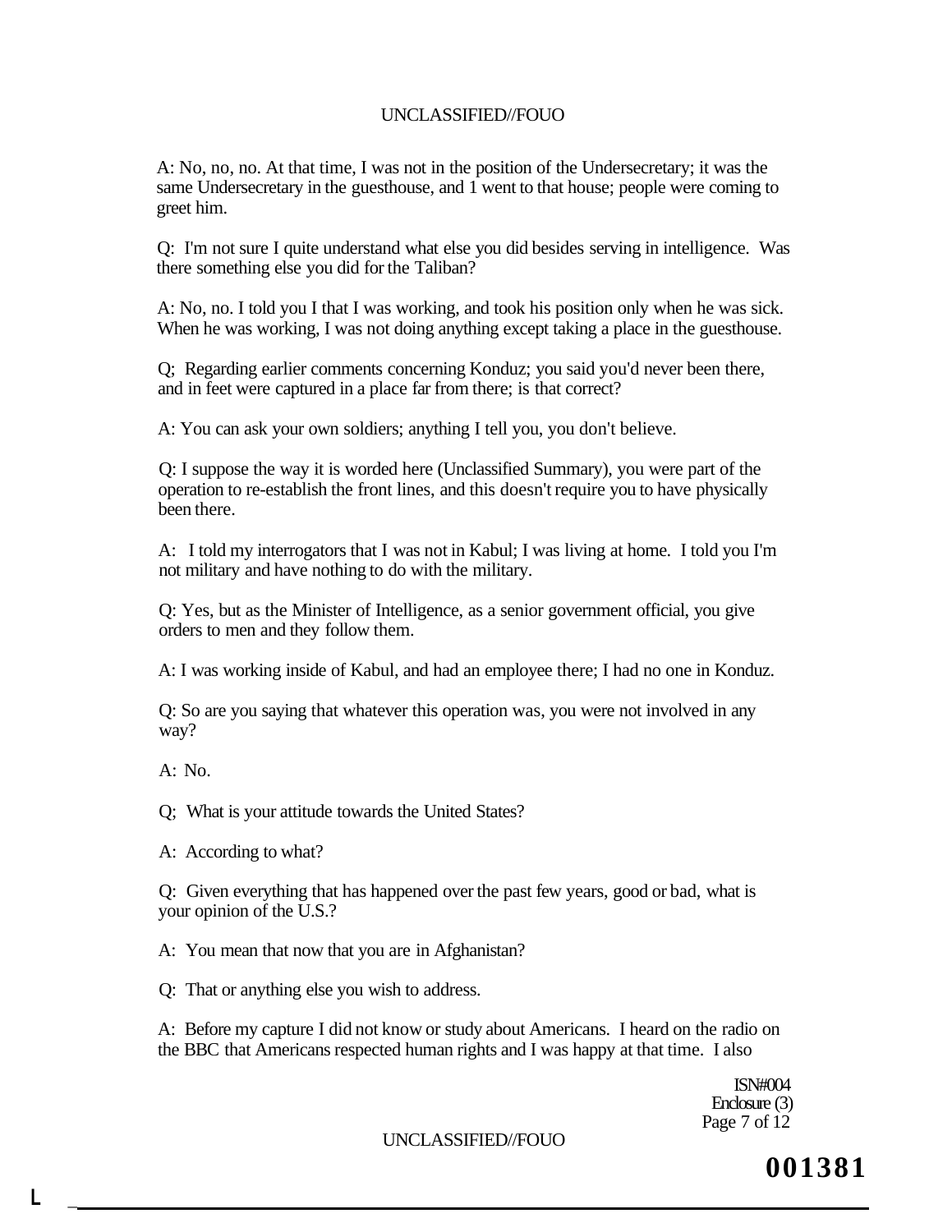A: No, no, no. At that time, I was not in the position of the Undersecretary; it was the same Undersecretary in the guesthouse, and 1 went to that house; people were coming to greet him.

Q: I'm not sure I quite understand what else you did besides serving in intelligence. Was there something else you did for the Taliban?

A: No, no. I told you I that I was working, and took his position only when he was sick. When he was working, I was not doing anything except taking a place in the guesthouse.

Q; Regarding earlier comments concerning Konduz; you said you'd never been there, and in feet were captured in a place far from there; is that correct?

A: You can ask your own soldiers; anything I tell you, you don't believe.

Q: I suppose the way it is worded here (Unclassified Summary), you were part of the operation to re-establish the front lines, and this doesn't require you to have physically been there.

A: I told my interrogators that I was not in Kabul; I was living at home. I told you I'm not military and have nothing to do with the military.

Q: Yes, but as the Minister of Intelligence, as a senior government official, you give orders to men and they follow them.

A: I was working inside of Kabul, and had an employee there; I had no one in Konduz.

Q: So are you saying that whatever this operation was, you were not involved in any way?

A: No.

Q; What is your attitude towards the United States?

A: According to what?

Q: Given everything that has happened over the past few years, good or bad, what is your opinion of the U.S.?

A: You mean that now that you are in Afghanistan?

Q: That or anything else you wish to address.

A: Before my capture I did not know or study about Americans. I heard on the radio on the BBC that Americans respected human rights and I was happy at that time. I also

ISN#004
Enclosure (3)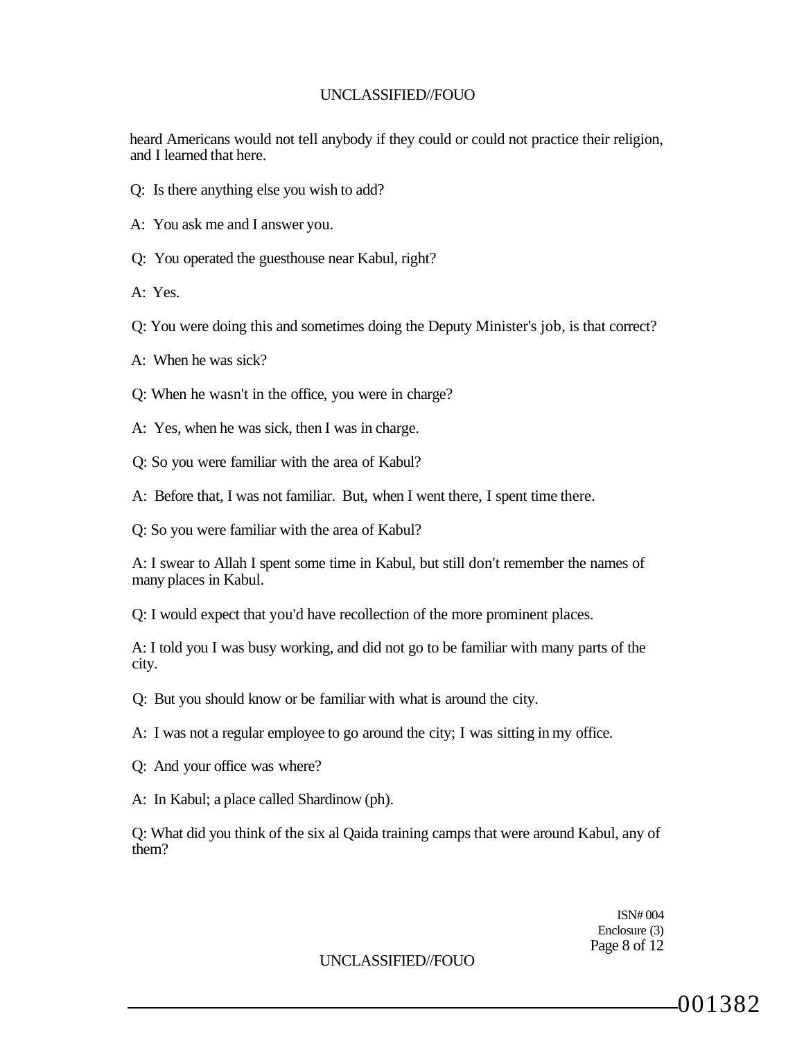heard Americans would not tell anybody if they could or could not practice their religion, and I learned that here.

Q: Is there anything else you wish to add?

A: You ask me and I answer you.

Q: You operated the guesthouse near Kabul, right?

A: Yes.

Q: You were doing this and sometimes doing the Deputy Minister's job, is that correct?

A: When he was sick?

Q: When he wasn't in the office, you were in charge?

A: Yes, when he was sick, then I was in charge.

Q: So you were familiar with the area of Kabul?

A: Before that, I was not familiar. But, when I went there, I spent time there.

Q: So you were familiar with the area of Kabul?

A: I swear to Allah I spent some time in Kabul, but still don't remember the names of many places in Kabul.

Q: I would expect that you'd have recollection of the more prominent places.

A: I told you I was busy working, and did not go to be familiar with many parts of the city.

Q: But you should know or be familiar with what is around the city.

A: I was not a regular employee to go around the city; I was sitting in my office.

Q: And your office was where?

A: In Kabul; a place called Shardinow (ph).

Q: What did you think of the six al Qaida training camps that were around Kabul, any of them?

ISN# 004
Enclosure (3)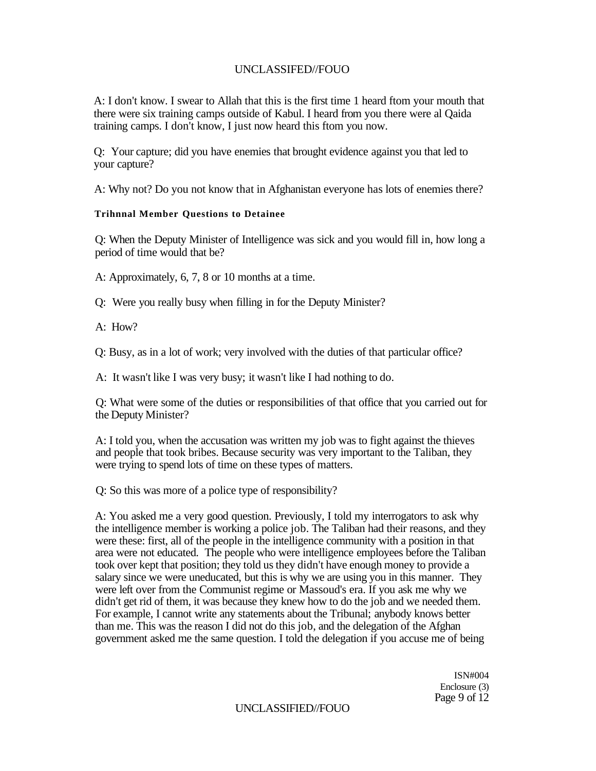A: I don't know. I swear to Allah that this is the first time 1 heard ftom your mouth that there were six training camps outside of Kabul. I heard from you there were al Qaida training camps. I don't know, I just now heard this ftom you now.

Q: Your capture; did you have enemies that brought evidence against you that led to your capture?

A: Why not? Do you not know that in Afghanistan everyone has lots of enemies there?

**Trihnnal Member Questions to Detainee**

Q: When the Deputy Minister of Intelligence was sick and you would fill in, how long a period of time would that be?

A: Approximately, 6, 7, 8 or 10 months at a time.

Q: Were you really busy when filling in for the Deputy Minister?

A: How?

Q: Busy, as in a lot of work; very involved with the duties of that particular office?

A: It wasn't like I was very busy; it wasn't like I had nothing to do.

Q: What were some of the duties or responsibilities of that office that you carried out for the Deputy Minister?

A: I told you, when the accusation was written my job was to fight against the thieves and people that took bribes. Because security was very important to the Taliban, they were trying to spend lots of time on these types of matters.

Q: So this was more of a police type of responsibility?

A: You asked me a very good question. Previously, I told my interrogators to ask why the intelligence member is working a police job. The Taliban had their reasons, and they were these: first, all of the people in the intelligence community with a position in that area were not educated. The people who were intelligence employees before the Taliban took over kept that position; they told us they didn't have enough money to provide a salary since we were uneducated, but this is why we are using you in this manner. They were left over from the Communist regime or Massoud's era. If you ask me why we didn't get rid of them, it was because they knew how to do the job and we needed them. For example, I cannot write any statements about the Tribunal; anybody knows better than me. This was the reason I did not do this job, and the delegation of the Afghan government asked me the same question. I told the delegation if you accuse me of being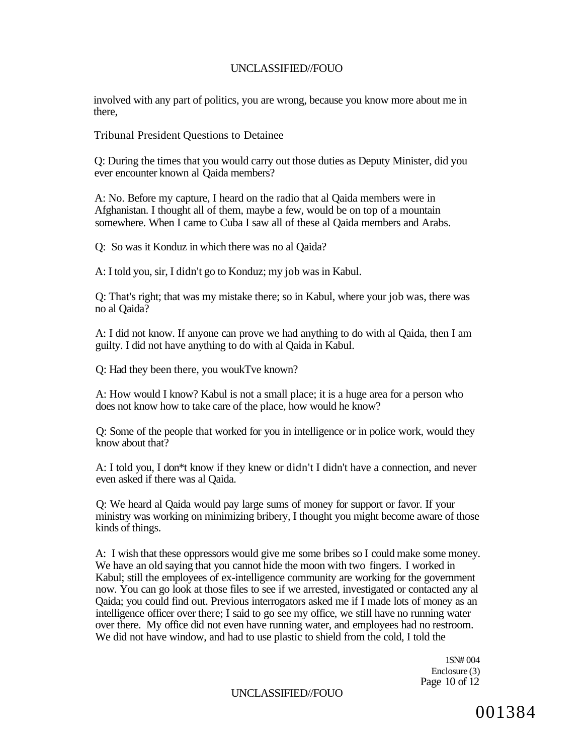involved with any part of politics, you are wrong, because you know more about me in there,

Tribunal President Questions to Detainee

Q: During the times that you would carry out those duties as Deputy Minister, did you ever encounter known al Qaida members?

A: No. Before my capture, I heard on the radio that al Qaida members were in Afghanistan. I thought all of them, maybe a few, would be on top of a mountain somewhere. When I came to Cuba I saw all of these al Qaida members and Arabs.

Q: So was it Konduz in which there was no al Qaida?

A: I told you, sir, I didn't go to Konduz; my job was in Kabul.

Q: That's right; that was my mistake there; so in Kabul, where your job was, there was no al Qaida?

A: I did not know. If anyone can prove we had anything to do with al Qaida, then I am guilty. I did not have anything to do with al Qaida in Kabul.

Q: Had they been there, you woukTve known?

A: How would I know? Kabul is not a small place; it is a huge area for a person who does not know how to take care of the place, how would he know?

Q: Some of the people that worked for you in intelligence or in police work, would they know about that?

A: I told you, I don*t know if they knew or didn't I didn't have a connection, and never even asked if there was al Qaida.

Q: We heard al Qaida would pay large sums of money for support or favor. If your ministry was working on minimizing bribery, I thought you might become aware of those kinds of things.

A: I wish that these oppressors would give me some bribes so I could make some money. We have an old saying that you cannot hide the moon with two fingers. I worked in Kabul; still the employees of ex-intelligence community are working for the government now. You can go look at those files to see if we arrested, investigated or contacted any al Qaida; you could find out. Previous interrogators asked me if I made lots of money as an intelligence officer over there; I said to go see my office, we still have no running water over there. My office did not even have running water, and employees had no restroom. We did not have window, and had to use plastic to shield from the cold, I told the

1SN# 004
Enclosure (3)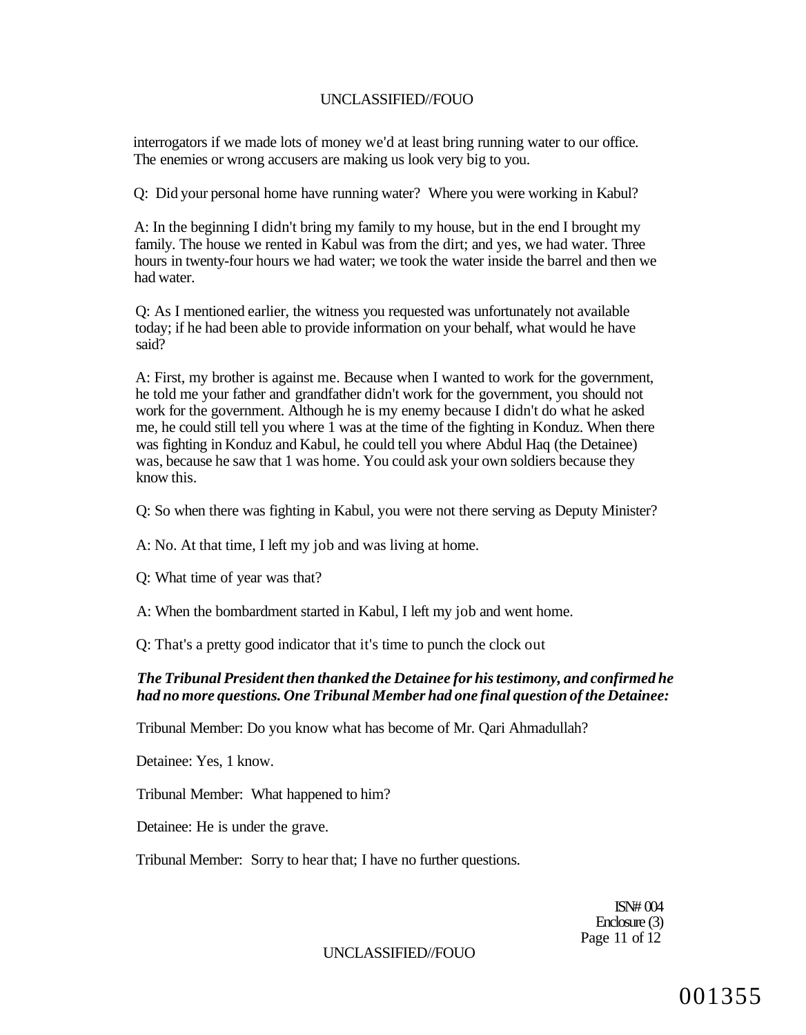interrogators if we made lots of money we'd at least bring running water to our office. The enemies or wrong accusers are making us look very big to you.

Q: Did your personal home have running water? Where you were working in Kabul?

A: In the beginning I didn't bring my family to my house, but in the end I brought my family. The house we rented in Kabul was from the dirt; and yes, we had water. Three hours in twenty-four hours we had water; we took the water inside the barrel and then we had water.

Q: As I mentioned earlier, the witness you requested was unfortunately not available today; if he had been able to provide information on your behalf, what would he have said?

A: First, my brother is against me. Because when I wanted to work for the government, he told me your father and grandfather didn't work for the government, you should not work for the government. Although he is my enemy because I didn't do what he asked me, he could still tell you where 1 was at the time of the fighting in Konduz. When there was fighting in Konduz and Kabul, he could tell you where Abdul Haq (the Detainee) was, because he saw that 1 was home. You could ask your own soldiers because they know this.

Q: So when there was fighting in Kabul, you were not there serving as Deputy Minister?

A: No. At that time, I left my job and was living at home.

Q: What time of year was that?

A: When the bombardment started in Kabul, I left my job and went home.

Q: That's a pretty good indicator that it's time to punch the clock out

***The Tribunal President then thanked the Detainee for his testimony, and confirmed he had no more questions. One Tribunal Member had one final question of the Detainee:***

Tribunal Member: Do you know what has become of Mr. Qari Ahmadullah?

Detainee: Yes, 1 know.

Tribunal Member: What happened to him?

Detainee: He is under the grave.

Tribunal Member: Sorry to hear that; I have no further questions.

ISN# 004
Enclosure (3)

001355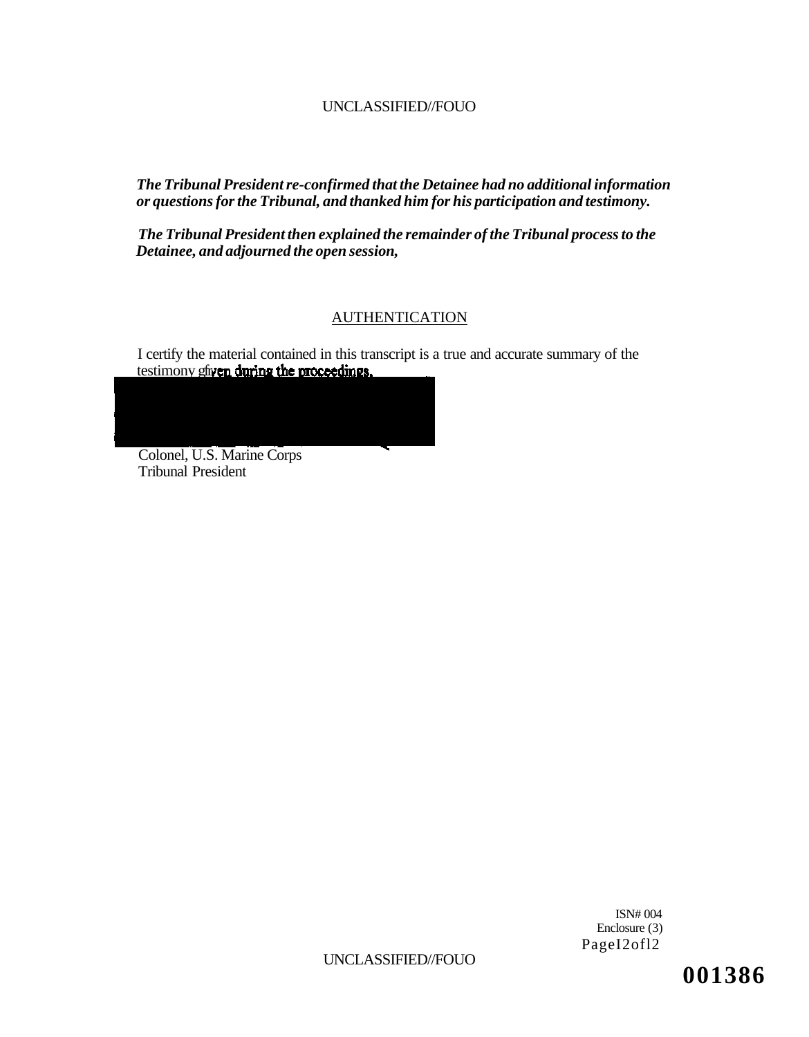*The Tribunal President re-confirmed that the Detainee had no additional information or questions for the Tribunal, and thanked him for his participation and testimony.*

*The Tribunal President then explained the remainder of the Tribunal process to the Detainee, and adjourned the open session,*

## AUTHENTICATION

I certify the material contained in this transcript is a true and accurate summary of the testimony given during the proceedings.

Colonel, U.S. Marine Corps
Tribunal President

ISN# 004
Enclosure (3)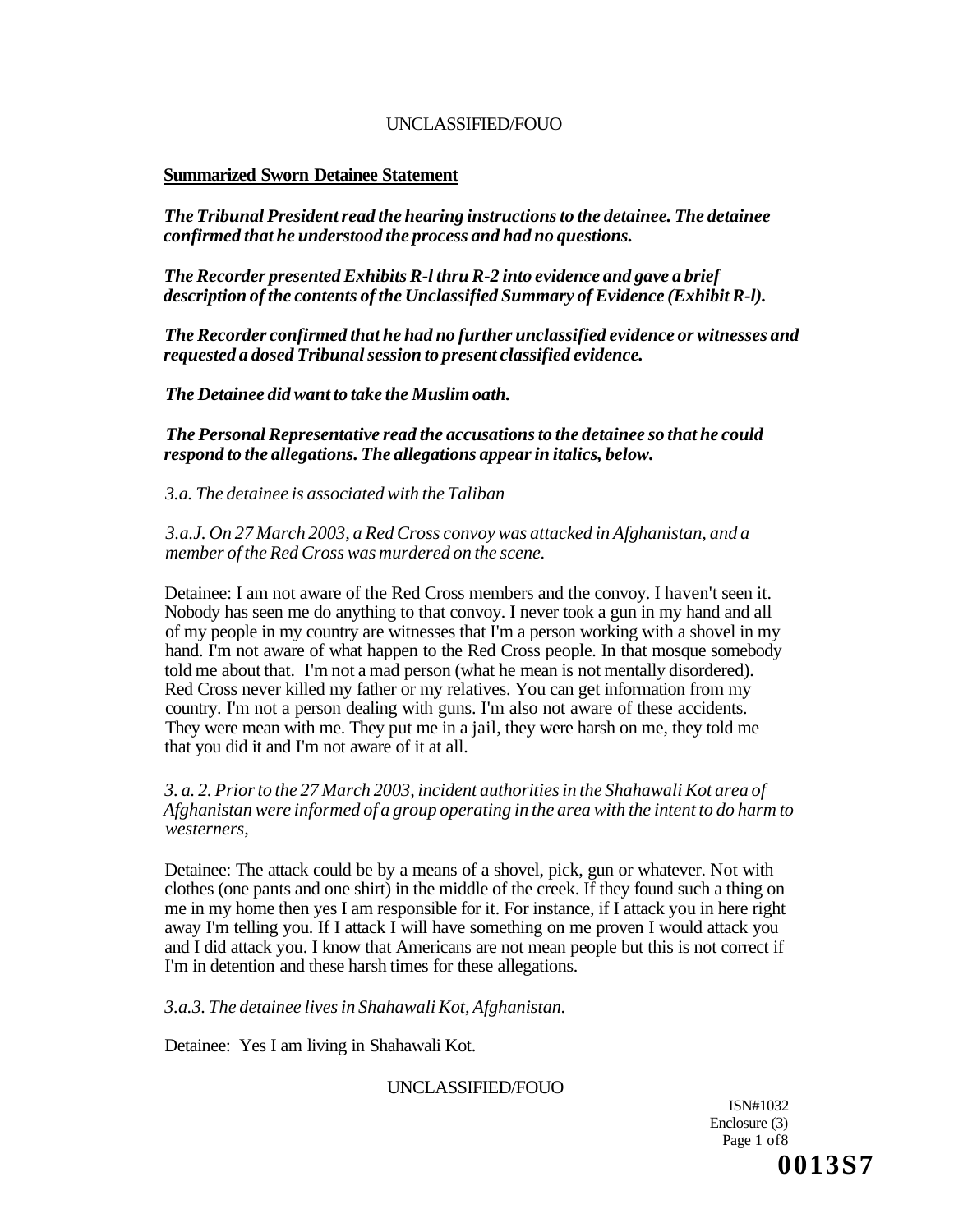**Summarized Sworn Detainee Statement**

***The Tribunal President read the hearing instructions to the detainee. The detainee confirmed that he understood the process and had no questions.***

***The Recorder presented Exhibits R-l thru R-2 into evidence and gave a brief description of the contents of the Unclassified Summary of Evidence (Exhibit R-l).***

***The Recorder confirmed that he had no further unclassified evidence or witnesses and requested a dosed Tribunal session to present classified evidence.***

***The Detainee did want to take the Muslim oath.***

***The Personal Representative read the accusations to the detainee so that he could respond to the allegations. The allegations appear in italics, below.***

*3.a. The detainee is associated with the Taliban*

*3.a.J. On 27 March 2003, a Red Cross convoy was attacked in Afghanistan, and a member of the Red Cross was murdered on the scene.*

Detainee: I am not aware of the Red Cross members and the convoy. I haven't seen it. Nobody has seen me do anything to that convoy. I never took a gun in my hand and all of my people in my country are witnesses that I'm a person working with a shovel in my hand. I'm not aware of what happen to the Red Cross people. In that mosque somebody told me about that. I'm not a mad person (what he mean is not mentally disordered). Red Cross never killed my father or my relatives. You can get information from my country. I'm not a person dealing with guns. I'm also not aware of these accidents. They were mean with me. They put me in a jail, they were harsh on me, they told me that you did it and I'm not aware of it at all.

*3. a. 2. Prior to the 27 March 2003, incident authorities in the Shahawali Kot area of Afghanistan were informed of a group operating in the area with the intent to do harm to westerners,*

Detainee: The attack could be by a means of a shovel, pick, gun or whatever. Not with clothes (one pants and one shirt) in the middle of the creek. If they found such a thing on me in my home then yes I am responsible for it. For instance, if I attack you in here right away I'm telling you. If I attack I will have something on me proven I would attack you and I did attack you. I know that Americans are not mean people but this is not correct if I'm in detention and these harsh times for these allegations.

*3.a.3. The detainee lives in Shahawali Kot, Afghanistan.*

Detainee: Yes I am living in Shahawali Kot.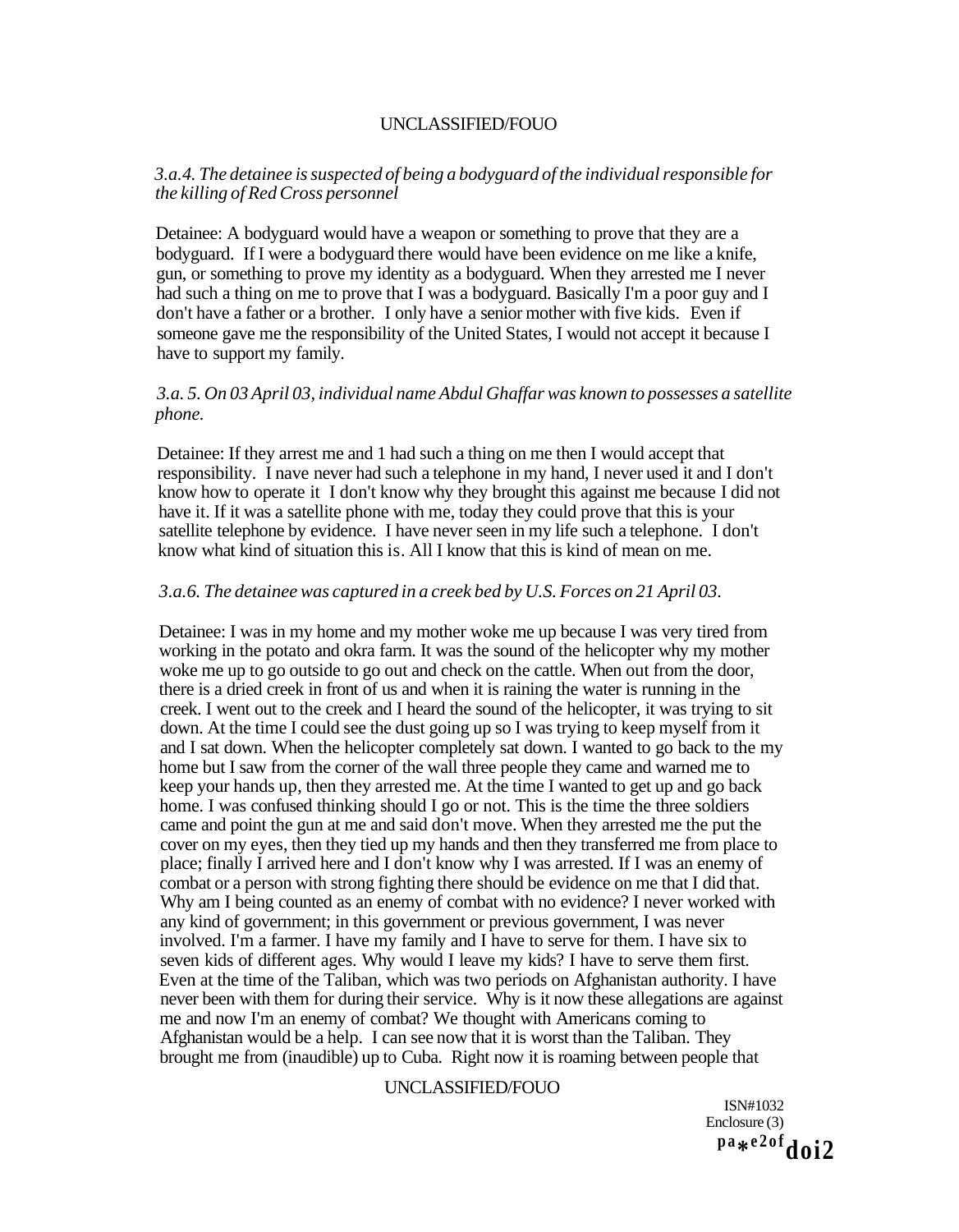*3.a.4. The detainee is suspected of being a bodyguard of the individual responsible for the killing of Red Cross personnel*

Detainee: A bodyguard would have a weapon or something to prove that they are a bodyguard. If I were a bodyguard there would have been evidence on me like a knife, gun, or something to prove my identity as a bodyguard. When they arrested me I never had such a thing on me to prove that I was a bodyguard. Basically I'm a poor guy and I don't have a father or a brother. I only have a senior mother with five kids. Even if someone gave me the responsibility of the United States, I would not accept it because I have to support my family.

*3.a. 5. On 03 April 03, individual name Abdul Ghaffar was known to possesses a satellite phone.*

Detainee: If they arrest me and 1 had such a thing on me then I would accept that responsibility. I nave never had such a telephone in my hand, I never used it and I don't know how to operate it I don't know why they brought this against me because I did not have it. If it was a satellite phone with me, today they could prove that this is your satellite telephone by evidence. I have never seen in my life such a telephone. I don't know what kind of situation this is. All I know that this is kind of mean on me.

*3.a.6. The detainee was captured in a creek bed by U.S. Forces on 21 April 03.*

Detainee: I was in my home and my mother woke me up because I was very tired from working in the potato and okra farm. It was the sound of the helicopter why my mother woke me up to go outside to go out and check on the cattle. When out from the door, there is a dried creek in front of us and when it is raining the water is running in the creek. I went out to the creek and I heard the sound of the helicopter, it was trying to sit down. At the time I could see the dust going up so I was trying to keep myself from it and I sat down. When the helicopter completely sat down. I wanted to go back to the my home but I saw from the corner of the wall three people they came and warned me to keep your hands up, then they arrested me. At the time I wanted to get up and go back home. I was confused thinking should I go or not. This is the time the three soldiers came and point the gun at me and said don't move. When they arrested me the put the cover on my eyes, then they tied up my hands and then they transferred me from place to place; finally I arrived here and I don't know why I was arrested. If I was an enemy of combat or a person with strong fighting there should be evidence on me that I did that. Why am I being counted as an enemy of combat with no evidence? I never worked with any kind of government; in this government or previous government, I was never involved. I'm a farmer. I have my family and I have to serve for them. I have six to seven kids of different ages. Why would I leave my kids? I have to serve them first. Even at the time of the Taliban, which was two periods on Afghanistan authority. I have never been with them for during their service. Why is it now these allegations are against me and now I'm an enemy of combat? We thought with Americans coming to Afghanistan would be a help. I can see now that it is worst than the Taliban. They brought me from (inaudible) up to Cuba. Right now it is roaming between people that

ISN#1032
Enclosure (3)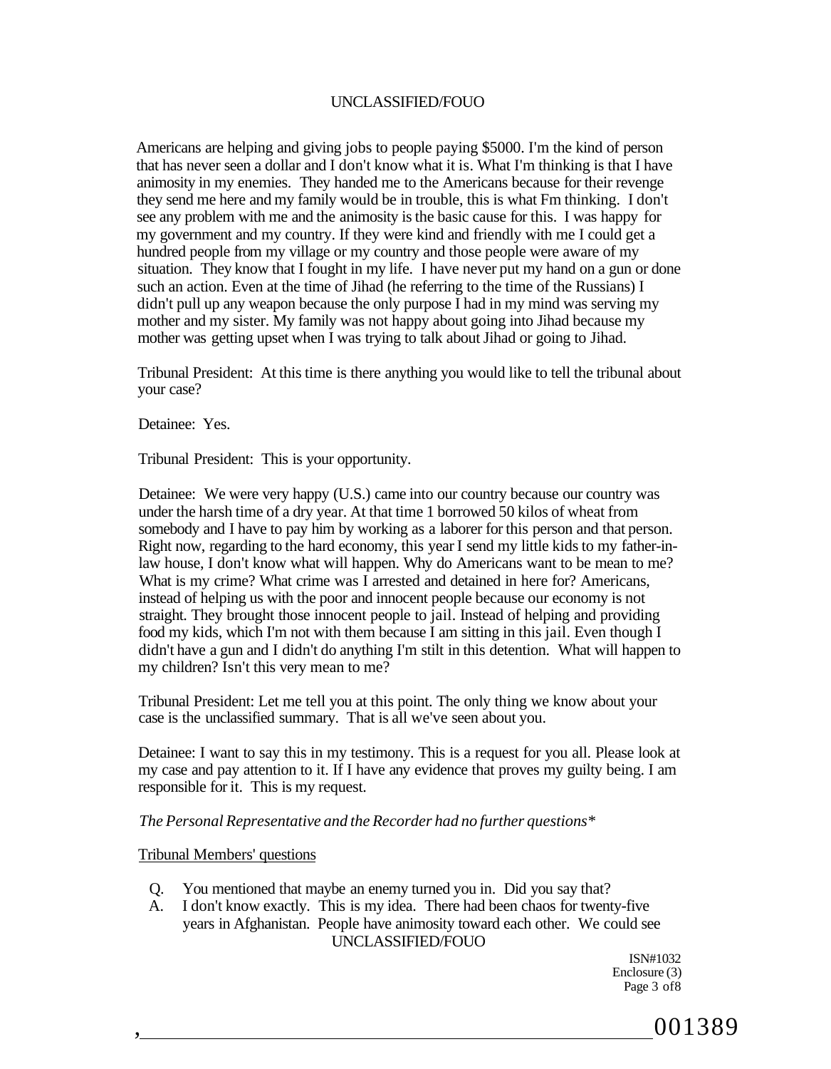Americans are helping and giving jobs to people paying $5000. I'm the kind of person that has never seen a dollar and I don't know what it is. What I'm thinking is that I have animosity in my enemies. They handed me to the Americans because for their revenge they send me here and my family would be in trouble, this is what Fm thinking. I don't see any problem with me and the animosity is the basic cause for this. I was happy for my government and my country. If they were kind and friendly with me I could get a hundred people from my village or my country and those people were aware of my situation. They know that I fought in my life. I have never put my hand on a gun or done such an action. Even at the time of Jihad (he referring to the time of the Russians) I didn't pull up any weapon because the only purpose I had in my mind was serving my mother and my sister. My family was not happy about going into Jihad because my mother was getting upset when I was trying to talk about Jihad or going to Jihad.

Tribunal President: At this time is there anything you would like to tell the tribunal about your case?

Detainee: Yes.

Tribunal President: This is your opportunity.

Detainee: We were very happy (U.S.) came into our country because our country was under the harsh time of a dry year. At that time 1 borrowed 50 kilos of wheat from somebody and I have to pay him by working as a laborer for this person and that person. Right now, regarding to the hard economy, this year I send my little kids to my father-in-law house, I don't know what will happen. Why do Americans want to be mean to me? What is my crime? What crime was I arrested and detained in here for? Americans, instead of helping us with the poor and innocent people because our economy is not straight. They brought those innocent people to jail. Instead of helping and providing food my kids, which I'm not with them because I am sitting in this jail. Even though I didn't have a gun and I didn't do anything I'm stilt in this detention. What will happen to my children? Isn't this very mean to me?

Tribunal President: Let me tell you at this point. The only thing we know about your case is the unclassified summary. That is all we've seen about you.

Detainee: I want to say this in my testimony. This is a request for you all. Please look at my case and pay attention to it. If I have any evidence that proves my guilty being. I am responsible for it. This is my request.

*The Personal Representative and the Recorder had no further questions**

Tribunal Members' questions

Q. You mentioned that maybe an enemy turned you in. Did you say that?

A. I don't know exactly. This is my idea. There had been chaos for twenty-five years in Afghanistan. People have animosity toward each other. We could see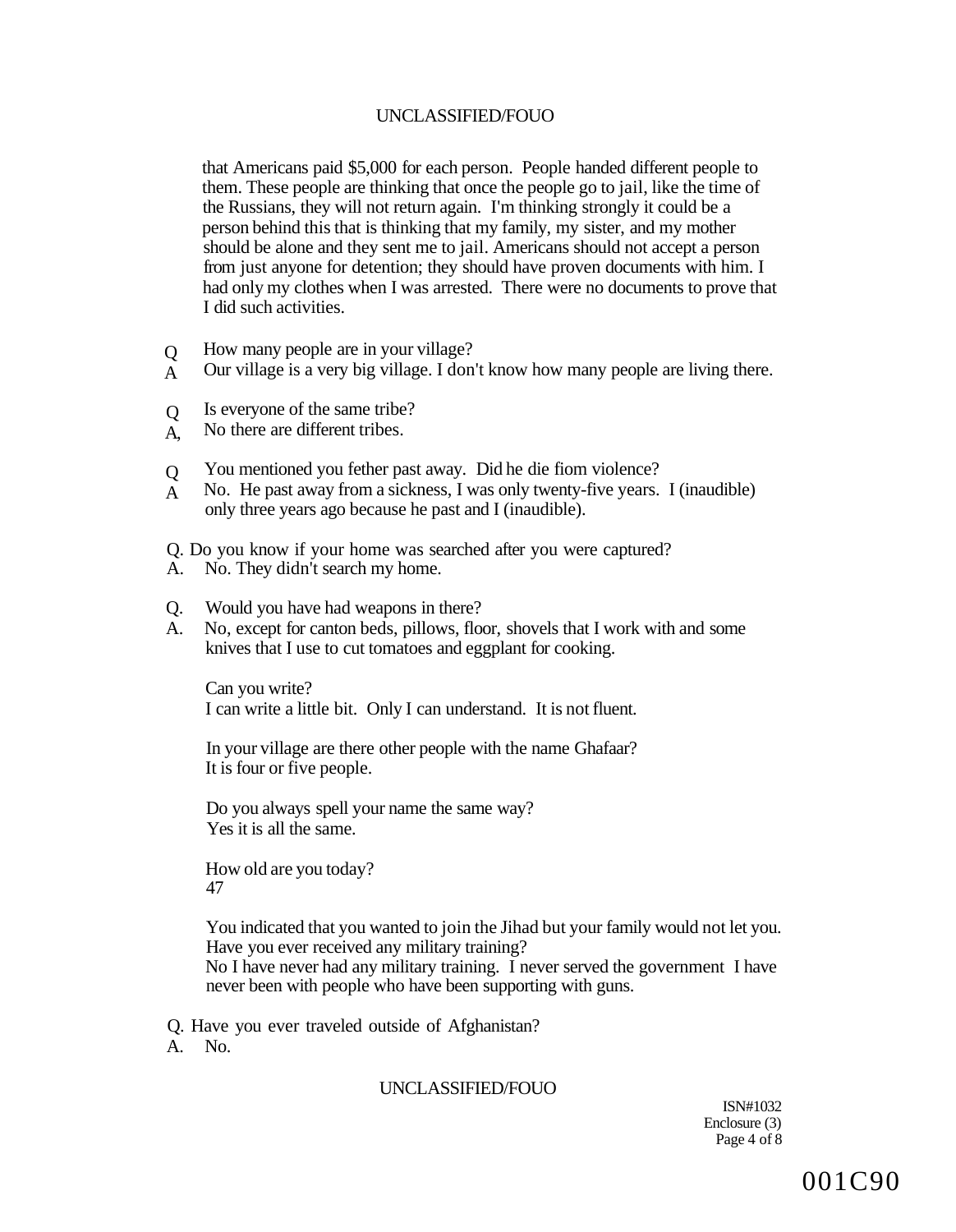that Americans paid $5,000 for each person. People handed different people to them. These people are thinking that once the people go to jail, like the time of the Russians, they will not return again. I'm thinking strongly it could be a person behind this that is thinking that my family, my sister, and my mother should be alone and they sent me to jail. Americans should not accept a person from just anyone for detention; they should have proven documents with him. I had only my clothes when I was arrested. There were no documents to prove that I did such activities.

Q How many people are in your village?
A Our village is a very big village. I don't know how many people are living there.

Q Is everyone of the same tribe?
A, No there are different tribes.

Q You mentioned you fether past away. Did he die fiom violence?
A No. He past away from a sickness, I was only twenty-five years. I (inaudible) only three years ago because he past and I (inaudible).

Q. Do you know if your home was searched after you were captured?
A. No. They didn't search my home.

Q. Would you have had weapons in there?
A. No, except for canton beds, pillows, floor, shovels that I work with and some knives that I use to cut tomatoes and eggplant for cooking.

Can you write?
I can write a little bit. Only I can understand. It is not fluent.

In your village are there other people with the name Ghafaar?
It is four or five people.

Do you always spell your name the same way?
Yes it is all the same.

How old are you today?
47

You indicated that you wanted to join the Jihad but your family would not let you. Have you ever received any military training?
No I have never had any military training. I never served the government I have never been with people who have been supporting with guns.

Q. Have you ever traveled outside of Afghanistan?
A. No.

ISN#1032
Enclosure (3)

001C90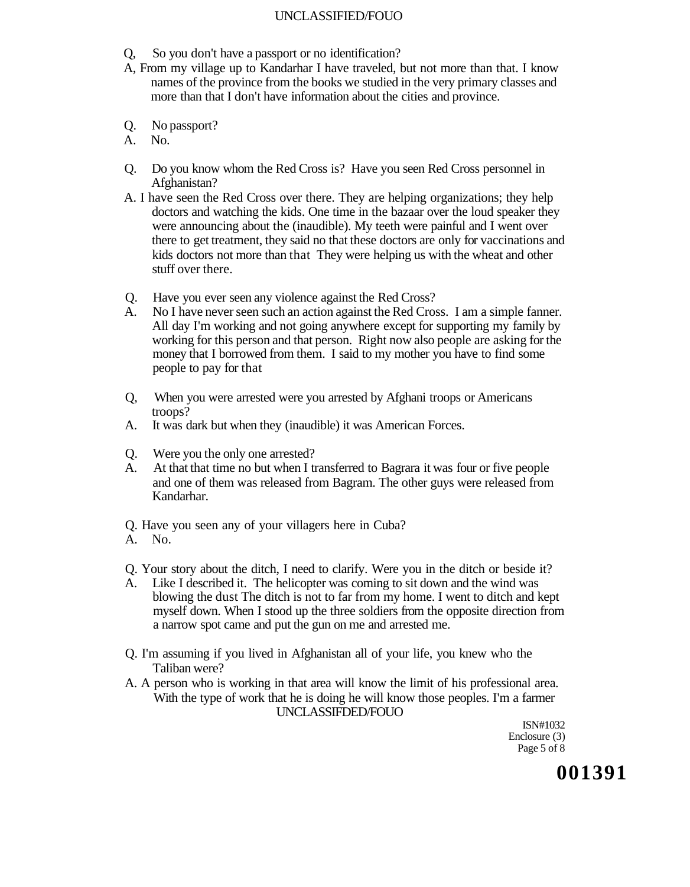Q, So you don't have a passport or no identification?

A, From my village up to Kandarhar I have traveled, but not more than that. I know names of the province from the books we studied in the very primary classes and more than that I don't have information about the cities and province.

Q. No passport?

A. No.

Q. Do you know whom the Red Cross is? Have you seen Red Cross personnel in Afghanistan?

A. I have seen the Red Cross over there. They are helping organizations; they help doctors and watching the kids. One time in the bazaar over the loud speaker they were announcing about the (inaudible). My teeth were painful and I went over there to get treatment, they said no that these doctors are only for vaccinations and kids doctors not more than that They were helping us with the wheat and other stuff over there.

Q. Have you ever seen any violence against the Red Cross?

A. No I have never seen such an action against the Red Cross. I am a simple fanner. All day I'm working and not going anywhere except for supporting my family by working for this person and that person. Right now also people are asking for the money that I borrowed from them. I said to my mother you have to find some people to pay for that

Q, When you were arrested were you arrested by Afghani troops or Americans troops?

A. It was dark but when they (inaudible) it was American Forces.

Q. Were you the only one arrested?

A. At that that time no but when I transferred to Bagrara it was four or five people and one of them was released from Bagram. The other guys were released from Kandarhar.

Q. Have you seen any of your villagers here in Cuba?

A. No.

Q. Your story about the ditch, I need to clarify. Were you in the ditch or beside it?

A. Like I described it. The helicopter was coming to sit down and the wind was blowing the dust The ditch is not to far from my home. I went to ditch and kept myself down. When I stood up the three soldiers from the opposite direction from a narrow spot came and put the gun on me and arrested me.

Q. I'm assuming if you lived in Afghanistan all of your life, you knew who the Taliban were?

A. A person who is working in that area will know the limit of his professional area. With the type of work that he is doing he will know those peoples. I'm a farmer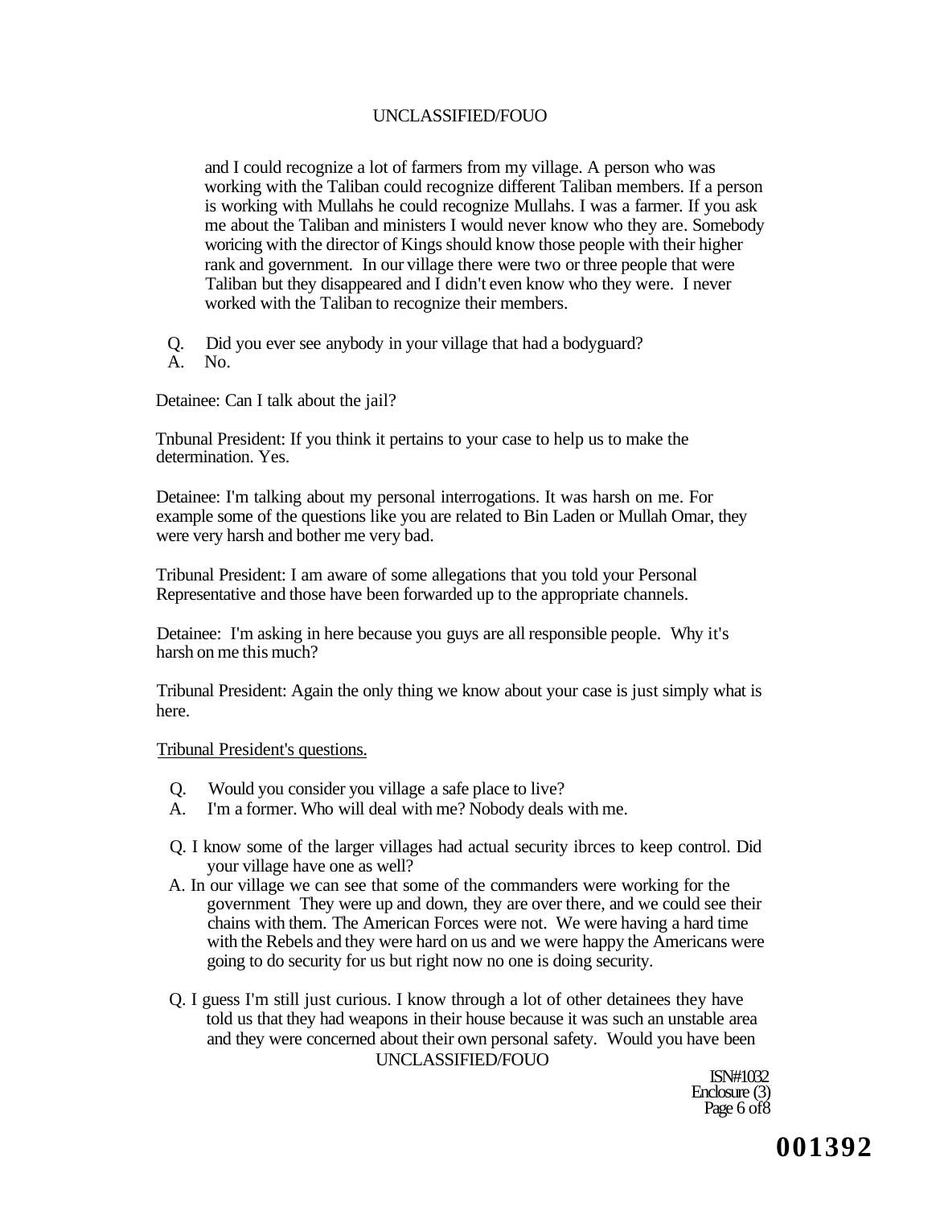and I could recognize a lot of farmers from my village. A person who was working with the Taliban could recognize different Taliban members. If a person is working with Mullahs he could recognize Mullahs. I was a farmer. If you ask me about the Taliban and ministers I would never know who they are. Somebody woricing with the director of Kings should know those people with their higher rank and government. In our village there were two or three people that were Taliban but they disappeared and I didn't even know who they were. I never worked with the Taliban to recognize their members.

Q. Did you ever see anybody in your village that had a bodyguard?
A. No.

Detainee: Can I talk about the jail?

Tnbunal President: If you think it pertains to your case to help us to make the determination. Yes.

Detainee: I'm talking about my personal interrogations. It was harsh on me. For example some of the questions like you are related to Bin Laden or Mullah Omar, they were very harsh and bother me very bad.

Tribunal President: I am aware of some allegations that you told your Personal Representative and those have been forwarded up to the appropriate channels.

Detainee: I'm asking in here because you guys are all responsible people. Why it's harsh on me this much?

Tribunal President: Again the only thing we know about your case is just simply what is here.

<u>Tribunal President's questions.</u>

Q. Would you consider you village a safe place to live?
A. I'm a former. Who will deal with me? Nobody deals with me.

Q. I know some of the larger villages had actual security ibrces to keep control. Did your village have one as well?
A. In our village we can see that some of the commanders were working for the government They were up and down, they are over there, and we could see their chains with them. The American Forces were not. We were having a hard time with the Rebels and they were hard on us and we were happy the Americans were going to do security for us but right now no one is doing security.

Q. I guess I'm still just curious. I know through a lot of other detainees they have told us that they had weapons in their house because it was such an unstable area and they were concerned about their own personal safety. Would you have been

ISN#1032
Enclosure (3)
Page 6 of 8

001392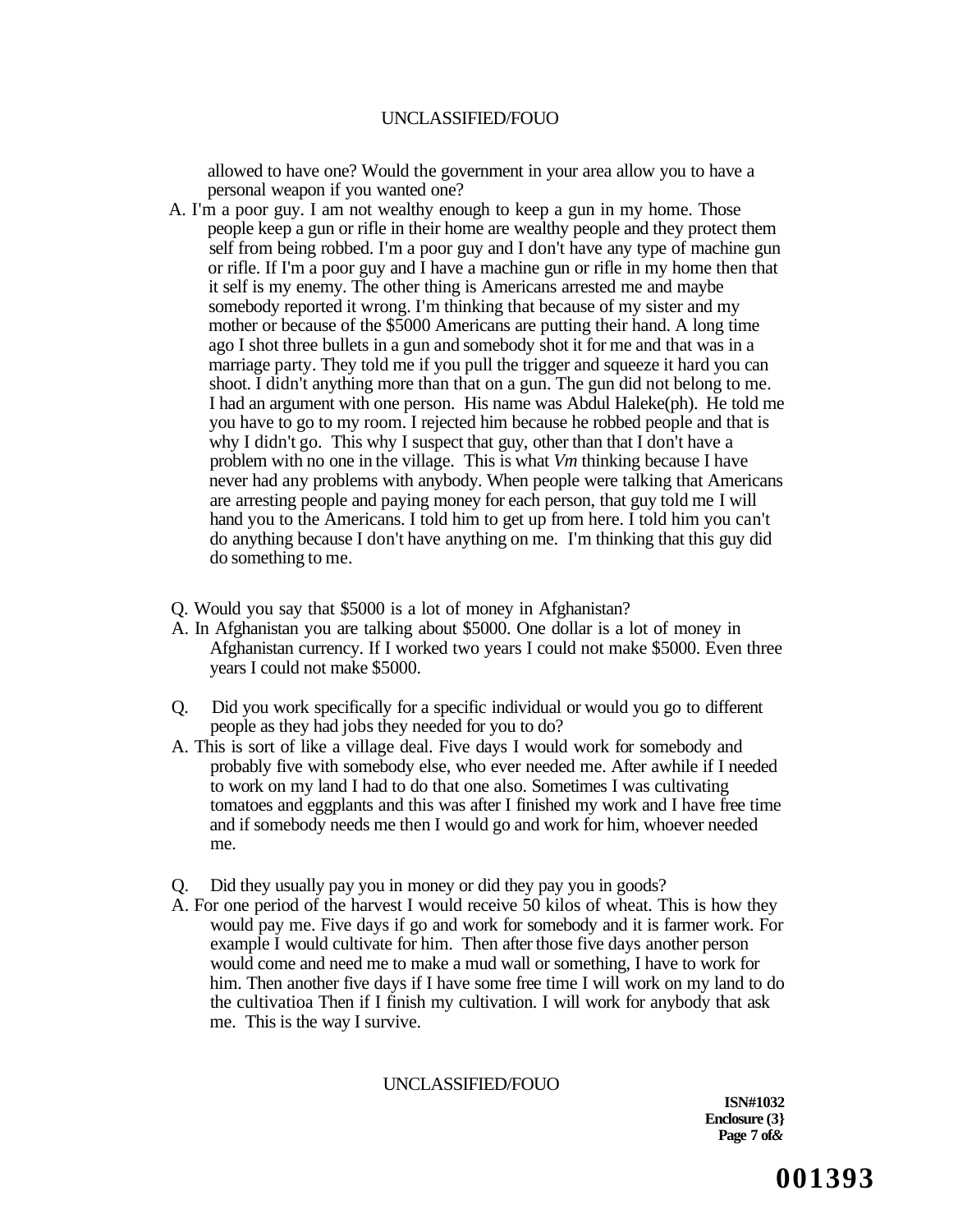allowed to have one? Would the government in your area allow you to have a personal weapon if you wanted one?

A. I'm a poor guy. I am not wealthy enough to keep a gun in my home. Those people keep a gun or rifle in their home are wealthy people and they protect them self from being robbed. I'm a poor guy and I don't have any type of machine gun or rifle. If I'm a poor guy and I have a machine gun or rifle in my home then that it self is my enemy. The other thing is Americans arrested me and maybe somebody reported it wrong. I'm thinking that because of my sister and my mother or because of the $5000 Americans are putting their hand. A long time ago I shot three bullets in a gun and somebody shot it for me and that was in a marriage party. They told me if you pull the trigger and squeeze it hard you can shoot. I didn't anything more than that on a gun. The gun did not belong to me. I had an argument with one person. His name was Abdul Haleke(ph). He told me you have to go to my room. I rejected him because he robbed people and that is why I didn't go. This why I suspect that guy, other than that I don't have a problem with no one in the village. This is what *Vm* thinking because I have never had any problems with anybody. When people were talking that Americans are arresting people and paying money for each person, that guy told me I will hand you to the Americans. I told him to get up from here. I told him you can't do anything because I don't have anything on me. I'm thinking that this guy did do something to me.

Q. Would you say that $5000 is a lot of money in Afghanistan?

A. In Afghanistan you are talking about $5000. One dollar is a lot of money in Afghanistan currency. If I worked two years I could not make $5000. Even three years I could not make $5000.

Q. Did you work specifically for a specific individual or would you go to different people as they had jobs they needed for you to do?

A. This is sort of like a village deal. Five days I would work for somebody and probably five with somebody else, who ever needed me. After awhile if I needed to work on my land I had to do that one also. Sometimes I was cultivating tomatoes and eggplants and this was after I finished my work and I have free time and if somebody needs me then I would go and work for him, whoever needed me.

Q. Did they usually pay you in money or did they pay you in goods?

A. For one period of the harvest I would receive 50 kilos of wheat. This is how they would pay me. Five days if go and work for somebody and it is farmer work. For example I would cultivate for him. Then after those five days another person would come and need me to make a mud wall or something, I have to work for him. Then another five days if I have some free time I will work on my land to do the cultivatioa Then if I finish my cultivation. I will work for anybody that ask me. This is the way I survive.

**ISN#1032**
**Enclosure (3}**

001393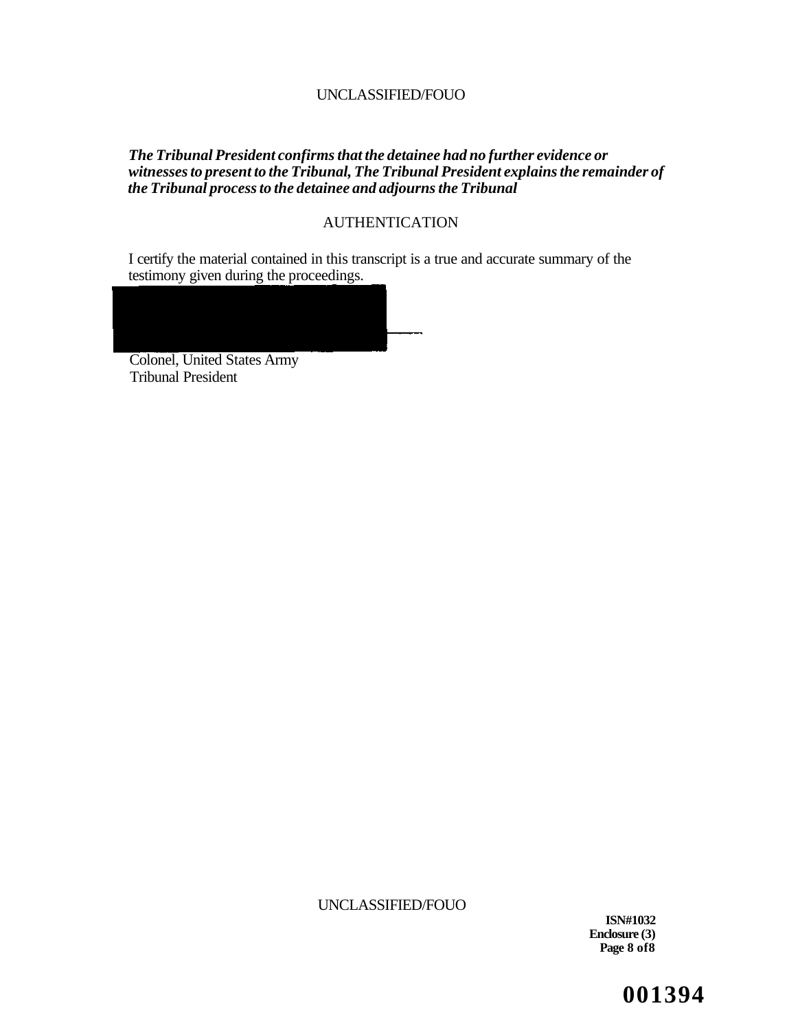*The Tribunal President confirms that the detainee had no further evidence or witnesses to present to the Tribunal, The Tribunal President explains the remainder of the Tribunal process to the detainee and adjourns the Tribunal*

AUTHENTICATION

I certify the material contained in this transcript is a true and accurate summary of the testimony given during the proceedings.

Colonel, United States Army
Tribunal President

ISN#1032
Enclosure (3)
Page 8 of 8

001394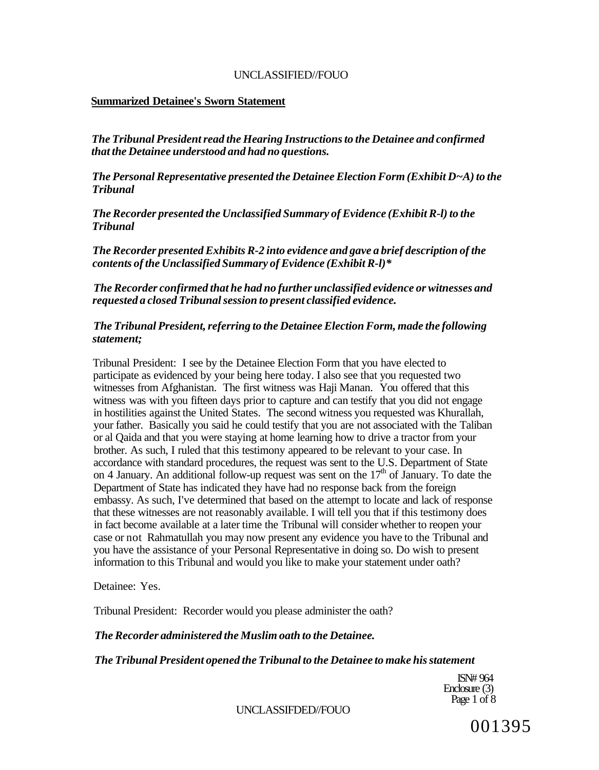**Summarized Detainee's Sworn Statement**

***The Tribunal President read the Hearing Instructions to the Detainee and confirmed that the Detainee understood and had no questions.***

***The Personal Representative presented the Detainee Election Form (Exhibit D~A) to the Tribunal***

***The Recorder presented the Unclassified Summary of Evidence (Exhibit R-l) to the Tribunal***

***The Recorder presented Exhibits R-2 into evidence and gave a brief description of the contents of the Unclassified Summary of Evidence (Exhibit R-l)****

***The Recorder confirmed that he had no further unclassified evidence or witnesses and requested a closed Tribunal session to present classified evidence.***

***The Tribunal President, referring to the Detainee Election Form, made the following statement;***

Tribunal President: I see by the Detainee Election Form that you have elected to participate as evidenced by your being here today. I also see that you requested two witnesses from Afghanistan. The first witness was Haji Manan. You offered that this witness was with you fifteen days prior to capture and can testify that you did not engage in hostilities against the United States. The second witness you requested was Khurallah, your father. Basically you said he could testify that you are not associated with the Taliban or al Qaida and that you were staying at home learning how to drive a tractor from your brother. As such, I ruled that this testimony appeared to be relevant to your case. In accordance with standard procedures, the request was sent to the U.S. Department of State on 4 January. An additional follow-up request was sent on the 17th of January. To date the Department of State has indicated they have had no response back from the foreign embassy. As such, I've determined that based on the attempt to locate and lack of response that these witnesses are not reasonably available. I will tell you that if this testimony does in fact become available at a later time the Tribunal will consider whether to reopen your case or not Rahmatullah you may now present any evidence you have to the Tribunal and you have the assistance of your Personal Representative in doing so. Do wish to present information to this Tribunal and would you like to make your statement under oath?

Detainee: Yes.

Tribunal President: Recorder would you please administer the oath?

***The Recorder administered the Muslim oath to the Detainee.***

***The Tribunal President opened the Tribunal to the Detainee to make his statement***

ISN# 964
Enclosure (3)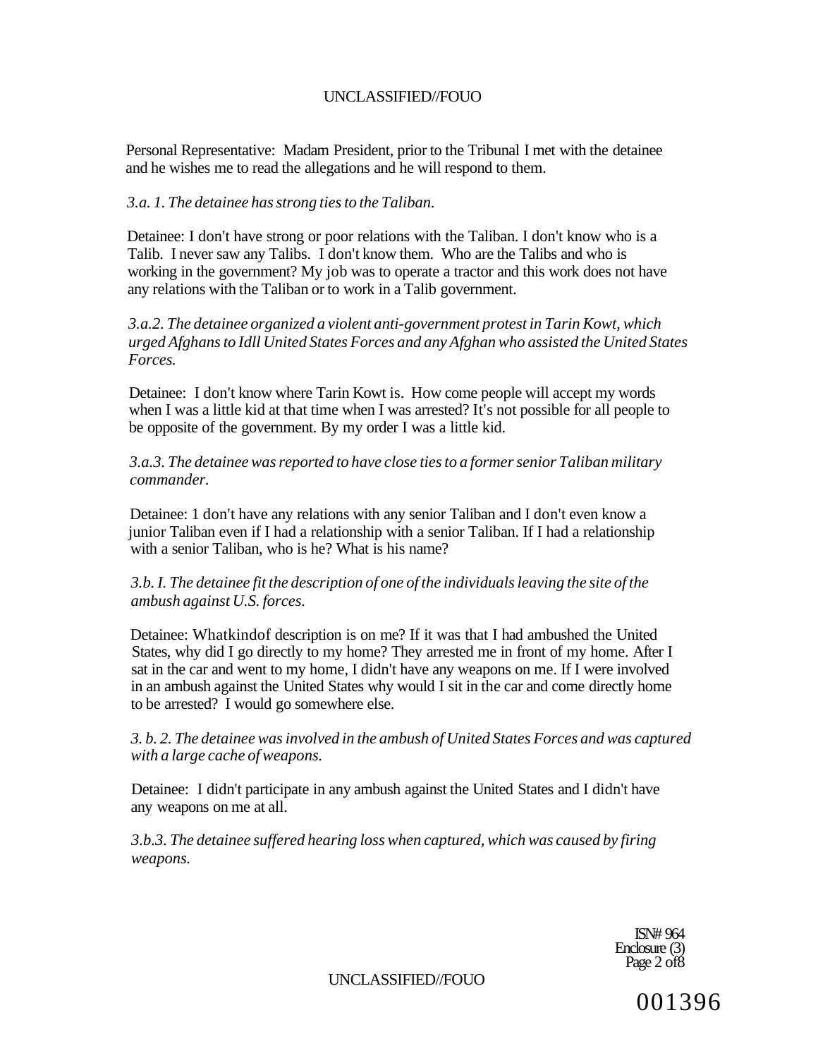Personal Representative: Madam President, prior to the Tribunal I met with the detainee and he wishes me to read the allegations and he will respond to them.

*3.a. 1. The detainee has strong ties to the Taliban.*

Detainee: I don't have strong or poor relations with the Taliban. I don't know who is a Talib. I never saw any Talibs. I don't know them. Who are the Talibs and who is working in the government? My job was to operate a tractor and this work does not have any relations with the Taliban or to work in a Talib government.

*3.a.2. The detainee organized a violent anti-government protest in Tarin Kowt, which urged Afghans to Idll United States Forces and any Afghan who assisted the United States Forces.*

Detainee: I don't know where Tarin Kowt is. How come people will accept my words when I was a little kid at that time when I was arrested? It's not possible for all people to be opposite of the government. By my order I was a little kid.

*3.a.3. The detainee was reported to have close ties to a former senior Taliban military commander.*

Detainee: 1 don't have any relations with any senior Taliban and I don't even know a junior Taliban even if I had a relationship with a senior Taliban. If I had a relationship with a senior Taliban, who is he? What is his name?

*3.b. I. The detainee fit the description of one of the individuals leaving the site of the ambush against U.S. forces.*

Detainee: Whatkindof description is on me? If it was that I had ambushed the United States, why did I go directly to my home? They arrested me in front of my home. After I sat in the car and went to my home, I didn't have any weapons on me. If I were involved in an ambush against the United States why would I sit in the car and come directly home to be arrested? I would go somewhere else.

*3. b. 2. The detainee was involved in the ambush of United States Forces and was captured with a large cache of weapons.*

Detainee: I didn't participate in any ambush against the United States and I didn't have any weapons on me at all.

*3.b.3. The detainee suffered hearing loss when captured, which was caused by firing weapons.*

ISN# 964
Enclosure (3)
Page 2 of8

001396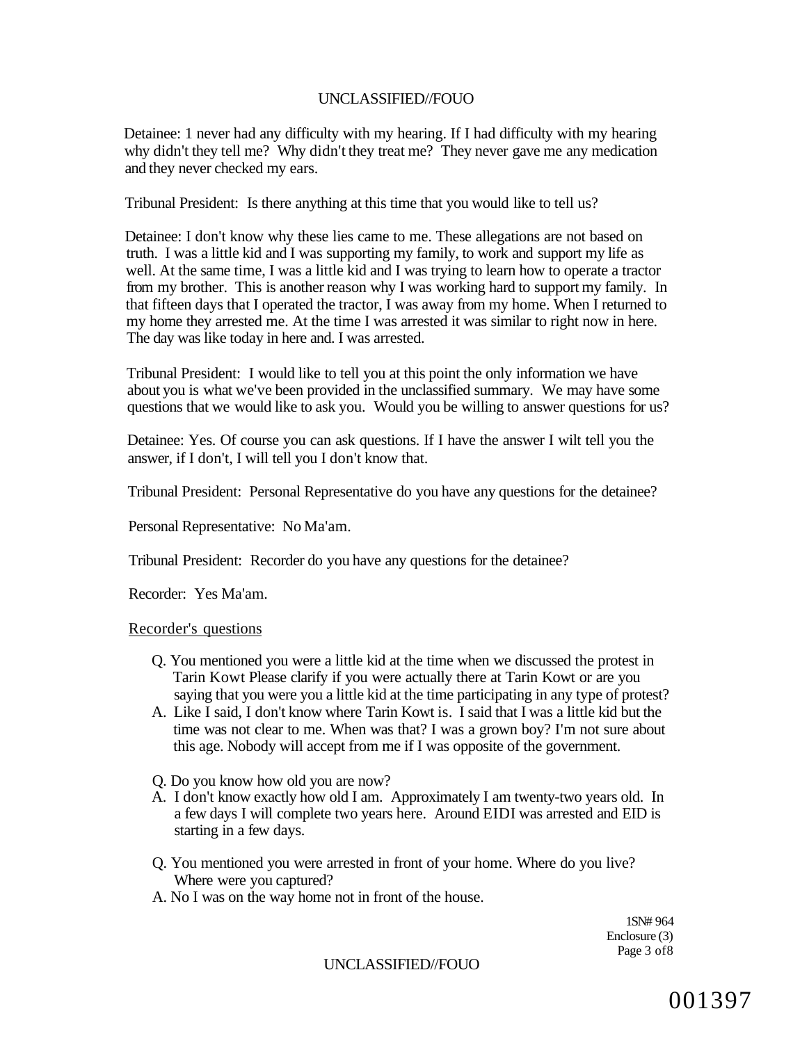Detainee: 1 never had any difficulty with my hearing. If I had difficulty with my hearing why didn't they tell me? Why didn't they treat me? They never gave me any medication and they never checked my ears.

Tribunal President: Is there anything at this time that you would like to tell us?

Detainee: I don't know why these lies came to me. These allegations are not based on truth. I was a little kid and I was supporting my family, to work and support my life as well. At the same time, I was a little kid and I was trying to learn how to operate a tractor from my brother. This is another reason why I was working hard to support my family. In that fifteen days that I operated the tractor, I was away from my home. When I returned to my home they arrested me. At the time I was arrested it was similar to right now in here. The day was like today in here and. I was arrested.

Tribunal President: I would like to tell you at this point the only information we have about you is what we've been provided in the unclassified summary. We may have some questions that we would like to ask you. Would you be willing to answer questions for us?

Detainee: Yes. Of course you can ask questions. If I have the answer I wilt tell you the answer, if I don't, I will tell you I don't know that.

Tribunal President: Personal Representative do you have any questions for the detainee?

Personal Representative: No Ma'am.

Tribunal President: Recorder do you have any questions for the detainee?

Recorder: Yes Ma'am.

Recorder's questions

Q. You mentioned you were a little kid at the time when we discussed the protest in Tarin Kowt Please clarify if you were actually there at Tarin Kowt or are you saying that you were you a little kid at the time participating in any type of protest?

A. Like I said, I don't know where Tarin Kowt is. I said that I was a little kid but the time was not clear to me. When was that? I was a grown boy? I'm not sure about this age. Nobody will accept from me if I was opposite of the government.

Q. Do you know how old you are now?

A. I don't know exactly how old I am. Approximately I am twenty-two years old. In a few days I will complete two years here. Around EIDI was arrested and EID is starting in a few days.

Q. You mentioned you were arrested in front of your home. Where do you live? Where were you captured?

A. No I was on the way home not in front of the house.

1SN# 964
Enclosure (3)
Page 3 of8

001397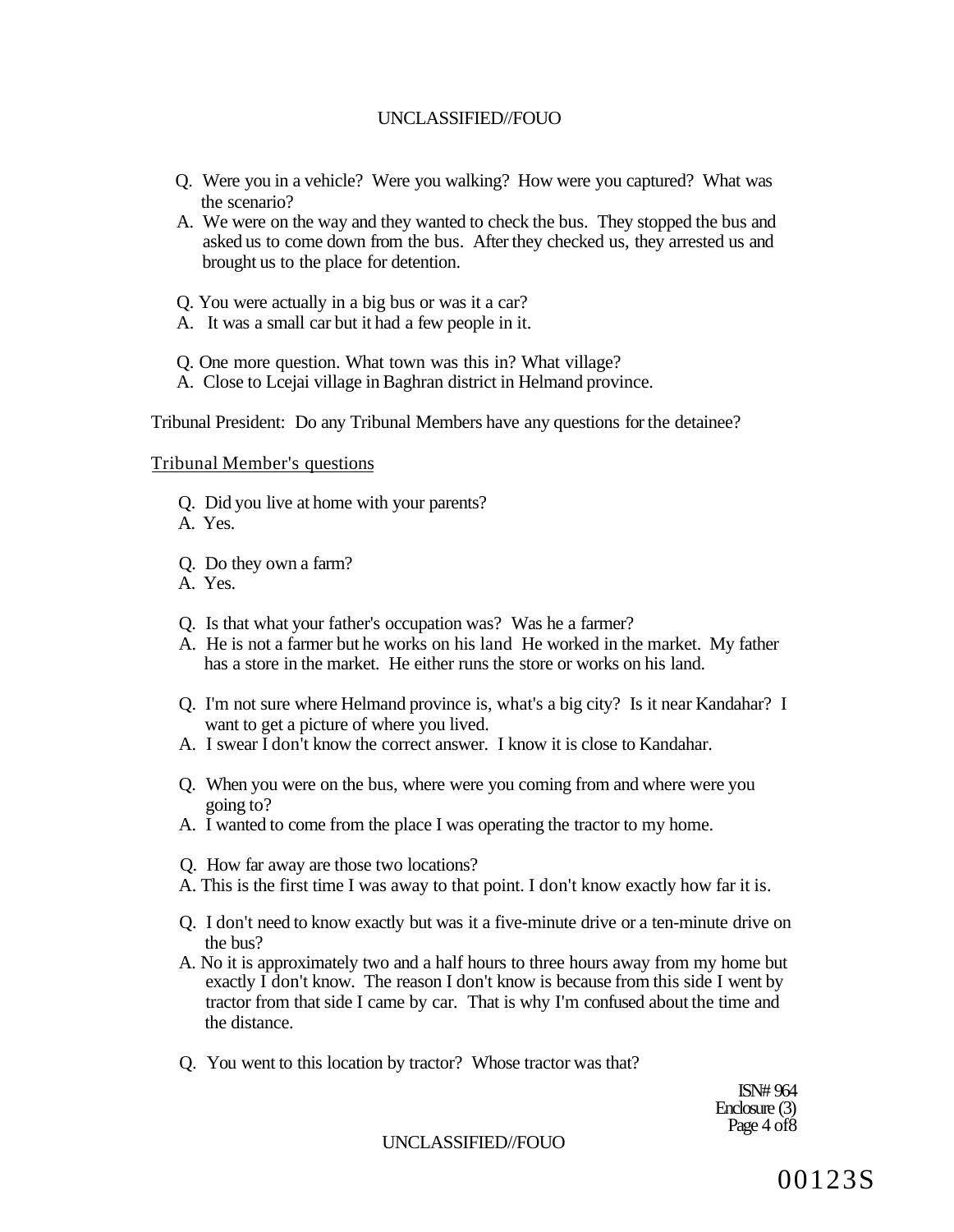Q. Were you in a vehicle? Were you walking? How were you captured? What was the scenario?

A. We were on the way and they wanted to check the bus. They stopped the bus and asked us to come down from the bus. After they checked us, they arrested us and brought us to the place for detention.

Q. You were actually in a big bus or was it a car?

A. It was a small car but it had a few people in it.

Q. One more question. What town was this in? What village?

A. Close to Lcejai village in Baghran district in Helmand province.

Tribunal President: Do any Tribunal Members have any questions for the detainee?

Tribunal Member's questions

Q. Did you live at home with your parents?

A. Yes.

Q. Do they own a farm?

A. Yes.

Q. Is that what your father's occupation was? Was he a farmer?

A. He is not a farmer but he works on his land He worked in the market. My father has a store in the market. He either runs the store or works on his land.

Q. I'm not sure where Helmand province is, what's a big city? Is it near Kandahar? I want to get a picture of where you lived.

A. I swear I don't know the correct answer. I know it is close to Kandahar.

Q. When you were on the bus, where were you coming from and where were you going to?

A. I wanted to come from the place I was operating the tractor to my home.

Q. How far away are those two locations?

A. This is the first time I was away to that point. I don't know exactly how far it is.

Q. I don't need to know exactly but was it a five-minute drive or a ten-minute drive on the bus?

A. No it is approximately two and a half hours to three hours away from my home but exactly I don't know. The reason I don't know is because from this side I went by tractor from that side I came by car. That is why I'm confused about the time and the distance.

Q. You went to this location by tractor? Whose tractor was that?

ISN# 964
Enclosure (3)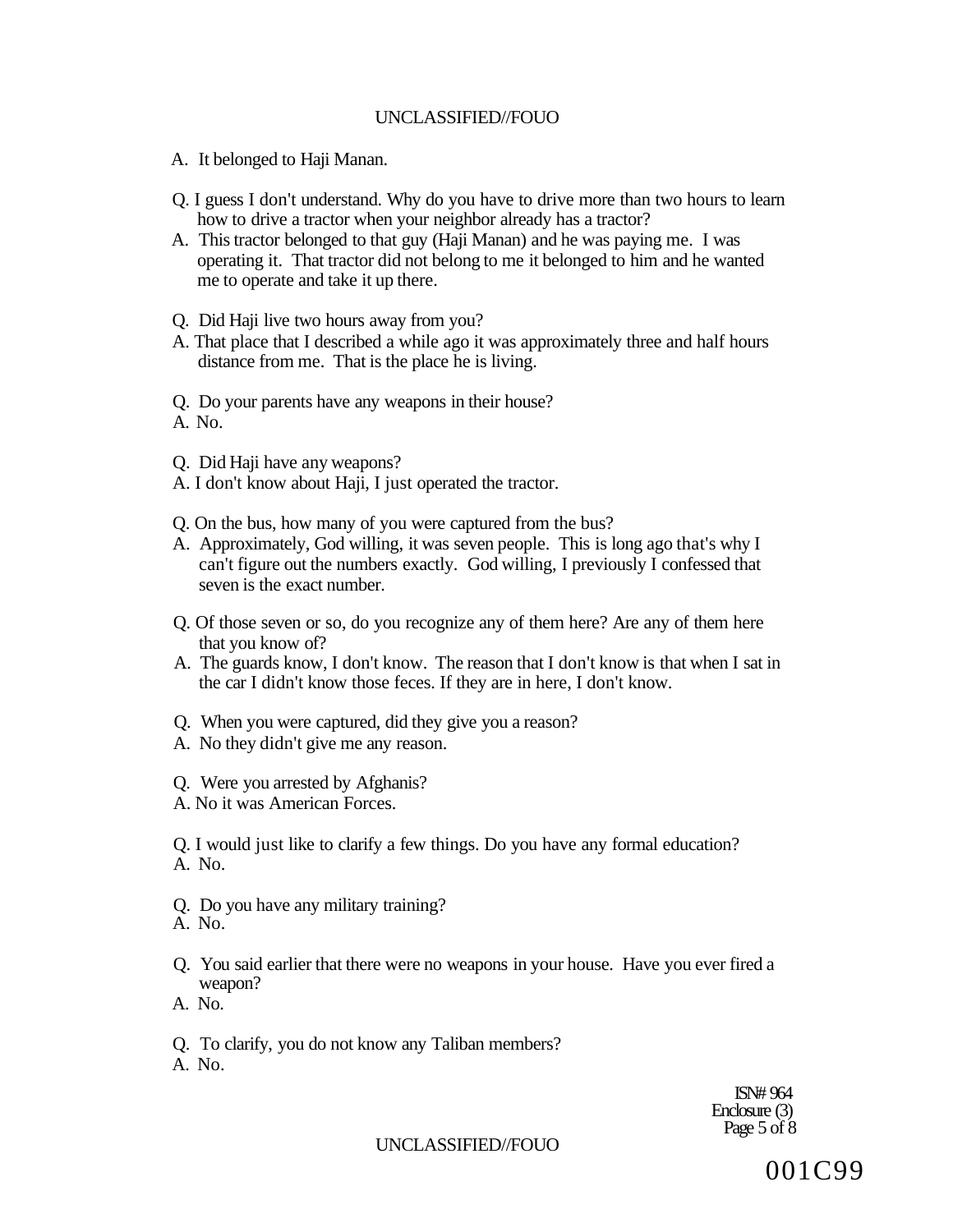A. It belonged to Haji Manan.

Q. I guess I don't understand. Why do you have to drive more than two hours to learn how to drive a tractor when your neighbor already has a tractor?

A. This tractor belonged to that guy (Haji Manan) and he was paying me. I was operating it. That tractor did not belong to me it belonged to him and he wanted me to operate and take it up there.

Q. Did Haji live two hours away from you?

A. That place that I described a while ago it was approximately three and half hours distance from me. That is the place he is living.

Q. Do your parents have any weapons in their house?

A. No.

Q. Did Haji have any weapons?

A. I don't know about Haji, I just operated the tractor.

Q. On the bus, how many of you were captured from the bus?

A. Approximately, God willing, it was seven people. This is long ago that's why I can't figure out the numbers exactly. God willing, I previously I confessed that seven is the exact number.

Q. Of those seven or so, do you recognize any of them here? Are any of them here that you know of?

A. The guards know, I don't know. The reason that I don't know is that when I sat in the car I didn't know those feces. If they are in here, I don't know.

Q. When you were captured, did they give you a reason?

A. No they didn't give me any reason.

Q. Were you arrested by Afghanis?

A. No it was American Forces.

Q. I would just like to clarify a few things. Do you have any formal education?

A. No.

Q. Do you have any military training?

A. No.

Q. You said earlier that there were no weapons in your house. Have you ever fired a weapon?

A. No.

Q. To clarify, you do not know any Taliban members?

A. No.

ISN# 964
Enclosure (3)
Page 5 of 8

001C99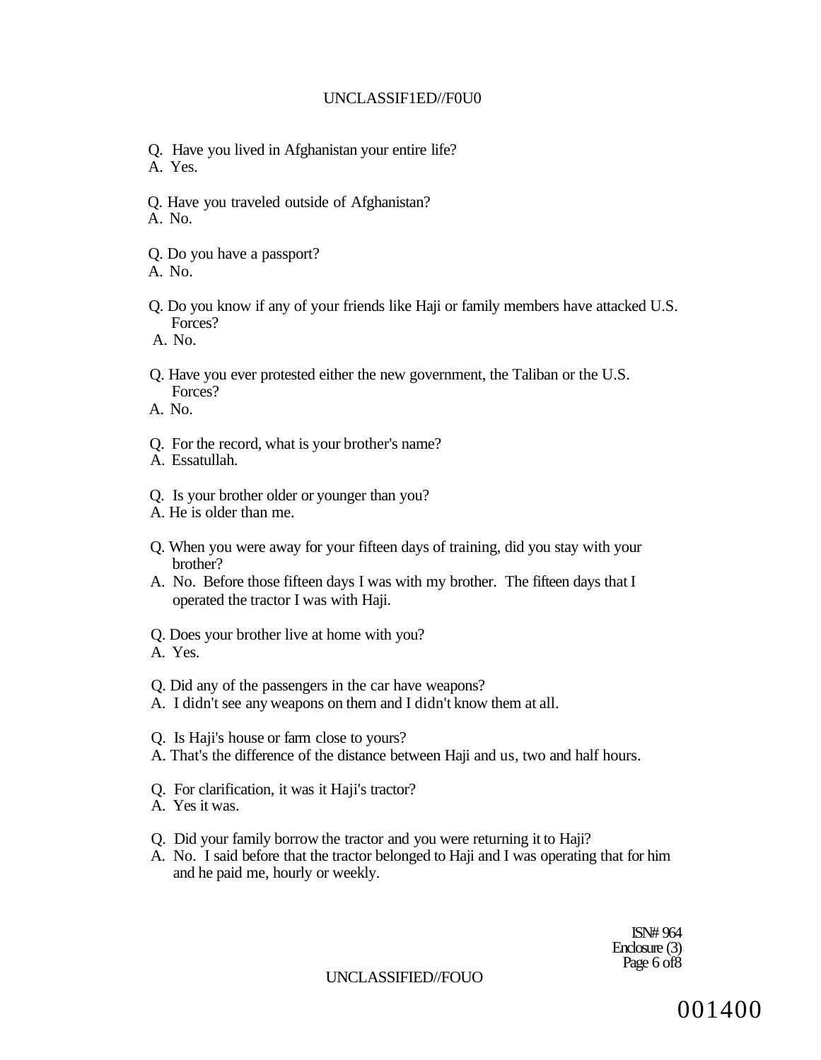Q. Have you lived in Afghanistan your entire life?
A. Yes.

Q. Have you traveled outside of Afghanistan?
A. No.

Q. Do you have a passport?
A. No.

Q. Do you know if any of your friends like Haji or family members have attacked U.S. Forces?
A. No.

Q. Have you ever protested either the new government, the Taliban or the U.S. Forces?
A. No.

Q. For the record, what is your brother's name?
A. Essatullah.

Q. Is your brother older or younger than you?
A. He is older than me.

Q. When you were away for your fifteen days of training, did you stay with your brother?
A. No. Before those fifteen days I was with my brother. The fifteen days that I operated the tractor I was with Haji.

Q. Does your brother live at home with you?
A. Yes.

Q. Did any of the passengers in the car have weapons?
A. I didn't see any weapons on them and I didn't know them at all.

Q. Is Haji's house or farm close to yours?
A. That's the difference of the distance between Haji and us, two and half hours.

Q. For clarification, it was it Haji's tractor?
A. Yes it was.

Q. Did your family borrow the tractor and you were returning it to Haji?
A. No. I said before that the tractor belonged to Haji and I was operating that for him and he paid me, hourly or weekly.

ISN# 964
Enclosure (3)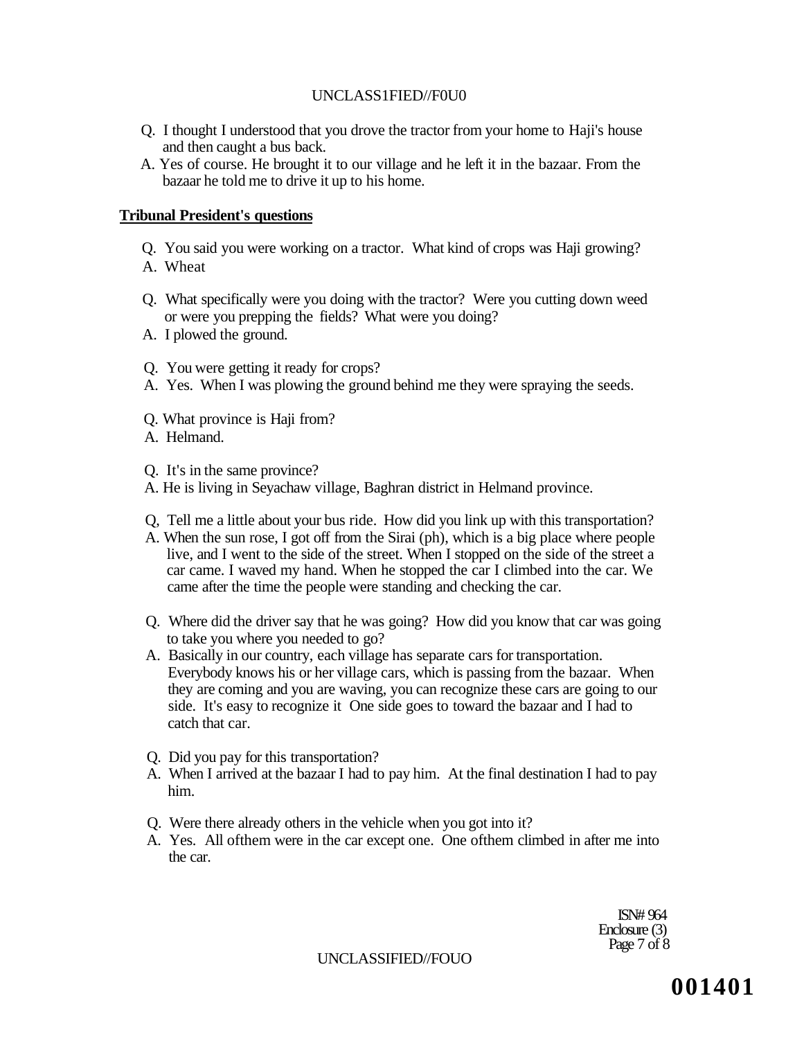Q. I thought I understood that you drove the tractor from your home to Haji's house and then caught a bus back.

A. Yes of course. He brought it to our village and he left it in the bazaar. From the bazaar he told me to drive it up to his home.

**Tribunal President's questions**

Q. You said you were working on a tractor. What kind of crops was Haji growing?

A. Wheat

Q. What specifically were you doing with the tractor? Were you cutting down weed or were you prepping the fields? What were you doing?

A. I plowed the ground.

Q. You were getting it ready for crops?

A. Yes. When I was plowing the ground behind me they were spraying the seeds.

Q. What province is Haji from?

A. Helmand.

Q. It's in the same province?

A. He is living in Seyachaw village, Baghran district in Helmand province.

Q, Tell me a little about your bus ride. How did you link up with this transportation?

A. When the sun rose, I got off from the Sirai (ph), which is a big place where people live, and I went to the side of the street. When I stopped on the side of the street a car came. I waved my hand. When he stopped the car I climbed into the car. We came after the time the people were standing and checking the car.

Q. Where did the driver say that he was going? How did you know that car was going to take you where you needed to go?

A. Basically in our country, each village has separate cars for transportation. Everybody knows his or her village cars, which is passing from the bazaar. When they are coming and you are waving, you can recognize these cars are going to our side. It's easy to recognize it One side goes to toward the bazaar and I had to catch that car.

Q. Did you pay for this transportation?

A. When I arrived at the bazaar I had to pay him. At the final destination I had to pay him.

Q. Were there already others in the vehicle when you got into it?

A. Yes. All ofthem were in the car except one. One ofthem climbed in after me into the car.

ISN# 964
Enclosure (3)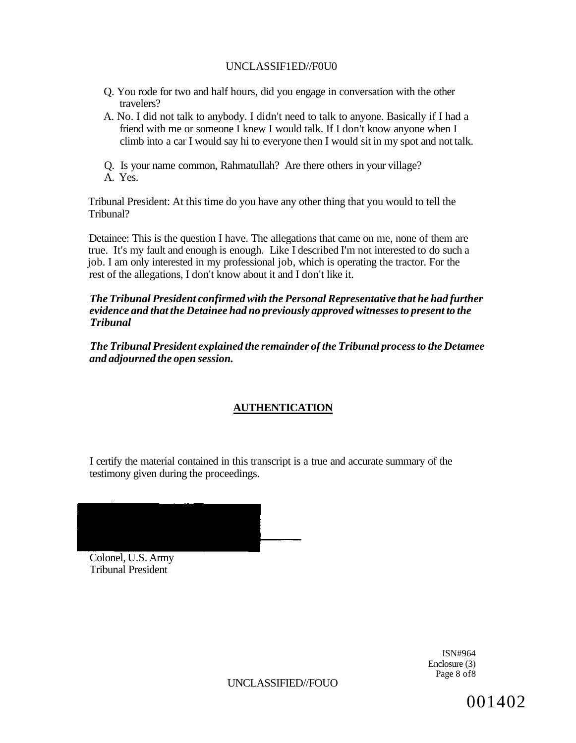Q. You rode for two and half hours, did you engage in conversation with the other travelers?

A. No. I did not talk to anybody. I didn't need to talk to anyone. Basically if I had a friend with me or someone I knew I would talk. If I don't know anyone when I climb into a car I would say hi to everyone then I would sit in my spot and not talk.

Q. Is your name common, Rahmatullah? Are there others in your village?

A. Yes.

Tribunal President: At this time do you have any other thing that you would to tell the Tribunal?

Detainee: This is the question I have. The allegations that came on me, none of them are true. It's my fault and enough is enough. Like I described I'm not interested to do such a job. I am only interested in my professional job, which is operating the tractor. For the rest of the allegations, I don't know about it and I don't like it.

***The Tribunal President confirmed with the Personal Representative that he had further evidence and that the Detainee had no previously approved witnesses to present to the Tribunal***

***The Tribunal President explained the remainder of the Tribunal process to the Detamee and adjourned the open session.***

**AUTHENTICATION**

I certify the material contained in this transcript is a true and accurate summary of the testimony given during the proceedings.

Colonel, U.S. Army
Tribunal President

ISN#964
Enclosure (3)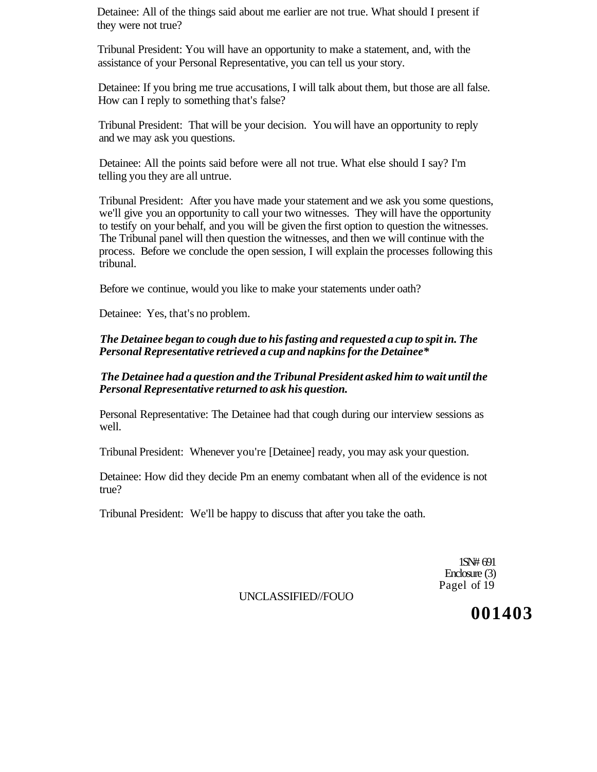Detainee: All of the things said about me earlier are not true. What should I present if they were not true?

Tribunal President: You will have an opportunity to make a statement, and, with the assistance of your Personal Representative, you can tell us your story.

Detainee: If you bring me true accusations, I will talk about them, but those are all false. How can I reply to something that's false?

Tribunal President: That will be your decision. You will have an opportunity to reply and we may ask you questions.

Detainee: All the points said before were all not true. What else should I say? I'm telling you they are all untrue.

Tribunal President: After you have made your statement and we ask you some questions, we'll give you an opportunity to call your two witnesses. They will have the opportunity to testify on your behalf, and you will be given the first option to question the witnesses. The Tribunal panel will then question the witnesses, and then we will continue with the process. Before we conclude the open session, I will explain the processes following this tribunal.

Before we continue, would you like to make your statements under oath?

Detainee: Yes, that's no problem.

***The Detainee began to cough due to his fasting and requested a cup to spit in. The Personal Representative retrieved a cup and napkins for the Detainee****

***The Detainee had a question and the Tribunal President asked him to wait until the Personal Representative returned to ask his question.***

Personal Representative: The Detainee had that cough during our interview sessions as well.

Tribunal President: Whenever you're [Detainee] ready, you may ask your question.

Detainee: How did they decide Pm an enemy combatant when all of the evidence is not true?

Tribunal President: We'll be happy to discuss that after you take the oath.

1SN# 691
Enclosure (3)

UNCLASSIFIED//FOUO

001403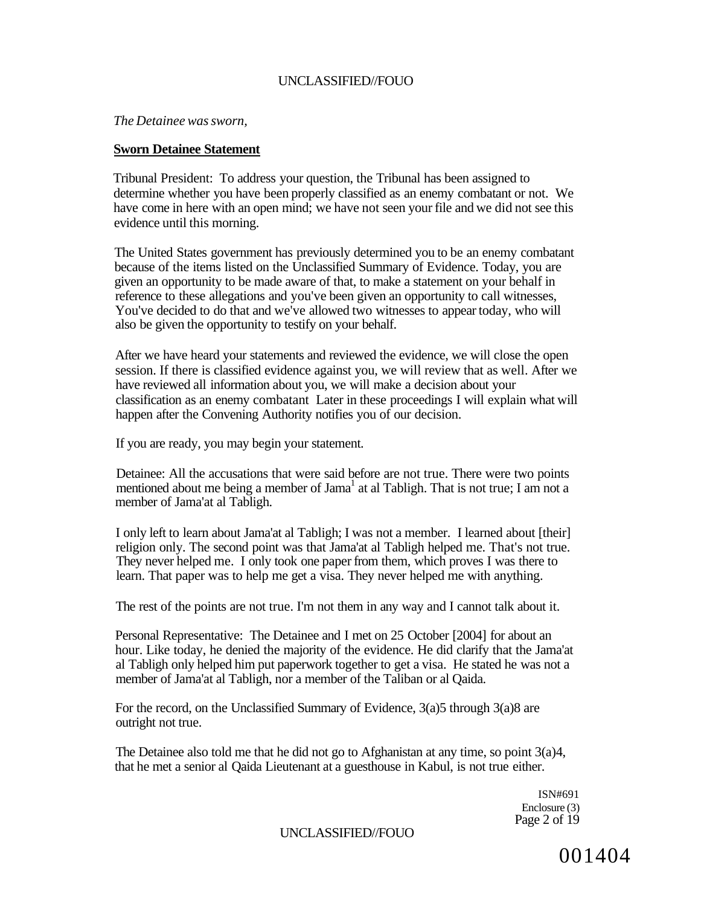*The Detainee was sworn,*

**Sworn Detainee Statement**

Tribunal President: To address your question, the Tribunal has been assigned to determine whether you have been properly classified as an enemy combatant or not. We have come in here with an open mind; we have not seen your file and we did not see this evidence until this morning.

The United States government has previously determined you to be an enemy combatant because of the items listed on the Unclassified Summary of Evidence. Today, you are given an opportunity to be made aware of that, to make a statement on your behalf in reference to these allegations and you've been given an opportunity to call witnesses, You've decided to do that and we've allowed two witnesses to appear today, who will also be given the opportunity to testify on your behalf.

After we have heard your statements and reviewed the evidence, we will close the open session. If there is classified evidence against you, we will review that as well. After we have reviewed all information about you, we will make a decision about your classification as an enemy combatant Later in these proceedings I will explain what will happen after the Convening Authority notifies you of our decision.

If you are ready, you may begin your statement.

Detainee: All the accusations that were said before are not true. There were two points mentioned about me being a member of Jama[1] at al Tabligh. That is not true; I am not a member of Jama'at al Tabligh.

I only left to learn about Jama'at al Tabligh; I was not a member. I learned about [their] religion only. The second point was that Jama'at al Tabligh helped me. That's not true. They never helped me. I only took one paper from them, which proves I was there to learn. That paper was to help me get a visa. They never helped me with anything.

The rest of the points are not true. I'm not them in any way and I cannot talk about it.

Personal Representative: The Detainee and I met on 25 October [2004] for about an hour. Like today, he denied the majority of the evidence. He did clarify that the Jama'at al Tabligh only helped him put paperwork together to get a visa. He stated he was not a member of Jama'at al Tabligh, nor a member of the Taliban or al Qaida.

For the record, on the Unclassified Summary of Evidence, 3(a)5 through 3(a)8 are outright not true.

The Detainee also told me that he did not go to Afghanistan at any time, so point 3(a)4, that he met a senior al Qaida Lieutenant at a guesthouse in Kabul, is not true either.

ISN#691
Enclosure (3)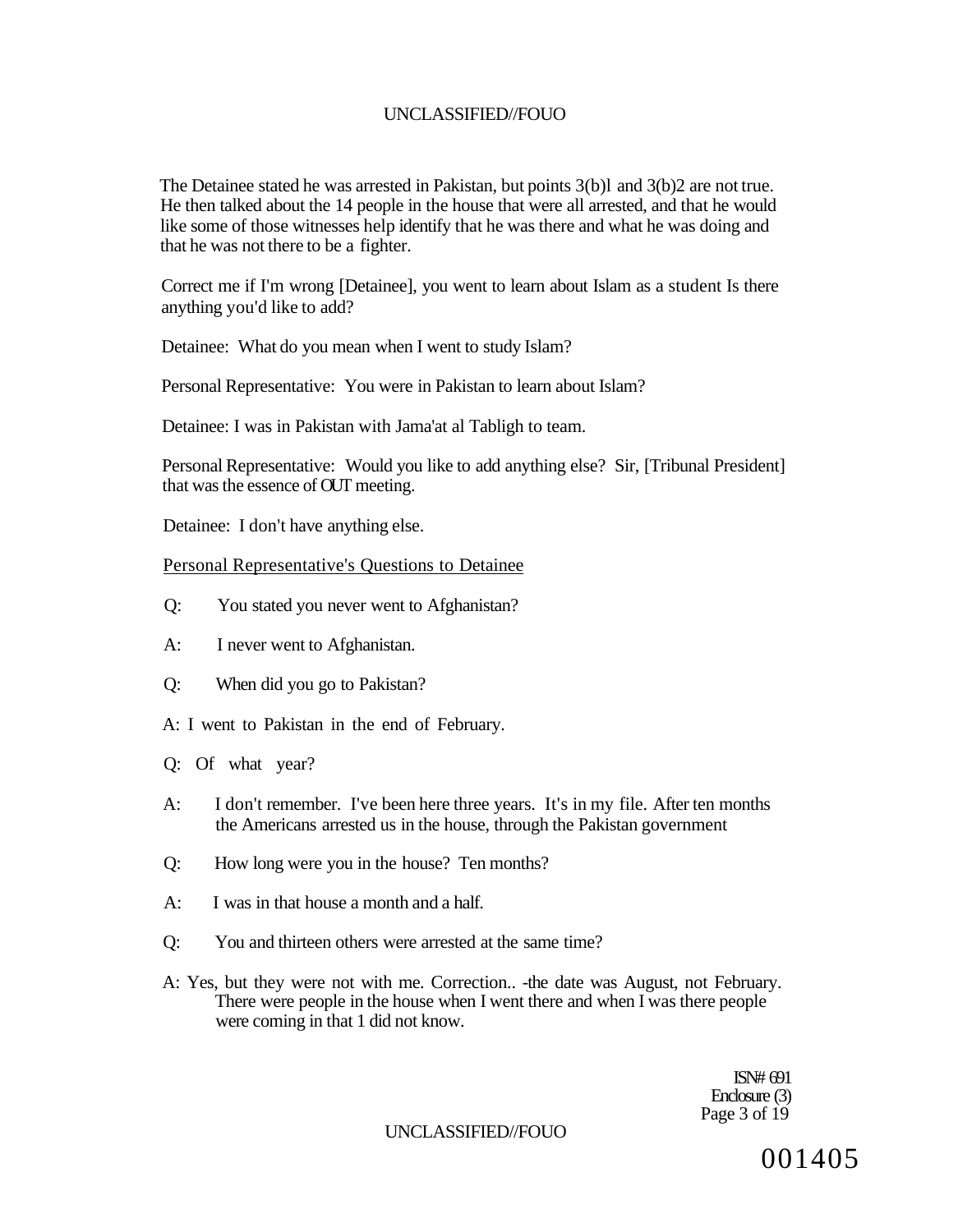The Detainee stated he was arrested in Pakistan, but points 3(b)l and 3(b)2 are not true. He then talked about the 14 people in the house that were all arrested, and that he would like some of those witnesses help identify that he was there and what he was doing and that he was not there to be a fighter.

Correct me if I'm wrong [Detainee], you went to learn about Islam as a student Is there anything you'd like to add?

Detainee: What do you mean when I went to study Islam?

Personal Representative: You were in Pakistan to learn about Islam?

Detainee: I was in Pakistan with Jama'at al Tabligh to team.

Personal Representative: Would you like to add anything else? Sir, [Tribunal President] that was the essence of OUT meeting.

Detainee: I don't have anything else.

<u>Personal Representative's Questions to Detainee</u>

Q: You stated you never went to Afghanistan?

A: I never went to Afghanistan.

Q: When did you go to Pakistan?

A: I went to Pakistan in the end of February.

Q: Of what year?

A: I don't remember. I've been here three years. It's in my file. After ten months the Americans arrested us in the house, through the Pakistan government

Q: How long were you in the house? Ten months?

A: I was in that house a month and a half.

Q: You and thirteen others were arrested at the same time?

A: Yes, but they were not with me. Correction.. -the date was August, not February. There were people in the house when I went there and when I was there people were coming in that 1 did not know.

ISN# 691
Enclosure (3)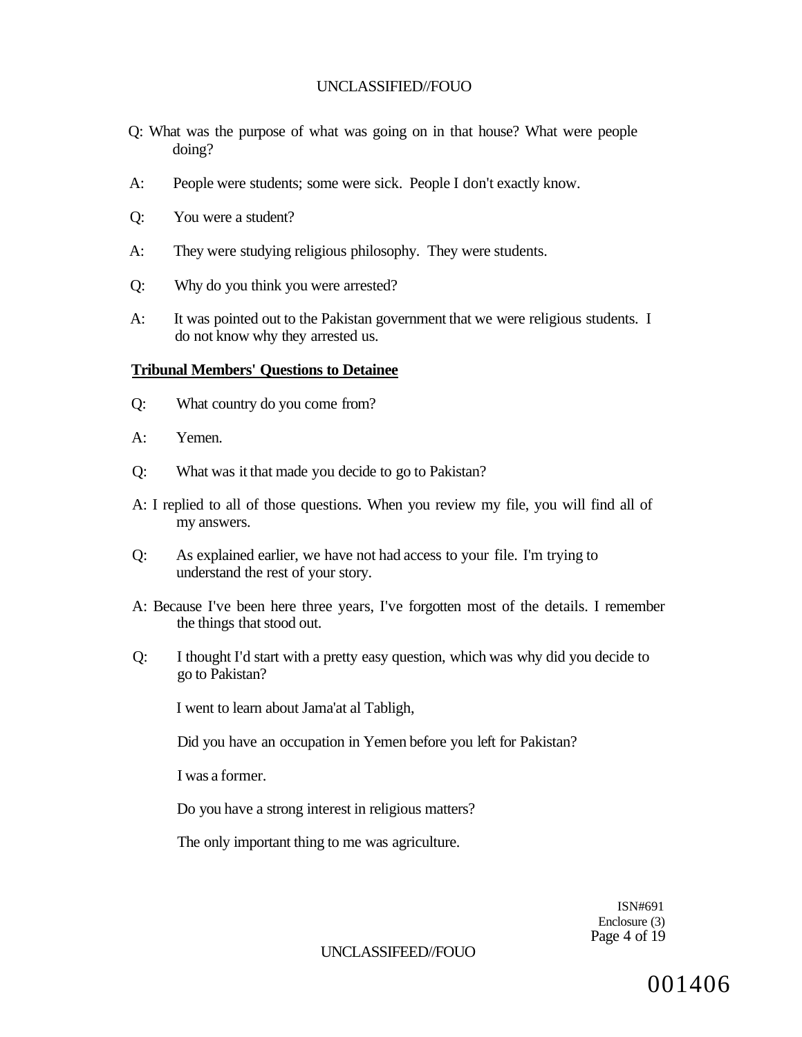Q: What was the purpose of what was going on in that house? What were people doing?

A: People were students; some were sick. People I don't exactly know.

Q: You were a student?

A: They were studying religious philosophy. They were students.

Q: Why do you think you were arrested?

A: It was pointed out to the Pakistan government that we were religious students. I do not know why they arrested us.

**Tribunal Members' Questions to Detainee**

Q: What country do you come from?

A: Yemen.

Q: What was it that made you decide to go to Pakistan?

A: I replied to all of those questions. When you review my file, you will find all of my answers.

Q: As explained earlier, we have not had access to your file. I'm trying to understand the rest of your story.

A: Because I've been here three years, I've forgotten most of the details. I remember the things that stood out.

Q: I thought I'd start with a pretty easy question, which was why did you decide to go to Pakistan?

I went to learn about Jama'at al Tabligh,

Did you have an occupation in Yemen before you left for Pakistan?

I was a former.

Do you have a strong interest in religious matters?

The only important thing to me was agriculture.

ISN#691
Enclosure (3)

001406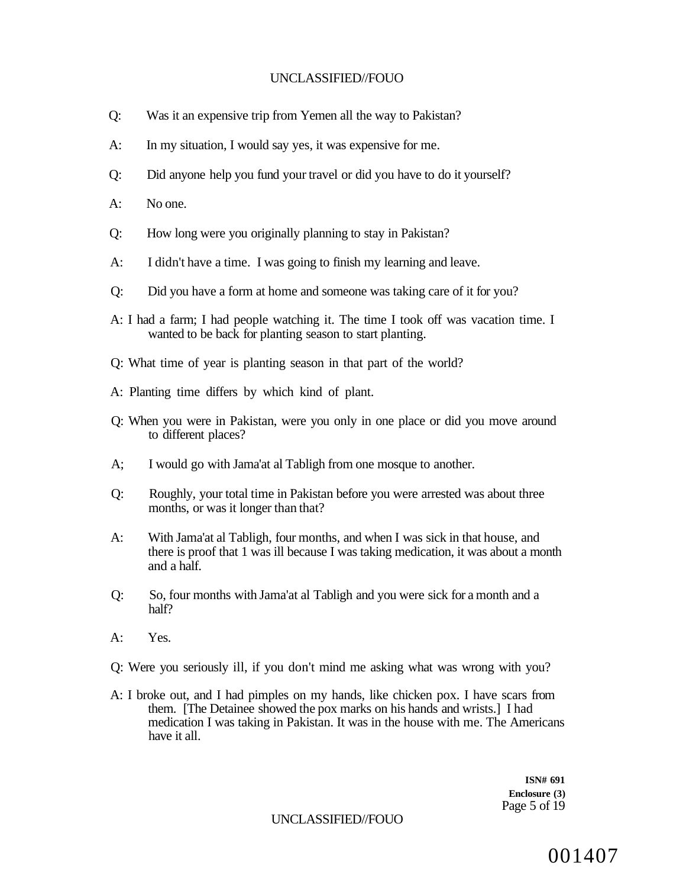Q: Was it an expensive trip from Yemen all the way to Pakistan?

A: In my situation, I would say yes, it was expensive for me.

Q: Did anyone help you fund your travel or did you have to do it yourself?

A: No one.

Q: How long were you originally planning to stay in Pakistan?

A: I didn't have a time. I was going to finish my learning and leave.

Q: Did you have a form at home and someone was taking care of it for you?

A: I had a farm; I had people watching it. The time I took off was vacation time. I wanted to be back for planting season to start planting.

Q: What time of year is planting season in that part of the world?

A: Planting time differs by which kind of plant.

Q: When you were in Pakistan, were you only in one place or did you move around to different places?

A; I would go with Jama'at al Tabligh from one mosque to another.

Q: Roughly, your total time in Pakistan before you were arrested was about three months, or was it longer than that?

A: With Jama'at al Tabligh, four months, and when I was sick in that house, and there is proof that 1 was ill because I was taking medication, it was about a month and a half.

Q: So, four months with Jama'at al Tabligh and you were sick for a month and a half?

A: Yes.

Q: Were you seriously ill, if you don't mind me asking what was wrong with you?

A: I broke out, and I had pimples on my hands, like chicken pox. I have scars from them. [The Detainee showed the pox marks on his hands and wrists.] I had medication I was taking in Pakistan. It was in the house with me. The Americans have it all.

**ISN# 691**
**Enclosure (3)**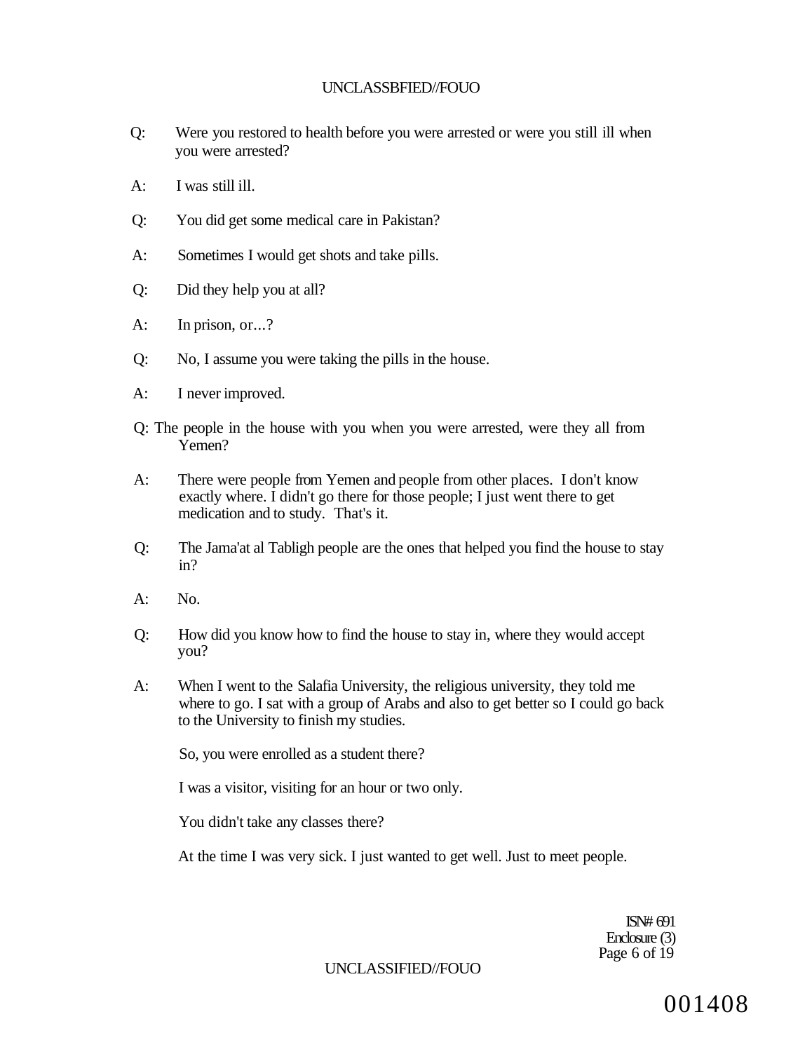Q: Were you restored to health before you were arrested or were you still ill when you were arrested?

A: I was still ill.

Q: You did get some medical care in Pakistan?

A: Sometimes I would get shots and take pills.

Q: Did they help you at all?

A: In prison, or...?

Q: No, I assume you were taking the pills in the house.

A: I never improved.

Q: The people in the house with you when you were arrested, were they all from Yemen?

A: There were people from Yemen and people from other places. I don't know exactly where. I didn't go there for those people; I just went there to get medication and to study. That's it.

Q: The Jama'at al Tabligh people are the ones that helped you find the house to stay in?

A: No.

Q: How did you know how to find the house to stay in, where they would accept you?

A: When I went to the Salafia University, the religious university, they told me where to go. I sat with a group of Arabs and also to get better so I could go back to the University to finish my studies.

So, you were enrolled as a student there?

I was a visitor, visiting for an hour or two only.

You didn't take any classes there?

At the time I was very sick. I just wanted to get well. Just to meet people.

ISN# 691
Enclosure (3)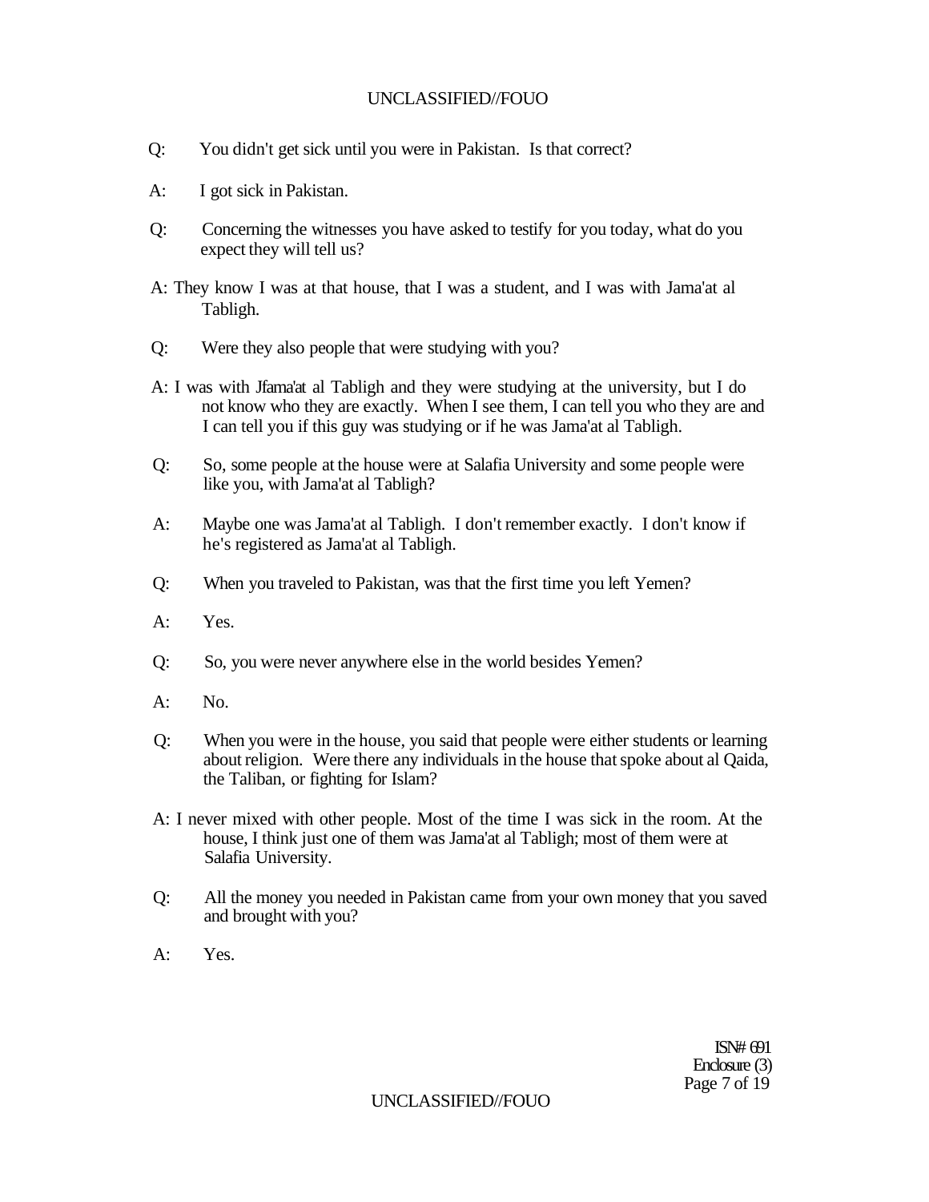Q: You didn't get sick until you were in Pakistan. Is that correct?

A: I got sick in Pakistan.

Q: Concerning the witnesses you have asked to testify for you today, what do you expect they will tell us?

A: They know I was at that house, that I was a student, and I was with Jama'at al Tabligh.

Q: Were they also people that were studying with you?

A: I was with Jfama'at al Tabligh and they were studying at the university, but I do not know who they are exactly. When I see them, I can tell you who they are and I can tell you if this guy was studying or if he was Jama'at al Tabligh.

Q: So, some people at the house were at Salafia University and some people were like you, with Jama'at al Tabligh?

A: Maybe one was Jama'at al Tabligh. I don't remember exactly. I don't know if he's registered as Jama'at al Tabligh.

Q: When you traveled to Pakistan, was that the first time you left Yemen?

A: Yes.

Q: So, you were never anywhere else in the world besides Yemen?

A: No.

Q: When you were in the house, you said that people were either students or learning about religion. Were there any individuals in the house that spoke about al Qaida, the Taliban, or fighting for Islam?

A: I never mixed with other people. Most of the time I was sick in the room. At the house, I think just one of them was Jama'at al Tabligh; most of them were at Salafia University.

Q: All the money you needed in Pakistan came from your own money that you saved and brought with you?

A: Yes.

ISN# 691
Enclosure (3)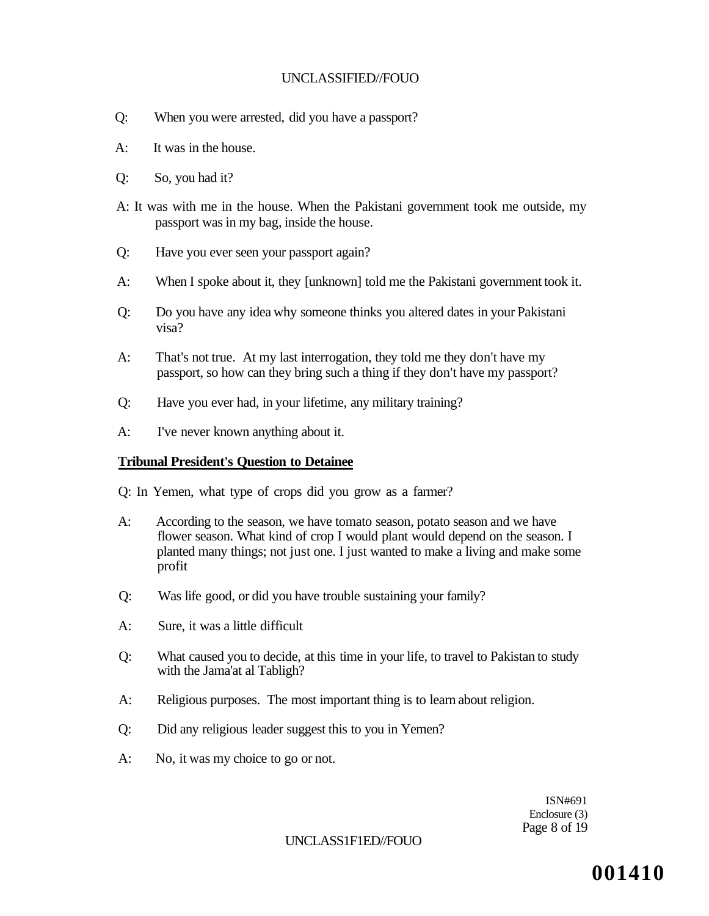Q: When you were arrested, did you have a passport?

A: It was in the house.

Q: So, you had it?

A: It was with me in the house. When the Pakistani government took me outside, my passport was in my bag, inside the house.

Q: Have you ever seen your passport again?

A: When I spoke about it, they [unknown] told me the Pakistani government took it.

Q: Do you have any idea why someone thinks you altered dates in your Pakistani visa?

A: That's not true. At my last interrogation, they told me they don't have my passport, so how can they bring such a thing if they don't have my passport?

Q: Have you ever had, in your lifetime, any military training?

A: I've never known anything about it.

**Tribunal President's Question to Detainee**

Q: In Yemen, what type of crops did you grow as a farmer?

A: According to the season, we have tomato season, potato season and we have flower season. What kind of crop I would plant would depend on the season. I planted many things; not just one. I just wanted to make a living and make some profit

Q: Was life good, or did you have trouble sustaining your family?

A: Sure, it was a little difficult

Q: What caused you to decide, at this time in your life, to travel to Pakistan to study with the Jama'at al Tabligh?

A: Religious purposes. The most important thing is to learn about religion.

Q: Did any religious leader suggest this to you in Yemen?

A: No, it was my choice to go or not.

ISN#691
Enclosure (3)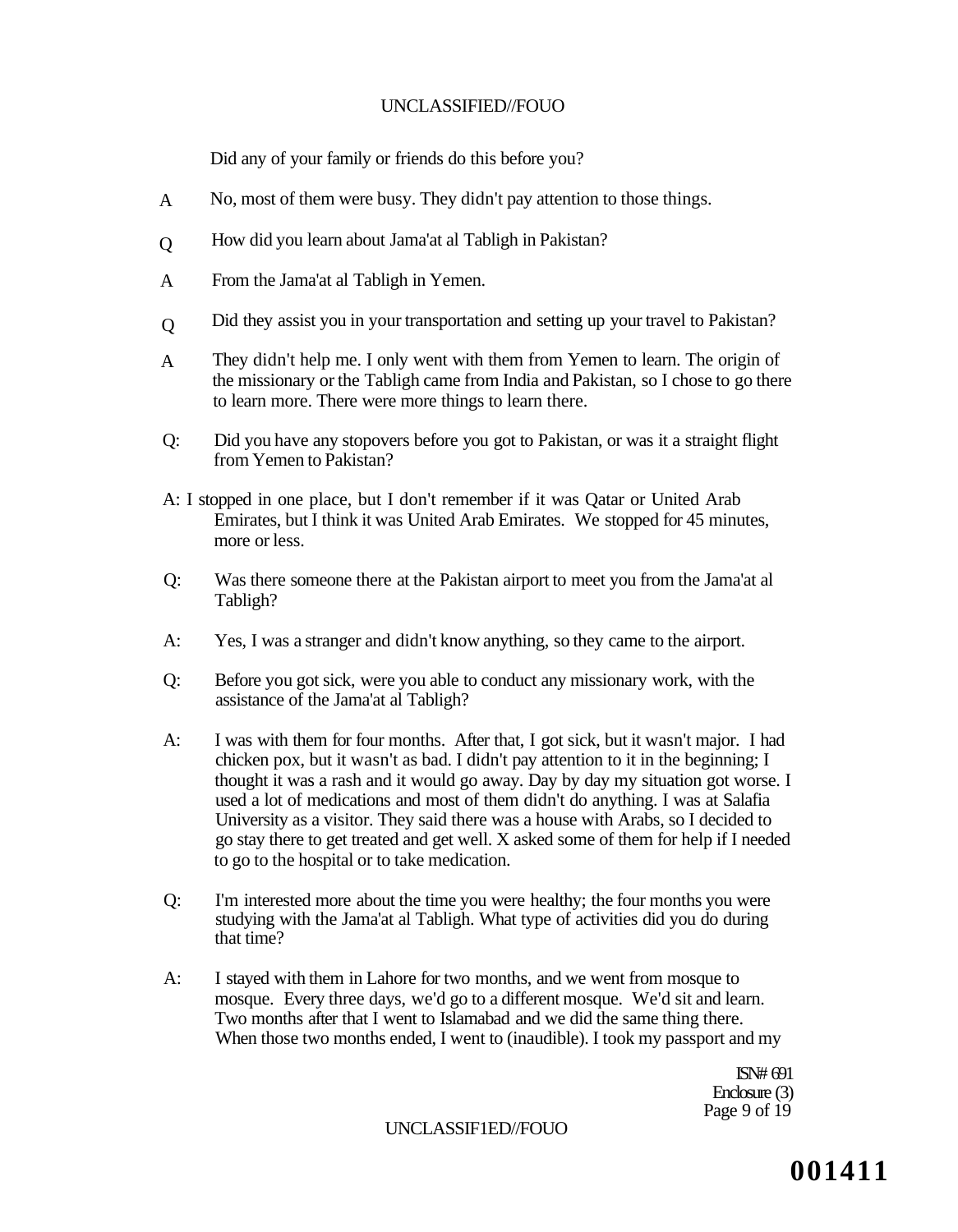Did any of your family or friends do this before you?

A No, most of them were busy. They didn't pay attention to those things.

Q How did you learn about Jama'at al Tabligh in Pakistan?

A From the Jama'at al Tabligh in Yemen.

Q Did they assist you in your transportation and setting up your travel to Pakistan?

A They didn't help me. I only went with them from Yemen to learn. The origin of the missionary or the Tabligh came from India and Pakistan, so I chose to go there to learn more. There were more things to learn there.

Q: Did you have any stopovers before you got to Pakistan, or was it a straight flight from Yemen to Pakistan?

A: I stopped in one place, but I don't remember if it was Qatar or United Arab Emirates, but I think it was United Arab Emirates. We stopped for 45 minutes, more or less.

Q: Was there someone there at the Pakistan airport to meet you from the Jama'at al Tabligh?

A: Yes, I was a stranger and didn't know anything, so they came to the airport.

Q: Before you got sick, were you able to conduct any missionary work, with the assistance of the Jama'at al Tabligh?

A: I was with them for four months. After that, I got sick, but it wasn't major. I had chicken pox, but it wasn't as bad. I didn't pay attention to it in the beginning; I thought it was a rash and it would go away. Day by day my situation got worse. I used a lot of medications and most of them didn't do anything. I was at Salafia University as a visitor. They said there was a house with Arabs, so I decided to go stay there to get treated and get well. X asked some of them for help if I needed to go to the hospital or to take medication.

Q: I'm interested more about the time you were healthy; the four months you were studying with the Jama'at al Tabligh. What type of activities did you do during that time?

A: I stayed with them in Lahore for two months, and we went from mosque to mosque. Every three days, we'd go to a different mosque. We'd sit and learn. Two months after that I went to Islamabad and we did the same thing there. When those two months ended, I went to (inaudible). I took my passport and my

ISN# 691
Enclosure (3)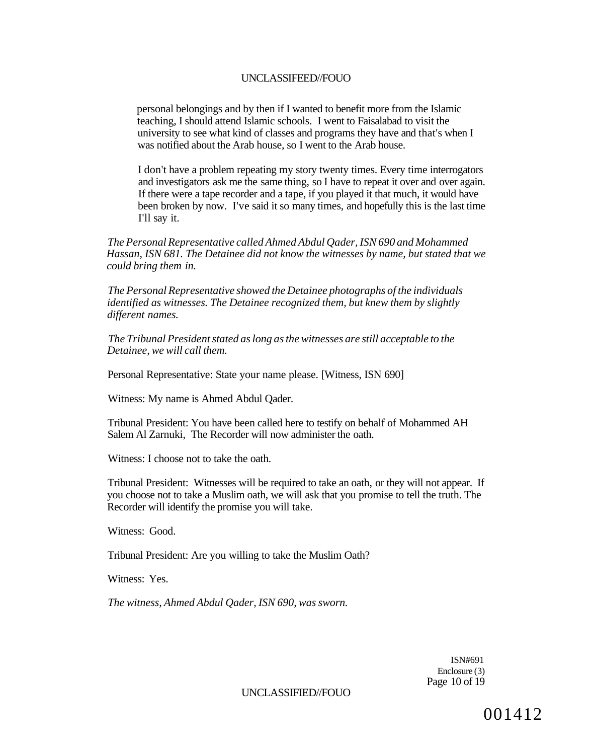personal belongings and by then if I wanted to benefit more from the Islamic teaching, I should attend Islamic schools. I went to Faisalabad to visit the university to see what kind of classes and programs they have and that's when I was notified about the Arab house, so I went to the Arab house.

I don't have a problem repeating my story twenty times. Every time interrogators and investigators ask me the same thing, so I have to repeat it over and over again. If there were a tape recorder and a tape, if you played it that much, it would have been broken by now. I've said it so many times, and hopefully this is the last time I'll say it.

*The Personal Representative called Ahmed Abdul Qader, ISN 690 and Mohammed Hassan, ISN 681. The Detainee did not know the witnesses by name, but stated that we could bring them in.*

*The Personal Representative showed the Detainee photographs of the individuals identified as witnesses. The Detainee recognized them, but knew them by slightly different names.*

*The Tribunal President stated as long as the witnesses are still acceptable to the Detainee, we will call them.*

Personal Representative: State your name please. [Witness, ISN 690]

Witness: My name is Ahmed Abdul Qader.

Tribunal President: You have been called here to testify on behalf of Mohammed AH Salem Al Zarnuki, The Recorder will now administer the oath.

Witness: I choose not to take the oath.

Tribunal President: Witnesses will be required to take an oath, or they will not appear. If you choose not to take a Muslim oath, we will ask that you promise to tell the truth. The Recorder will identify the promise you will take.

Witness: Good.

Tribunal President: Are you willing to take the Muslim Oath?

Witness: Yes.

*The witness, Ahmed Abdul Qader, ISN 690, was sworn.*

ISN#691
Enclosure (3)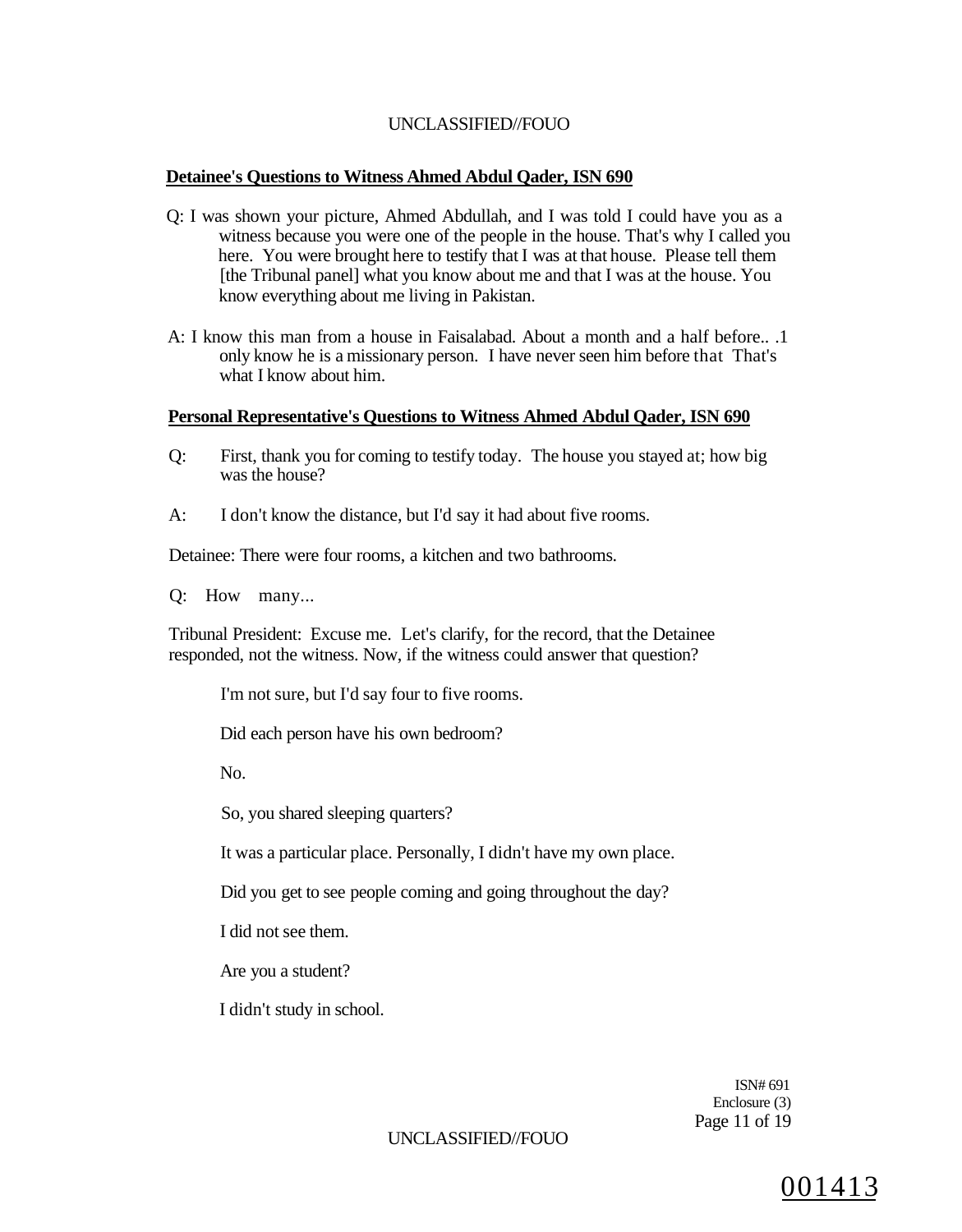**Detainee's Questions to Witness Ahmed Abdul Qader, ISN 690**

Q: I was shown your picture, Ahmed Abdullah, and I was told I could have you as a witness because you were one of the people in the house. That's why I called you here. You were brought here to testify that I was at that house. Please tell them [the Tribunal panel] what you know about me and that I was at the house. You know everything about me living in Pakistan.

A: I know this man from a house in Faisalabad. About a month and a half before.. .1 only know he is a missionary person. I have never seen him before that That's what I know about him.

**Personal Representative's Questions to Witness Ahmed Abdul Qader, ISN 690**

Q: First, thank you for coming to testify today. The house you stayed at; how big was the house?

A: I don't know the distance, but I'd say it had about five rooms.

Detainee: There were four rooms, a kitchen and two bathrooms.

Q: How many...

Tribunal President: Excuse me. Let's clarify, for the record, that the Detainee responded, not the witness. Now, if the witness could answer that question?

I'm not sure, but I'd say four to five rooms.

Did each person have his own bedroom?

No.

So, you shared sleeping quarters?

It was a particular place. Personally, I didn't have my own place.

Did you get to see people coming and going throughout the day?

I did not see them.

Are you a student?

I didn't study in school.

ISN# 691
Enclosure (3)

001413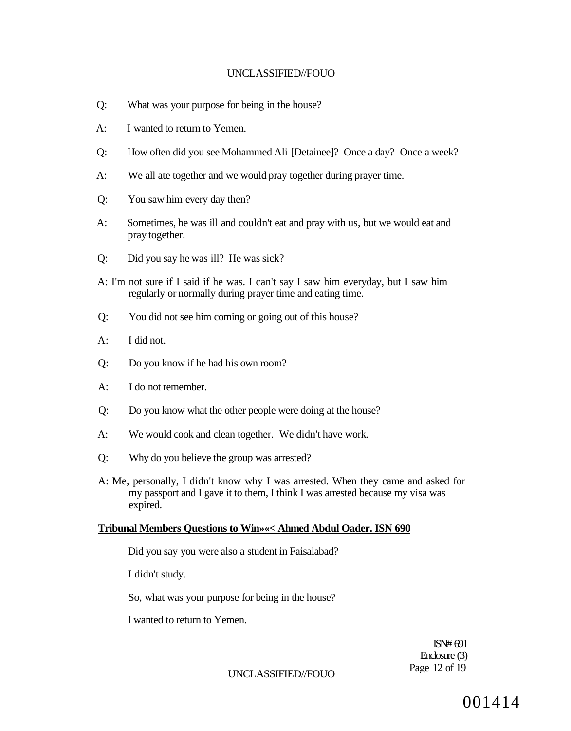Q: What was your purpose for being in the house?

A: I wanted to return to Yemen.

Q: How often did you see Mohammed Ali [Detainee]? Once a day? Once a week?

A: We all ate together and we would pray together during prayer time.

Q: You saw him every day then?

A: Sometimes, he was ill and couldn't eat and pray with us, but we would eat and pray together.

Q: Did you say he was ill? He was sick?

A: I'm not sure if I said if he was. I can't say I saw him everyday, but I saw him regularly or normally during prayer time and eating time.

Q: You did not see him coming or going out of this house?

A: I did not.

Q: Do you know if he had his own room?

A: I do not remember.

Q: Do you know what the other people were doing at the house?

A: We would cook and clean together. We didn't have work.

Q: Why do you believe the group was arrested?

A: Me, personally, I didn't know why I was arrested. When they came and asked for my passport and I gave it to them, I think I was arrested because my visa was expired.

**Tribunal Members Questions to Win»«< Ahmed Abdul Oader. ISN 690**

Did you say you were also a student in Faisalabad?

I didn't study.

So, what was your purpose for being in the house?

I wanted to return to Yemen.

ISN# 691
Enclosure (3)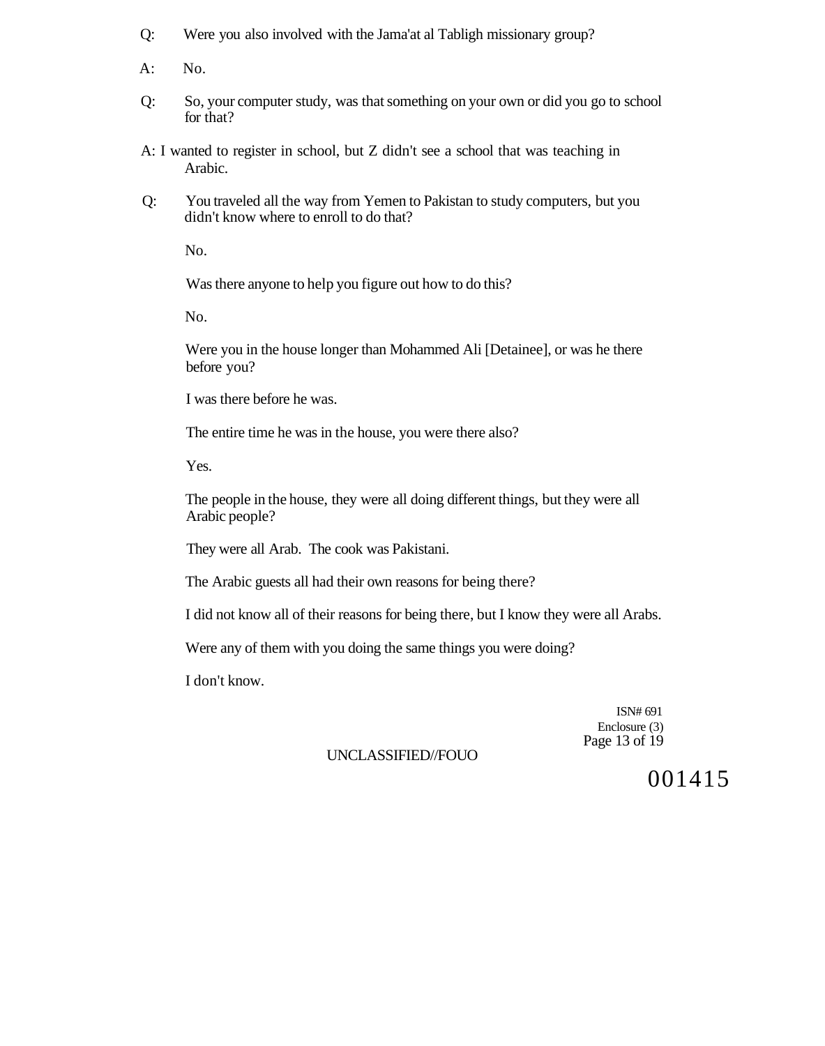Q: Were you also involved with the Jama'at al Tabligh missionary group?

A: No.

Q: So, your computer study, was that something on your own or did you go to school for that?

A: I wanted to register in school, but Z didn't see a school that was teaching in Arabic.

Q: You traveled all the way from Yemen to Pakistan to study computers, but you didn't know where to enroll to do that?

No.

Was there anyone to help you figure out how to do this?

No.

Were you in the house longer than Mohammed Ali [Detainee], or was he there before you?

I was there before he was.

The entire time he was in the house, you were there also?

Yes.

The people in the house, they were all doing different things, but they were all Arabic people?

They were all Arab. The cook was Pakistani.

The Arabic guests all had their own reasons for being there?

I did not know all of their reasons for being there, but I know they were all Arabs.

Were any of them with you doing the same things you were doing?

I don't know.

ISN# 691
Enclosure (3)

UNCLASSIFIED//FOUO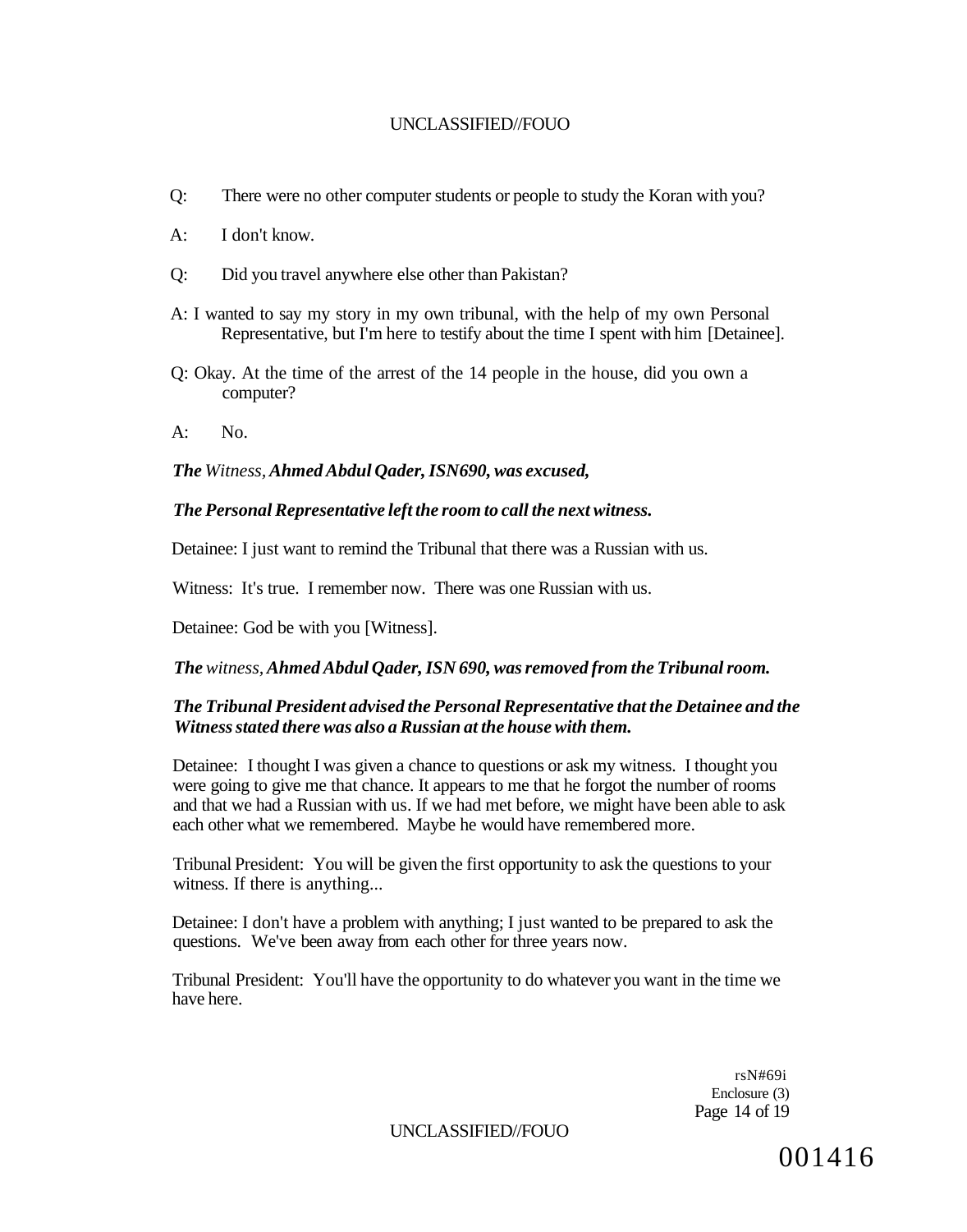Q: There were no other computer students or people to study the Koran with you?

A: I don't know.

Q: Did you travel anywhere else other than Pakistan?

A: I wanted to say my story in my own tribunal, with the help of my own Personal Representative, but I'm here to testify about the time I spent with him [Detainee].

Q: Okay. At the time of the arrest of the 14 people in the house, did you own a computer?

A: No.

***The** Witness, **Ahmed Abdul Qader, ISN690, was excused,***

***The Personal Representative left the room to call the next witness.***

Detainee: I just want to remind the Tribunal that there was a Russian with us.

Witness: It's true. I remember now. There was one Russian with us.

Detainee: God be with you [Witness].

***The** witness, **Ahmed Abdul Qader, ISN 690, was removed from the Tribunal room.***

***The Tribunal President advised the Personal Representative that the Detainee and the Witness stated there was also a Russian at the house with them.***

Detainee: I thought I was given a chance to questions or ask my witness. I thought you were going to give me that chance. It appears to me that he forgot the number of rooms and that we had a Russian with us. If we had met before, we might have been able to ask each other what we remembered. Maybe he would have remembered more.

Tribunal President: You will be given the first opportunity to ask the questions to your witness. If there is anything...

Detainee: I don't have a problem with anything; I just wanted to be prepared to ask the questions. We've been away from each other for three years now.

Tribunal President: You'll have the opportunity to do whatever you want in the time we have here.

rsN#69i
Enclosure (3)

001416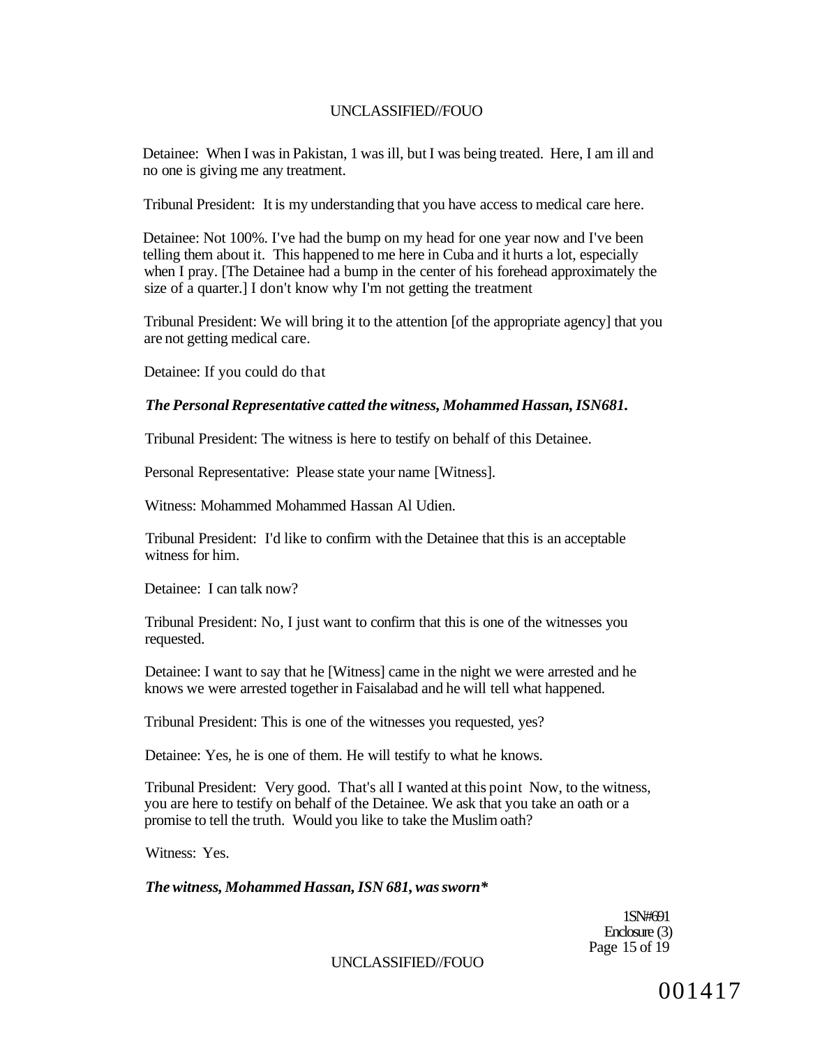Detainee: When I was in Pakistan, 1 was ill, but I was being treated. Here, I am ill and no one is giving me any treatment.

Tribunal President: It is my understanding that you have access to medical care here.

Detainee: Not 100%. I've had the bump on my head for one year now and I've been telling them about it. This happened to me here in Cuba and it hurts a lot, especially when I pray. [The Detainee had a bump in the center of his forehead approximately the size of a quarter.] I don't know why I'm not getting the treatment

Tribunal President: We will bring it to the attention [of the appropriate agency] that you are not getting medical care.

Detainee: If you could do that

***The Personal Representative catted the witness, Mohammed Hassan, ISN681.***

Tribunal President: The witness is here to testify on behalf of this Detainee.

Personal Representative: Please state your name [Witness].

Witness: Mohammed Mohammed Hassan Al Udien.

Tribunal President: I'd like to confirm with the Detainee that this is an acceptable witness for him.

Detainee: I can talk now?

Tribunal President: No, I just want to confirm that this is one of the witnesses you requested.

Detainee: I want to say that he [Witness] came in the night we were arrested and he knows we were arrested together in Faisalabad and he will tell what happened.

Tribunal President: This is one of the witnesses you requested, yes?

Detainee: Yes, he is one of them. He will testify to what he knows.

Tribunal President: Very good. That's all I wanted at this point Now, to the witness, you are here to testify on behalf of the Detainee. We ask that you take an oath or a promise to tell the truth. Would you like to take the Muslim oath?

Witness: Yes.

***The witness, Mohammed Hassan, ISN 681, was sworn****

1SN#691
Enclosure (3)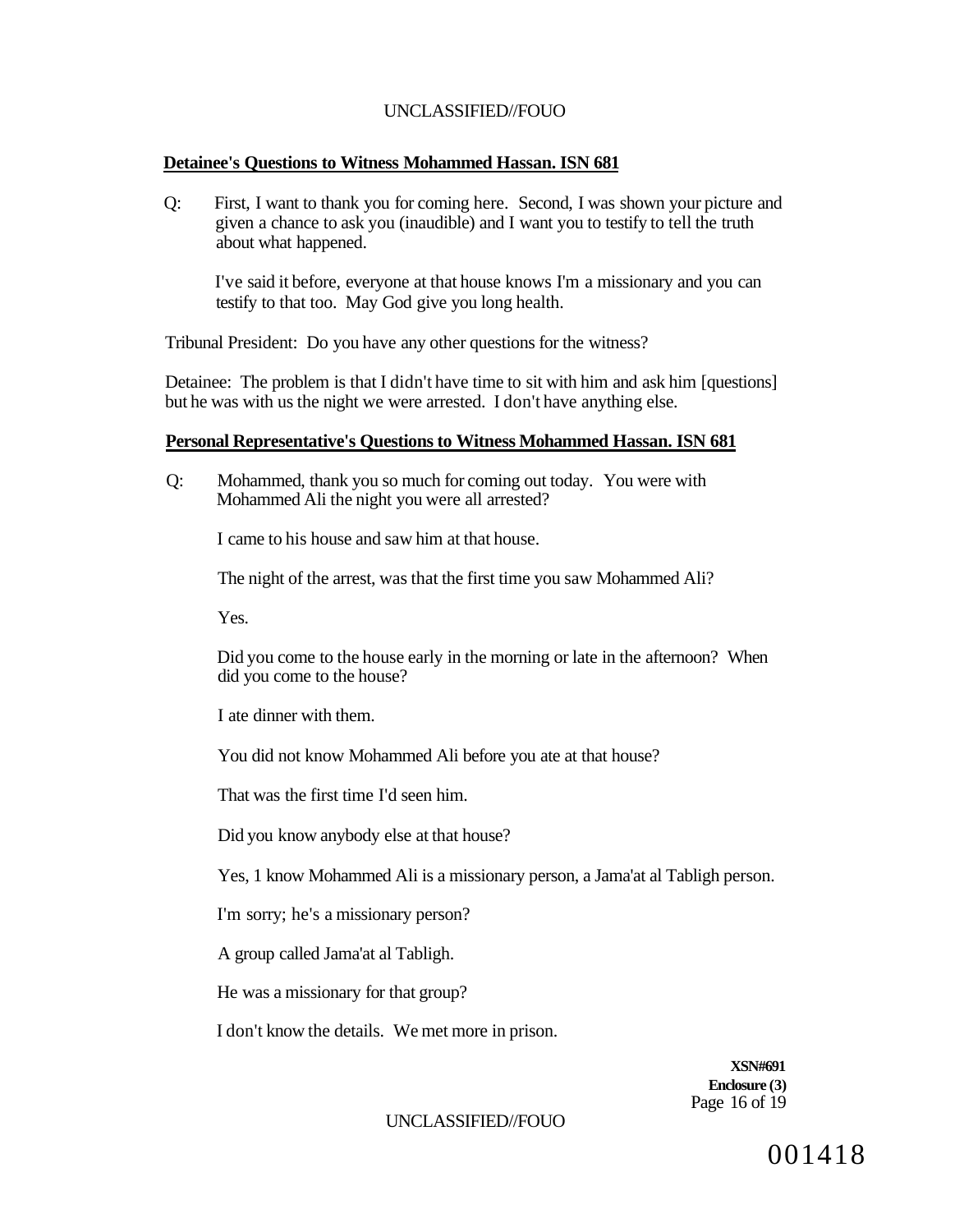**Detainee's Questions to Witness Mohammed Hassan. ISN 681**

Q: First, I want to thank you for coming here. Second, I was shown your picture and given a chance to ask you (inaudible) and I want you to testify to tell the truth about what happened.

I've said it before, everyone at that house knows I'm a missionary and you can testify to that too. May God give you long health.

Tribunal President: Do you have any other questions for the witness?

Detainee: The problem is that I didn't have time to sit with him and ask him [questions] but he was with us the night we were arrested. I don't have anything else.

**Personal Representative's Questions to Witness Mohammed Hassan. ISN 681**

Q: Mohammed, thank you so much for coming out today. You were with Mohammed Ali the night you were all arrested?

I came to his house and saw him at that house.

The night of the arrest, was that the first time you saw Mohammed Ali?

Yes.

Did you come to the house early in the morning or late in the afternoon? When did you come to the house?

I ate dinner with them.

You did not know Mohammed Ali before you ate at that house?

That was the first time I'd seen him.

Did you know anybody else at that house?

Yes, 1 know Mohammed Ali is a missionary person, a Jama'at al Tabligh person.

I'm sorry; he's a missionary person?

A group called Jama'at al Tabligh.

He was a missionary for that group?

I don't know the details. We met more in prison.

XSN#691
Enclosure (3)

001418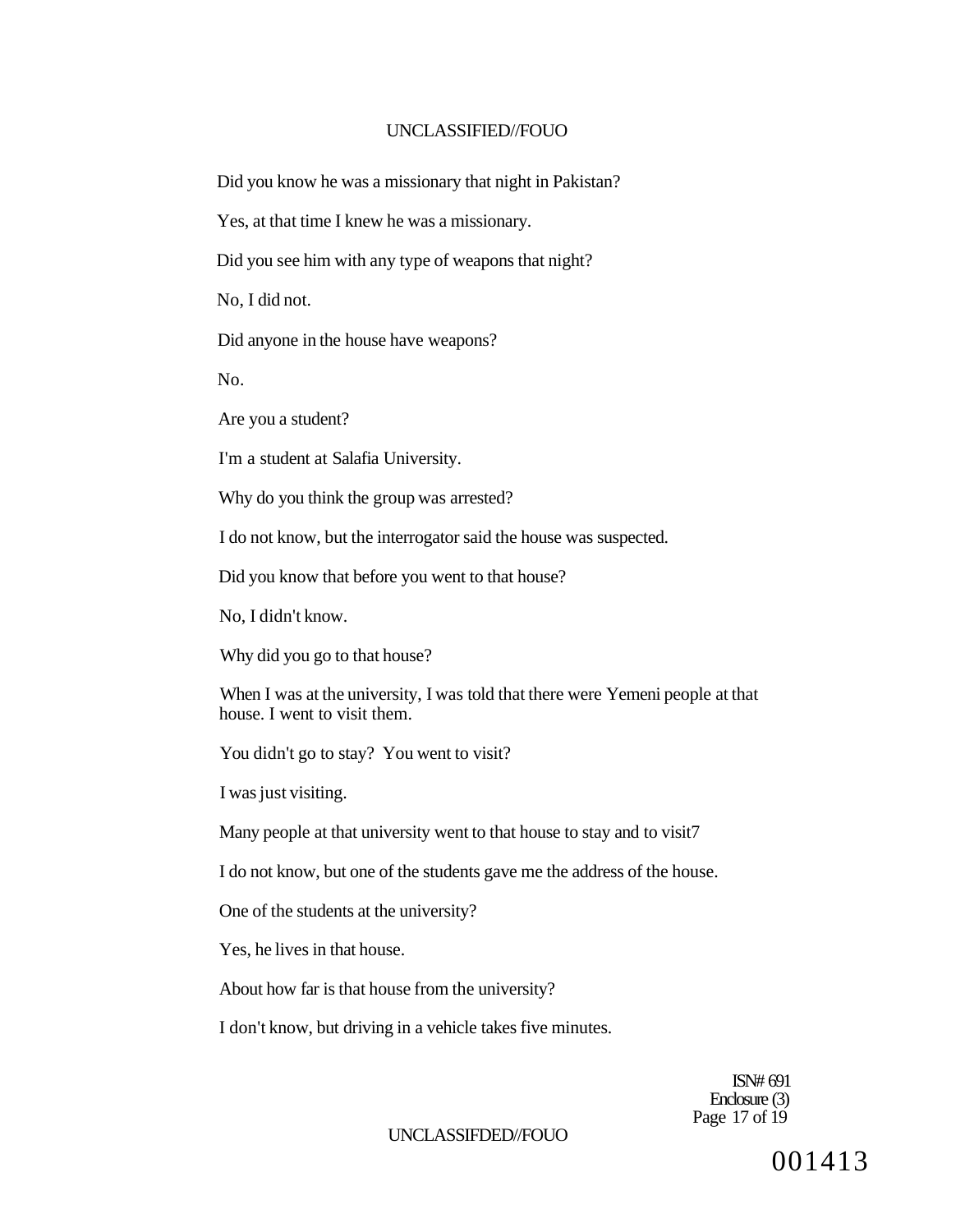Did you know he was a missionary that night in Pakistan?

Yes, at that time I knew he was a missionary.

Did you see him with any type of weapons that night?

No, I did not.

Did anyone in the house have weapons?

No.

Are you a student?

I'm a student at Salafia University.

Why do you think the group was arrested?

I do not know, but the interrogator said the house was suspected.

Did you know that before you went to that house?

No, I didn't know.

Why did you go to that house?

When I was at the university, I was told that there were Yemeni people at that house. I went to visit them.

You didn't go to stay? You went to visit?

I was just visiting.

Many people at that university went to that house to stay and to visit7

I do not know, but one of the students gave me the address of the house.

One of the students at the university?

Yes, he lives in that house.

About how far is that house from the university?

I don't know, but driving in a vehicle takes five minutes.

ISN# 691
Enclosure (3)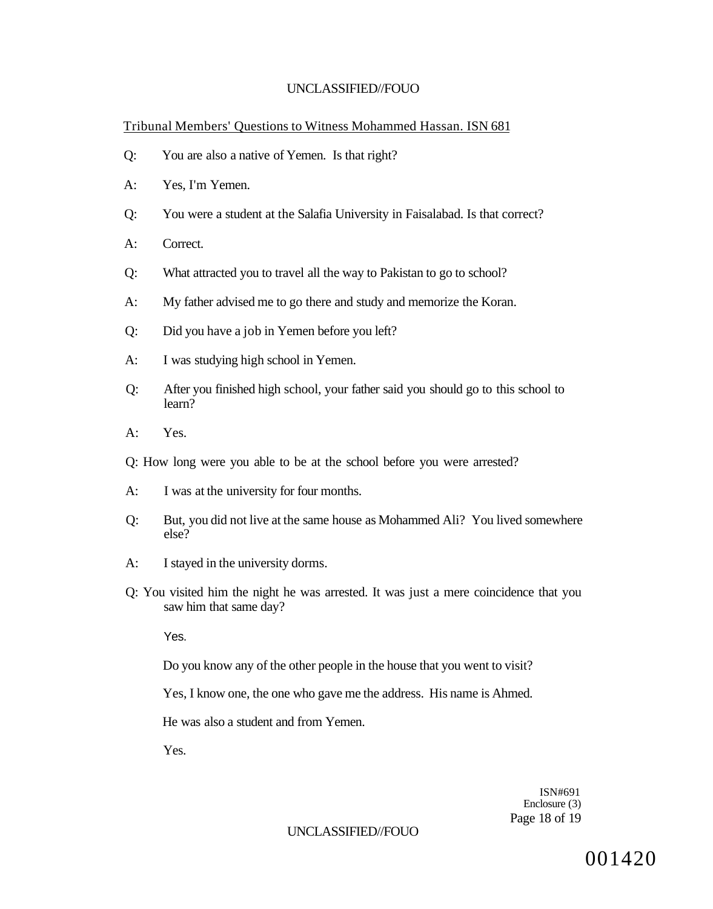Tribunal Members' Questions to Witness Mohammed Hassan. ISN 681

Q: You are also a native of Yemen. Is that right?

A: Yes, I'm Yemen.

Q: You were a student at the Salafia University in Faisalabad. Is that correct?

A: Correct.

Q: What attracted you to travel all the way to Pakistan to go to school?

A: My father advised me to go there and study and memorize the Koran.

Q: Did you have a job in Yemen before you left?

A: I was studying high school in Yemen.

Q: After you finished high school, your father said you should go to this school to learn?

A: Yes.

Q: How long were you able to be at the school before you were arrested?

A: I was at the university for four months.

Q: But, you did not live at the same house as Mohammed Ali? You lived somewhere else?

A: I stayed in the university dorms.

Q: You visited him the night he was arrested. It was just a mere coincidence that you saw him that same day?

Yes.

Do you know any of the other people in the house that you went to visit?

Yes, I know one, the one who gave me the address. His name is Ahmed.

He was also a student and from Yemen.

Yes.

ISN#691
Enclosure (3)

001420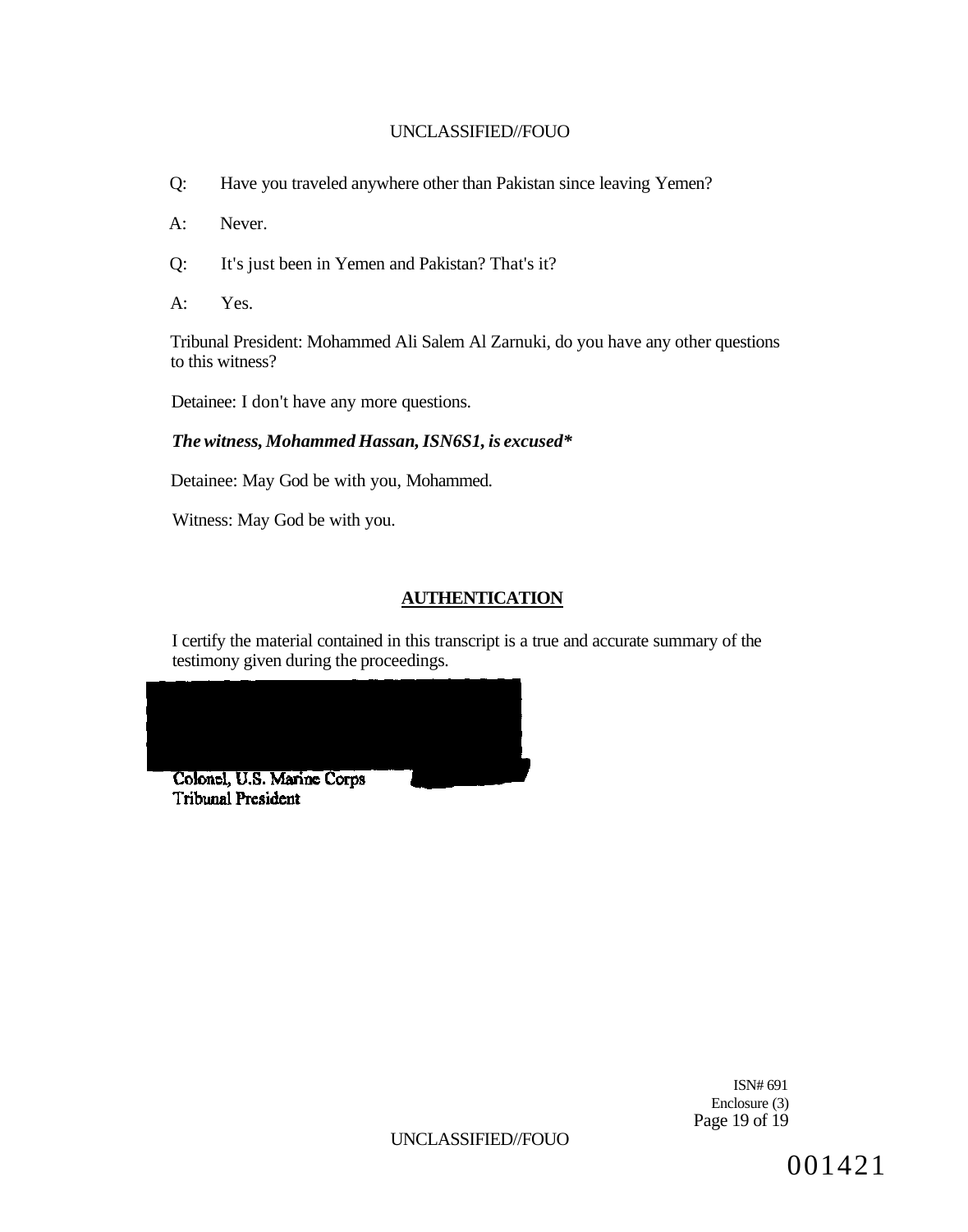Q: Have you traveled anywhere other than Pakistan since leaving Yemen?

A: Never.

Q: It's just been in Yemen and Pakistan? That's it?

A: Yes.

Tribunal President: Mohammed Ali Salem Al Zarnuki, do you have any other questions to this witness?

Detainee: I don't have any more questions.

***The witness, Mohammed Hassan, ISN6S1, is excused****

Detainee: May God be with you, Mohammed.

Witness: May God be with you.

## AUTHENTICATION

I certify the material contained in this transcript is a true and accurate summary of the testimony given during the proceedings.

Colonel, U.S. Marine Corps
Tribunal President

ISN# 691
Enclosure (3)

001421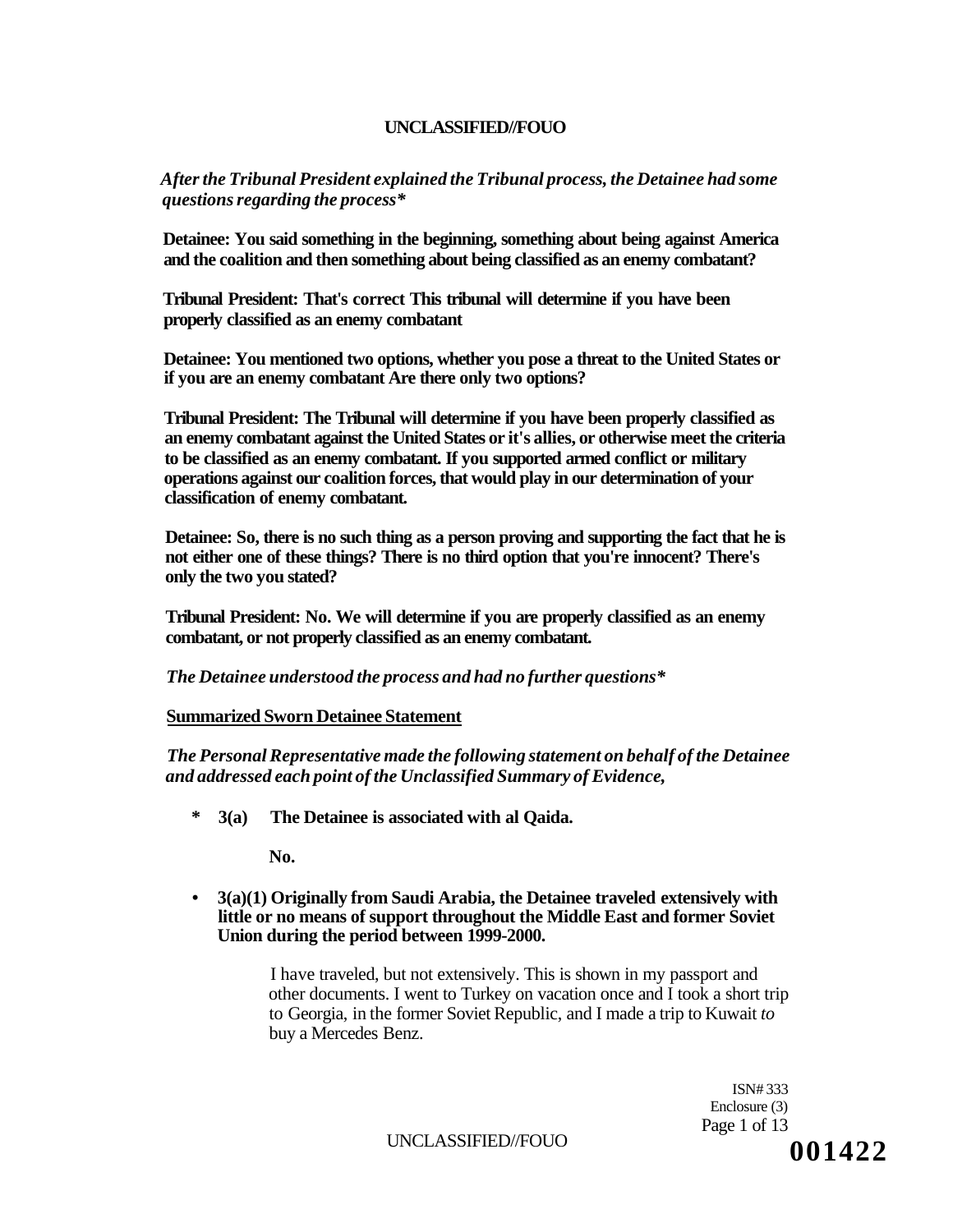*After the Tribunal President explained the Tribunal process, the Detainee had some questions regarding the process**

**Detainee: You said something in the beginning, something about being against America and the coalition and then something about being classified as an enemy combatant?**

**Tribunal President: That's correct This tribunal will determine if you have been properly classified as an enemy combatant**

**Detainee: You mentioned two options, whether you pose a threat to the United States or if you are an enemy combatant Are there only two options?**

**Tribunal President: The Tribunal will determine if you have been properly classified as an enemy combatant against the United States or it's allies, or otherwise meet the criteria to be classified as an enemy combatant. If you supported armed conflict or military operations against our coalition forces, that would play in our determination of your classification of enemy combatant.**

**Detainee: So, there is no such thing as a person proving and supporting the fact that he is not either one of these things? There is no third option that you're innocent? There's only the two you stated?**

**Tribunal President: No. We will determine if you are properly classified as an enemy combatant, or not properly classified as an enemy combatant.**

*The Detainee understood the process and had no further questions**

**<u>Summarized Sworn Detainee Statement</u>**

*The Personal Representative made the following statement on behalf of the Detainee and addressed each point of the Unclassified Summary of Evidence,*

- **3(a) The Detainee is associated with al Qaida.**

  **No.**

- **3(a)(1) Originally from Saudi Arabia, the Detainee traveled extensively with little or no means of support throughout the Middle East and former Soviet Union during the period between 1999-2000.**

  I have traveled, but not extensively. This is shown in my passport and other documents. I went to Turkey on vacation once and I took a short trip to Georgia, in the former Soviet Republic, and I made a trip to Kuwait *to* buy a Mercedes Benz.

ISN# 333
Enclosure (3)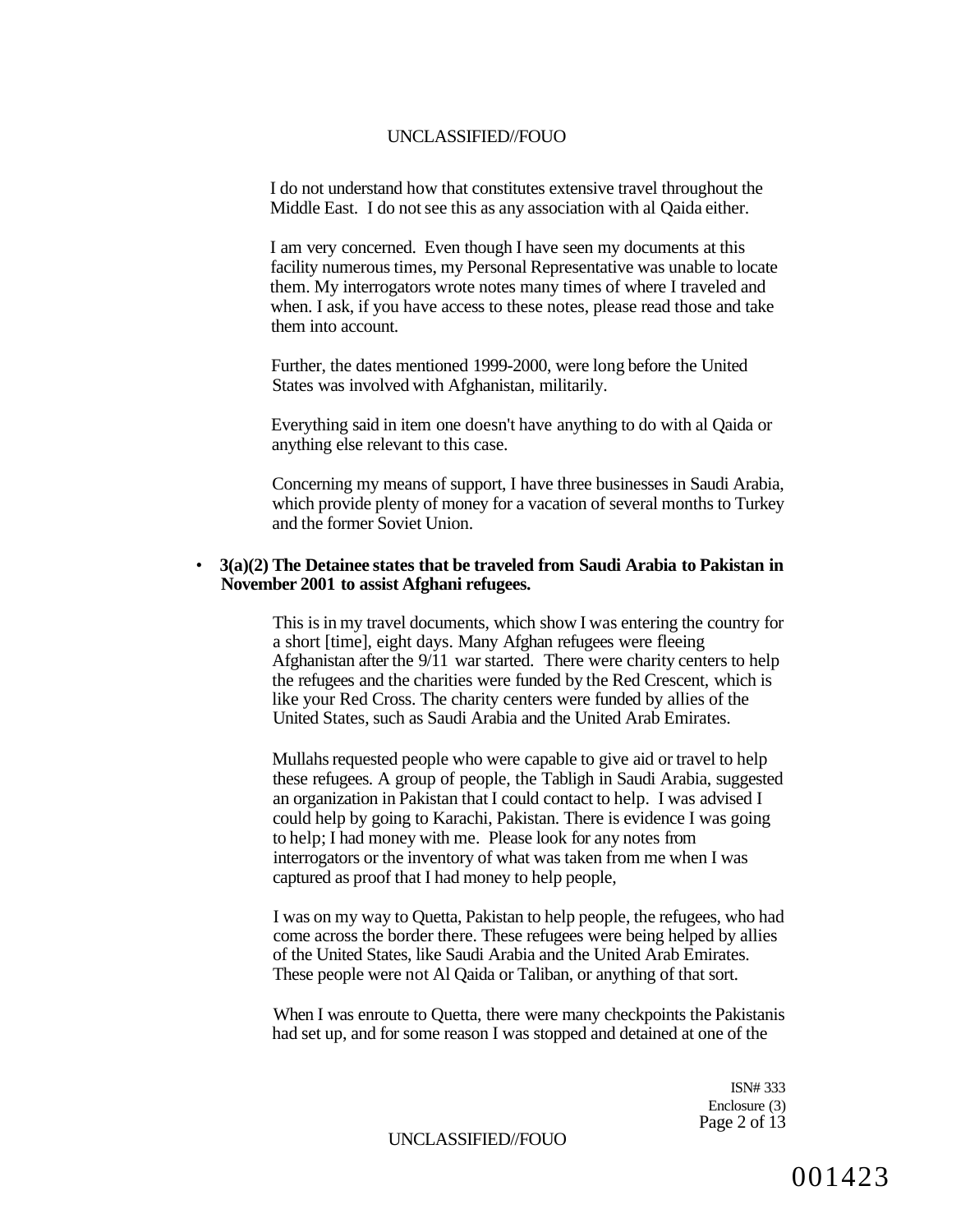I do not understand how that constitutes extensive travel throughout the Middle East. I do not see this as any association with al Qaida either.

I am very concerned. Even though I have seen my documents at this facility numerous times, my Personal Representative was unable to locate them. My interrogators wrote notes many times of where I traveled and when. I ask, if you have access to these notes, please read those and take them into account.

Further, the dates mentioned 1999-2000, were long before the United States was involved with Afghanistan, militarily.

Everything said in item one doesn't have anything to do with al Qaida or anything else relevant to this case.

Concerning my means of support, I have three businesses in Saudi Arabia, which provide plenty of money for a vacation of several months to Turkey and the former Soviet Union.

- **3(a)(2) The Detainee states that be traveled from Saudi Arabia to Pakistan in November 2001 to assist Afghani refugees.**

  This is in my travel documents, which show I was entering the country for a short [time], eight days. Many Afghan refugees were fleeing Afghanistan after the 9/11 war started. There were charity centers to help the refugees and the charities were funded by the Red Crescent, which is like your Red Cross. The charity centers were funded by allies of the United States, such as Saudi Arabia and the United Arab Emirates.

  Mullahs requested people who were capable to give aid or travel to help these refugees. A group of people, the Tabligh in Saudi Arabia, suggested an organization in Pakistan that I could contact to help. I was advised I could help by going to Karachi, Pakistan. There is evidence I was going to help; I had money with me. Please look for any notes from interrogators or the inventory of what was taken from me when I was captured as proof that I had money to help people,

  I was on my way to Quetta, Pakistan to help people, the refugees, who had come across the border there. These refugees were being helped by allies of the United States, like Saudi Arabia and the United Arab Emirates. These people were not Al Qaida or Taliban, or anything of that sort.

  When I was enroute to Quetta, there were many checkpoints the Pakistanis had set up, and for some reason I was stopped and detained at one of the

ISN# 333
Enclosure (3)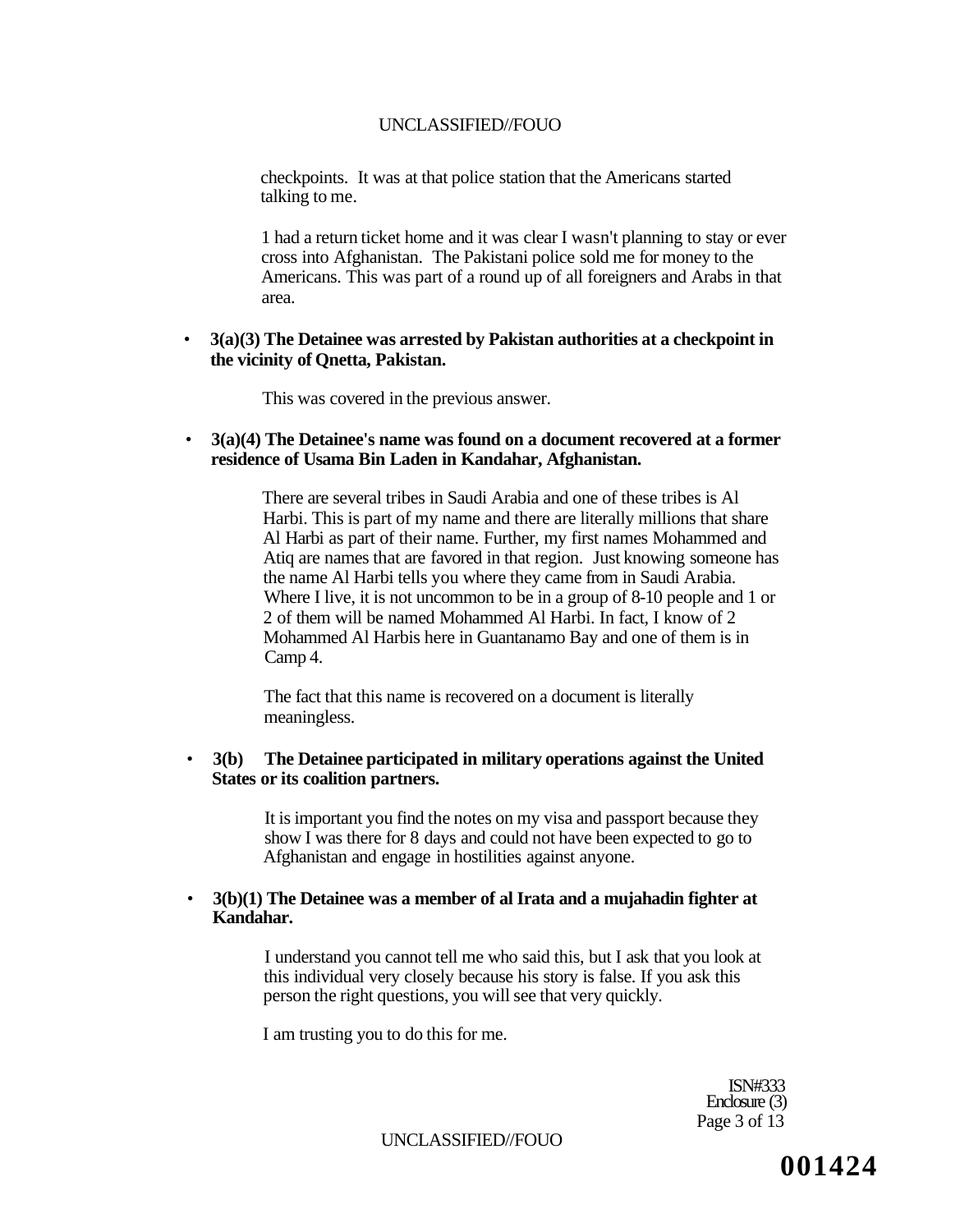checkpoints. It was at that police station that the Americans started talking to me.

1 had a return ticket home and it was clear I wasn't planning to stay or ever cross into Afghanistan. The Pakistani police sold me for money to the Americans. This was part of a round up of all foreigners and Arabs in that area.

- **3(a)(3) The Detainee was arrested by Pakistan authorities at a checkpoint in the vicinity of Qnetta, Pakistan.**

  This was covered in the previous answer.

- **3(a)(4) The Detainee's name was found on a document recovered at a former residence of Usama Bin Laden in Kandahar, Afghanistan.**

  There are several tribes in Saudi Arabia and one of these tribes is Al Harbi. This is part of my name and there are literally millions that share Al Harbi as part of their name. Further, my first names Mohammed and Atiq are names that are favored in that region. Just knowing someone has the name Al Harbi tells you where they came from in Saudi Arabia. Where I live, it is not uncommon to be in a group of 8-10 people and 1 or 2 of them will be named Mohammed Al Harbi. In fact, I know of 2 Mohammed Al Harbis here in Guantanamo Bay and one of them is in Camp 4.

  The fact that this name is recovered on a document is literally meaningless.

- **3(b) The Detainee participated in military operations against the United States or its coalition partners.**

  It is important you find the notes on my visa and passport because they show I was there for 8 days and could not have been expected to go to Afghanistan and engage in hostilities against anyone.

- **3(b)(1) The Detainee was a member of al Irata and a mujahadin fighter at Kandahar.**

  I understand you cannot tell me who said this, but I ask that you look at this individual very closely because his story is false. If you ask this person the right questions, you will see that very quickly.

  I am trusting you to do this for me.

ISN#333
Enclosure (3)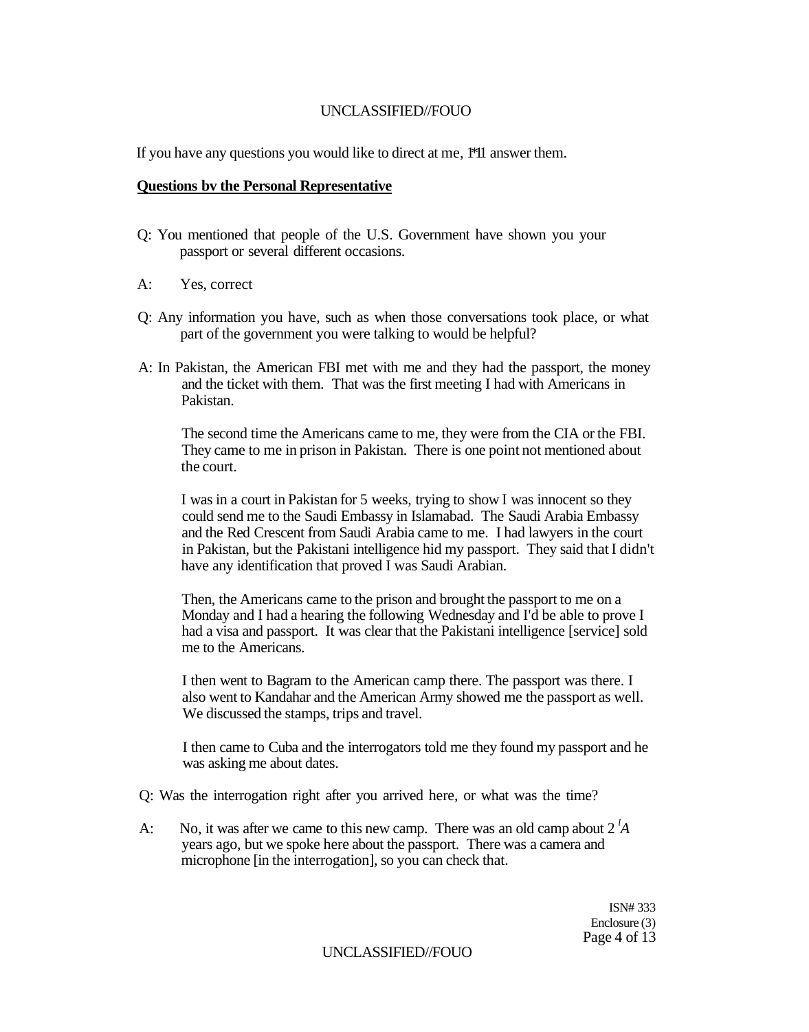If you have any questions you would like to direct at me, I'll answer them.

**Questions bv the Personal Representative**

Q: You mentioned that people of the U.S. Government have shown you your passport or several different occasions.

A: Yes, correct

Q: Any information you have, such as when those conversations took place, or what part of the government you were talking to would be helpful?

A: In Pakistan, the American FBI met with me and they had the passport, the money and the ticket with them. That was the first meeting I had with Americans in Pakistan.

The second time the Americans came to me, they were from the CIA or the FBI. They came to me in prison in Pakistan. There is one point not mentioned about the court.

I was in a court in Pakistan for 5 weeks, trying to show I was innocent so they could send me to the Saudi Embassy in Islamabad. The Saudi Arabia Embassy and the Red Crescent from Saudi Arabia came to me. I had lawyers in the court in Pakistan, but the Pakistani intelligence hid my passport. They said that I didn't have any identification that proved I was Saudi Arabian.

Then, the Americans came to the prison and brought the passport to me on a Monday and I had a hearing the following Wednesday and I'd be able to prove I had a visa and passport. It was clear that the Pakistani intelligence [service] sold me to the Americans.

I then went to Bagram to the American camp there. The passport was there. I also went to Kandahar and the American Army showed me the passport as well. We discussed the stamps, trips and travel.

I then came to Cuba and the interrogators told me they found my passport and he was asking me about dates.

Q: Was the interrogation right after you arrived here, or what was the time?

A: No, it was after we came to this new camp. There was an old camp about 2 1/2 years ago, but we spoke here about the passport. There was a camera and microphone [in the interrogation], so you can check that.

ISN# 333
Enclosure (3)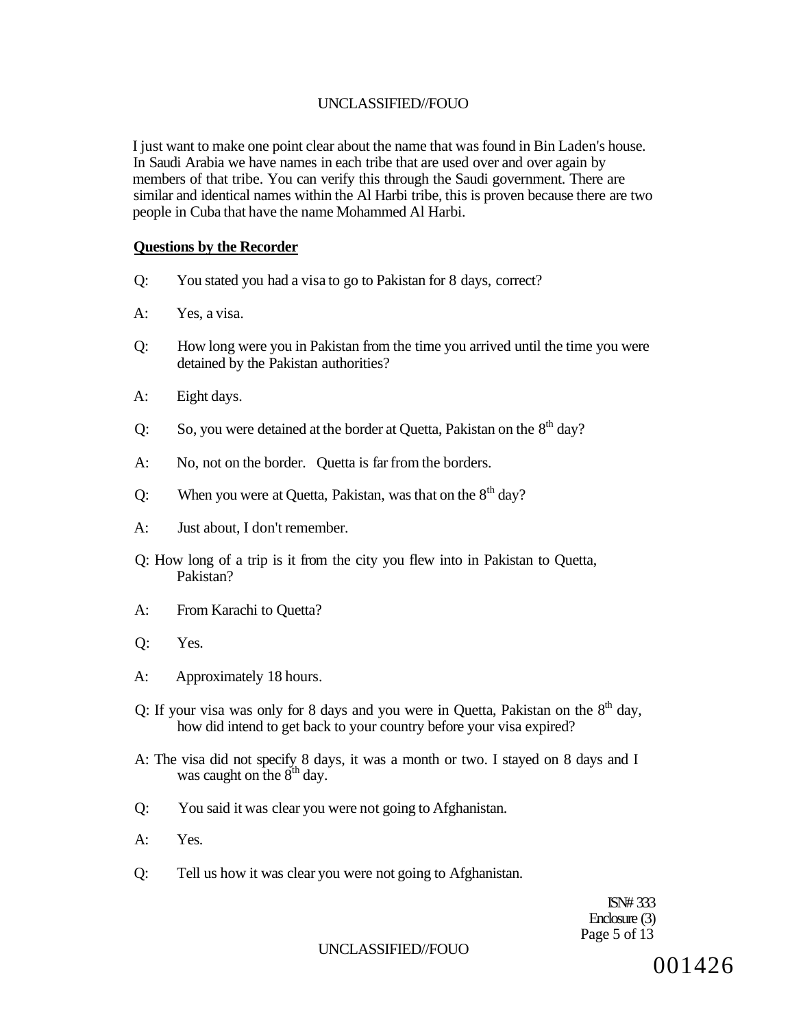I just want to make one point clear about the name that was found in Bin Laden's house. In Saudi Arabia we have names in each tribe that are used over and over again by members of that tribe. You can verify this through the Saudi government. There are similar and identical names within the Al Harbi tribe, this is proven because there are two people in Cuba that have the name Mohammed Al Harbi.

**Questions by the Recorder**

Q: You stated you had a visa to go to Pakistan for 8 days, correct?

A: Yes, a visa.

Q: How long were you in Pakistan from the time you arrived until the time you were detained by the Pakistan authorities?

A: Eight days.

Q: So, you were detained at the border at Quetta, Pakistan on the 8th day?

A: No, not on the border. Quetta is far from the borders.

Q: When you were at Quetta, Pakistan, was that on the 8th day?

A: Just about, I don't remember.

Q: How long of a trip is it from the city you flew into in Pakistan to Quetta, Pakistan?

A: From Karachi to Quetta?

Q: Yes.

A: Approximately 18 hours.

Q: If your visa was only for 8 days and you were in Quetta, Pakistan on the 8th day, how did intend to get back to your country before your visa expired?

A: The visa did not specify 8 days, it was a month or two. I stayed on 8 days and I was caught on the 8th day.

Q: You said it was clear you were not going to Afghanistan.

A: Yes.

Q: Tell us how it was clear you were not going to Afghanistan.

ISN# 333
Enclosure (3)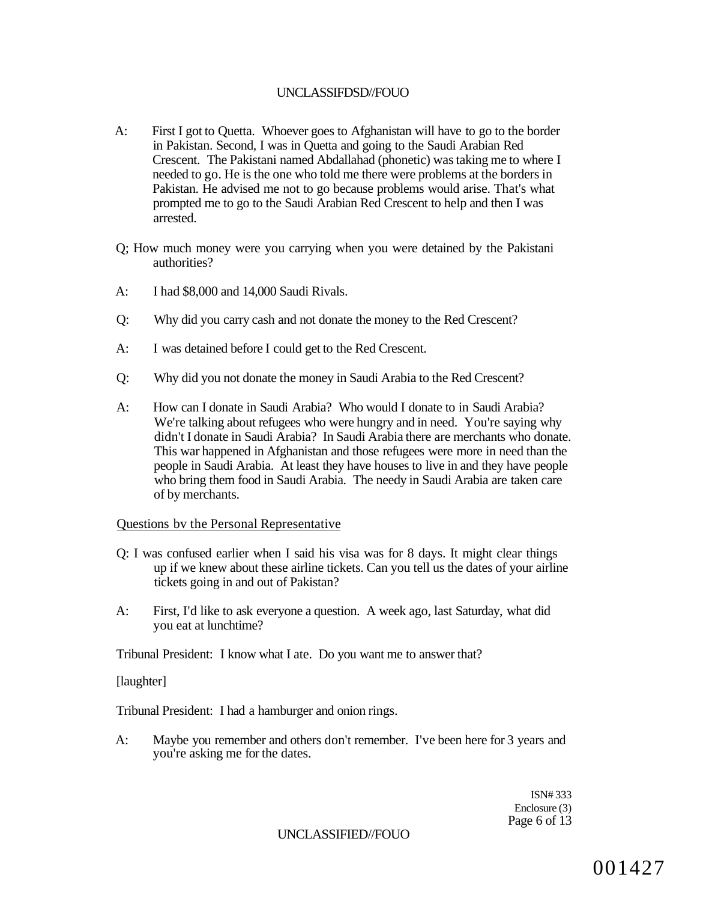A: First I got to Quetta. Whoever goes to Afghanistan will have to go to the border in Pakistan. Second, I was in Quetta and going to the Saudi Arabian Red Crescent. The Pakistani named Abdallahad (phonetic) was taking me to where I needed to go. He is the one who told me there were problems at the borders in Pakistan. He advised me not to go because problems would arise. That's what prompted me to go to the Saudi Arabian Red Crescent to help and then I was arrested.

Q; How much money were you carrying when you were detained by the Pakistani authorities?

A: I had $8,000 and 14,000 Saudi Riyals.

Q: Why did you carry cash and not donate the money to the Red Crescent?

A: I was detained before I could get to the Red Crescent.

Q: Why did you not donate the money in Saudi Arabia to the Red Crescent?

A: How can I donate in Saudi Arabia? Who would I donate to in Saudi Arabia? We're talking about refugees who were hungry and in need. You're saying why didn't I donate in Saudi Arabia? In Saudi Arabia there are merchants who donate. This war happened in Afghanistan and those refugees were more in need than the people in Saudi Arabia. At least they have houses to live in and they have people who bring them food in Saudi Arabia. The needy in Saudi Arabia are taken care of by merchants.

Questions bv the Personal Representative

Q: I was confused earlier when I said his visa was for 8 days. It might clear things up if we knew about these airline tickets. Can you tell us the dates of your airline tickets going in and out of Pakistan?

A: First, I'd like to ask everyone a question. A week ago, last Saturday, what did you eat at lunchtime?

Tribunal President: I know what I ate. Do you want me to answer that?

[laughter]

Tribunal President: I had a hamburger and onion rings.

A: Maybe you remember and others don't remember. I've been here for 3 years and you're asking me for the dates.

ISN# 333
Enclosure (3)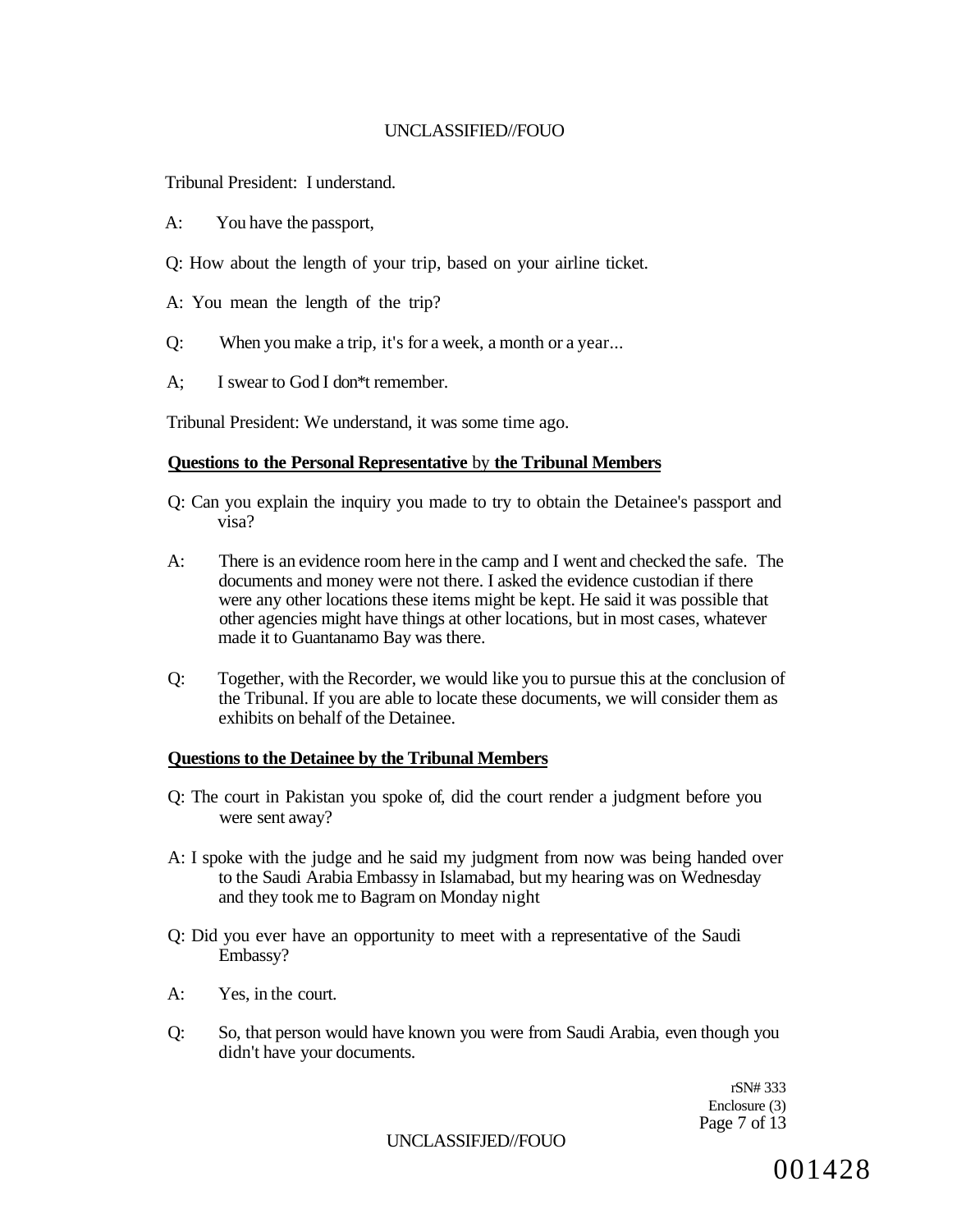Tribunal President: I understand.

A: You have the passport,

Q: How about the length of your trip, based on your airline ticket.

A: You mean the length of the trip?

Q: When you make a trip, it's for a week, a month or a year...

A; I swear to God I don*t remember.

Tribunal President: We understand, it was some time ago.

**Questions to the Personal Representative** by **the Tribunal Members**

Q: Can you explain the inquiry you made to try to obtain the Detainee's passport and visa?

A: There is an evidence room here in the camp and I went and checked the safe. The documents and money were not there. I asked the evidence custodian if there were any other locations these items might be kept. He said it was possible that other agencies might have things at other locations, but in most cases, whatever made it to Guantanamo Bay was there.

Q: Together, with the Recorder, we would like you to pursue this at the conclusion of the Tribunal. If you are able to locate these documents, we will consider them as exhibits on behalf of the Detainee.

**Questions to the Detainee by the Tribunal Members**

Q: The court in Pakistan you spoke of, did the court render a judgment before you were sent away?

A: I spoke with the judge and he said my judgment from now was being handed over to the Saudi Arabia Embassy in Islamabad, but my hearing was on Wednesday and they took me to Bagram on Monday night

Q: Did you ever have an opportunity to meet with a representative of the Saudi Embassy?

A: Yes, in the court.

Q: So, that person would have known you were from Saudi Arabia, even though you didn't have your documents.

rSN# 333
Enclosure (3)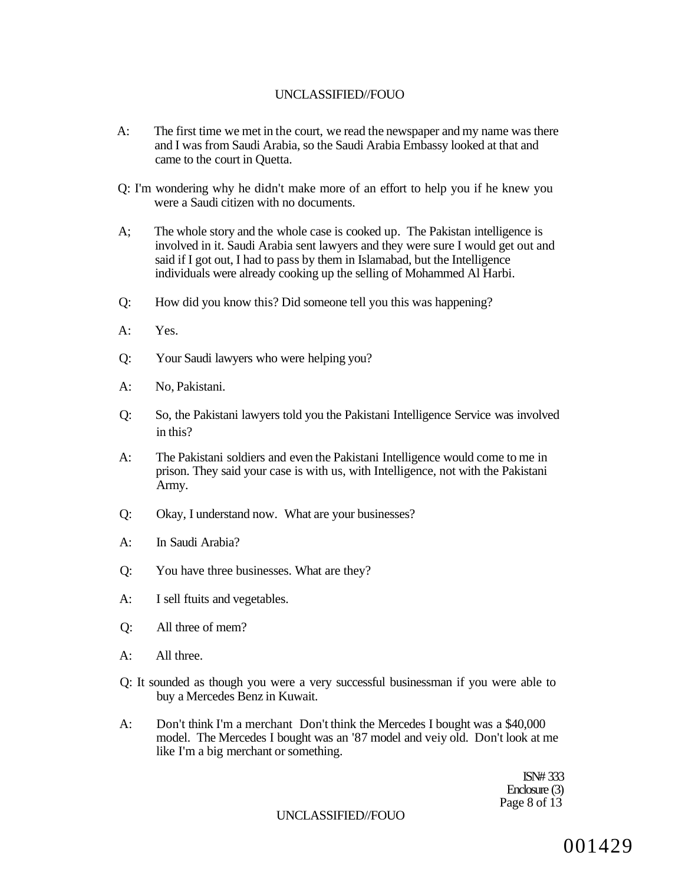A: The first time we met in the court, we read the newspaper and my name was there and I was from Saudi Arabia, so the Saudi Arabia Embassy looked at that and came to the court in Quetta.

Q: I'm wondering why he didn't make more of an effort to help you if he knew you were a Saudi citizen with no documents.

A; The whole story and the whole case is cooked up. The Pakistan intelligence is involved in it. Saudi Arabia sent lawyers and they were sure I would get out and said if I got out, I had to pass by them in Islamabad, but the Intelligence individuals were already cooking up the selling of Mohammed Al Harbi.

Q: How did you know this? Did someone tell you this was happening?

A: Yes.

Q: Your Saudi lawyers who were helping you?

A: No, Pakistani.

Q: So, the Pakistani lawyers told you the Pakistani Intelligence Service was involved in this?

A: The Pakistani soldiers and even the Pakistani Intelligence would come to me in prison. They said your case is with us, with Intelligence, not with the Pakistani Army.

Q: Okay, I understand now. What are your businesses?

A: In Saudi Arabia?

Q: You have three businesses. What are they?

A: I sell ftuits and vegetables.

Q: All three of mem?

A: All three.

Q: It sounded as though you were a very successful businessman if you were able to buy a Mercedes Benz in Kuwait.

A: Don't think I'm a merchant Don't think the Mercedes I bought was a $40,000 model. The Mercedes I bought was an '87 model and veiy old. Don't look at me like I'm a big merchant or something.

ISN# 333
Enclosure (3)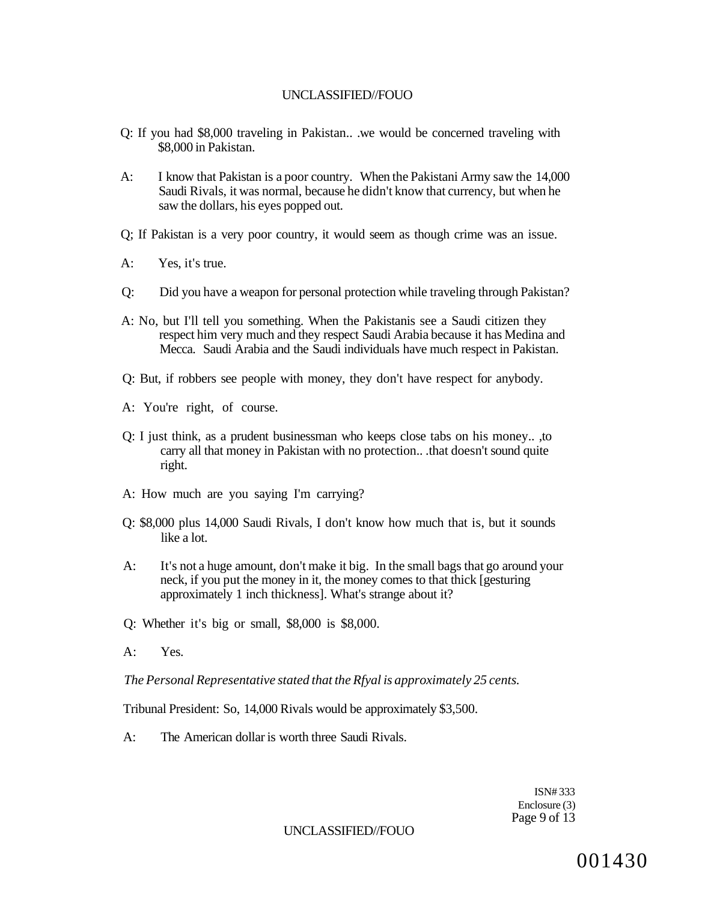Q: If you had $8,000 traveling in Pakistan.. .we would be concerned traveling with $8,000 in Pakistan.

A: I know that Pakistan is a poor country. When the Pakistani Army saw the 14,000 Saudi Rivals, it was normal, because he didn't know that currency, but when he saw the dollars, his eyes popped out.

Q; If Pakistan is a very poor country, it would seem as though crime was an issue.

A: Yes, it's true.

Q: Did you have a weapon for personal protection while traveling through Pakistan?

A: No, but I'll tell you something. When the Pakistanis see a Saudi citizen they respect him very much and they respect Saudi Arabia because it has Medina and Mecca. Saudi Arabia and the Saudi individuals have much respect in Pakistan.

Q: But, if robbers see people with money, they don't have respect for anybody.

A: You're right, of course.

Q: I just think, as a prudent businessman who keeps close tabs on his money.. ,to carry all that money in Pakistan with no protection.. .that doesn't sound quite right.

A: How much are you saying I'm carrying?

Q: $8,000 plus 14,000 Saudi Rivals, I don't know how much that is, but it sounds like a lot.

A: It's not a huge amount, don't make it big. In the small bags that go around your neck, if you put the money in it, the money comes to that thick [gesturing approximately 1 inch thickness]. What's strange about it?

Q: Whether it's big or small, $8,000 is $8,000.

A: Yes.

*The Personal Representative stated that the Rfyal is approximately 25 cents.*

Tribunal President: So, 14,000 Rivals would be approximately $3,500.

A: The American dollar is worth three Saudi Rivals.

ISN# 333
Enclosure (3)

001430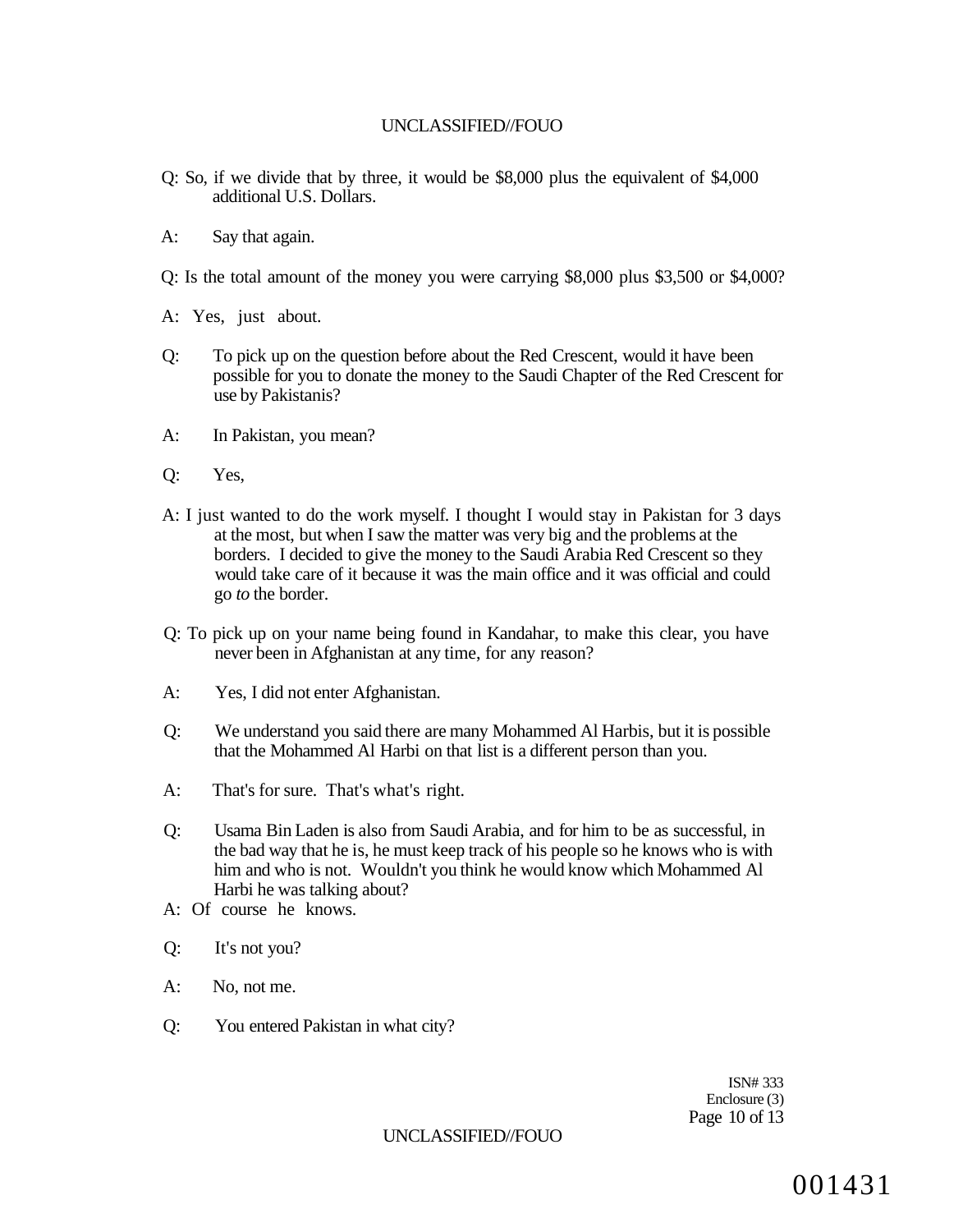Q: So, if we divide that by three, it would be $8,000 plus the equivalent of $4,000 additional U.S. Dollars.

A: Say that again.

Q: Is the total amount of the money you were carrying $8,000 plus $3,500 or $4,000?

A: Yes, just about.

Q: To pick up on the question before about the Red Crescent, would it have been possible for you to donate the money to the Saudi Chapter of the Red Crescent for use by Pakistanis?

A: In Pakistan, you mean?

Q: Yes,

A: I just wanted to do the work myself. I thought I would stay in Pakistan for 3 days at the most, but when I saw the matter was very big and the problems at the borders. I decided to give the money to the Saudi Arabia Red Crescent so they would take care of it because it was the main office and it was official and could go *to* the border.

Q: To pick up on your name being found in Kandahar, to make this clear, you have never been in Afghanistan at any time, for any reason?

A: Yes, I did not enter Afghanistan.

Q: We understand you said there are many Mohammed Al Harbis, but it is possible that the Mohammed Al Harbi on that list is a different person than you.

A: That's for sure. That's what's right.

Q: Usama Bin Laden is also from Saudi Arabia, and for him to be as successful, in the bad way that he is, he must keep track of his people so he knows who is with him and who is not. Wouldn't you think he would know which Mohammed Al Harbi he was talking about?

A: Of course he knows.

Q: It's not you?

A: No, not me.

Q: You entered Pakistan in what city?

ISN# 333
Enclosure (3)

001431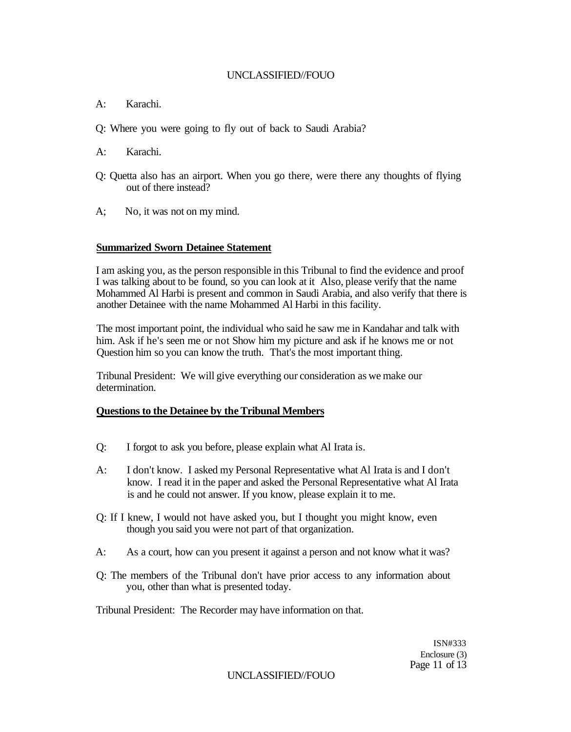A: Karachi.

Q: Where you were going to fly out of back to Saudi Arabia?

A: Karachi.

Q: Quetta also has an airport. When you go there, were there any thoughts of flying out of there instead?

A; No, it was not on my mind.

**Summarized Sworn Detainee Statement**

I am asking you, as the person responsible in this Tribunal to find the evidence and proof I was talking about to be found, so you can look at it Also, please verify that the name Mohammed Al Harbi is present and common in Saudi Arabia, and also verify that there is another Detainee with the name Mohammed Al Harbi in this facility.

The most important point, the individual who said he saw me in Kandahar and talk with him. Ask if he's seen me or not Show him my picture and ask if he knows me or not Question him so you can know the truth. That's the most important thing.

Tribunal President: We will give everything our consideration as we make our determination.

**Questions to the Detainee by the Tribunal Members**

Q: I forgot to ask you before, please explain what Al Irata is.

A: I don't know. I asked my Personal Representative what Al Irata is and I don't know. I read it in the paper and asked the Personal Representative what Al Irata is and he could not answer. If you know, please explain it to me.

Q: If I knew, I would not have asked you, but I thought you might know, even though you said you were not part of that organization.

A: As a court, how can you present it against a person and not know what it was?

Q: The members of the Tribunal don't have prior access to any information about you, other than what is presented today.

Tribunal President: The Recorder may have information on that.

ISN#333
Enclosure (3)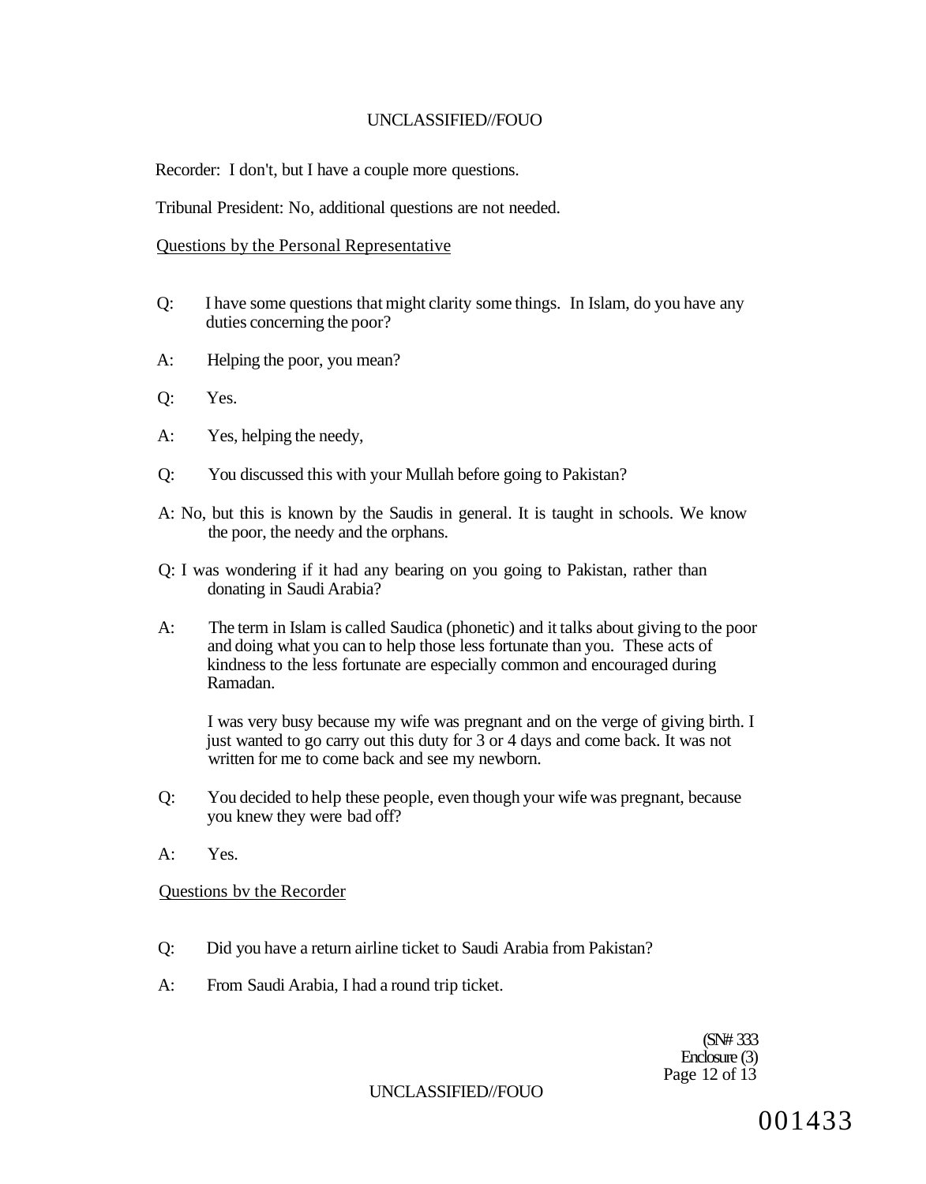Recorder: I don't, but I have a couple more questions.

Tribunal President: No, additional questions are not needed.

Questions by the Personal Representative

Q: I have some questions that might clarity some things. In Islam, do you have any duties concerning the poor?

A: Helping the poor, you mean?

Q: Yes.

A: Yes, helping the needy,

Q: You discussed this with your Mullah before going to Pakistan?

A: No, but this is known by the Saudis in general. It is taught in schools. We know the poor, the needy and the orphans.

Q: I was wondering if it had any bearing on you going to Pakistan, rather than donating in Saudi Arabia?

A: The term in Islam is called Saudica (phonetic) and it talks about giving to the poor and doing what you can to help those less fortunate than you. These acts of kindness to the less fortunate are especially common and encouraged during Ramadan.

I was very busy because my wife was pregnant and on the verge of giving birth. I just wanted to go carry out this duty for 3 or 4 days and come back. It was not written for me to come back and see my newborn.

Q: You decided to help these people, even though your wife was pregnant, because you knew they were bad off?

A: Yes.

Questions bv the Recorder

Q: Did you have a return airline ticket to Saudi Arabia from Pakistan?

A: From Saudi Arabia, I had a round trip ticket.

(SN# 333
Enclosure (3)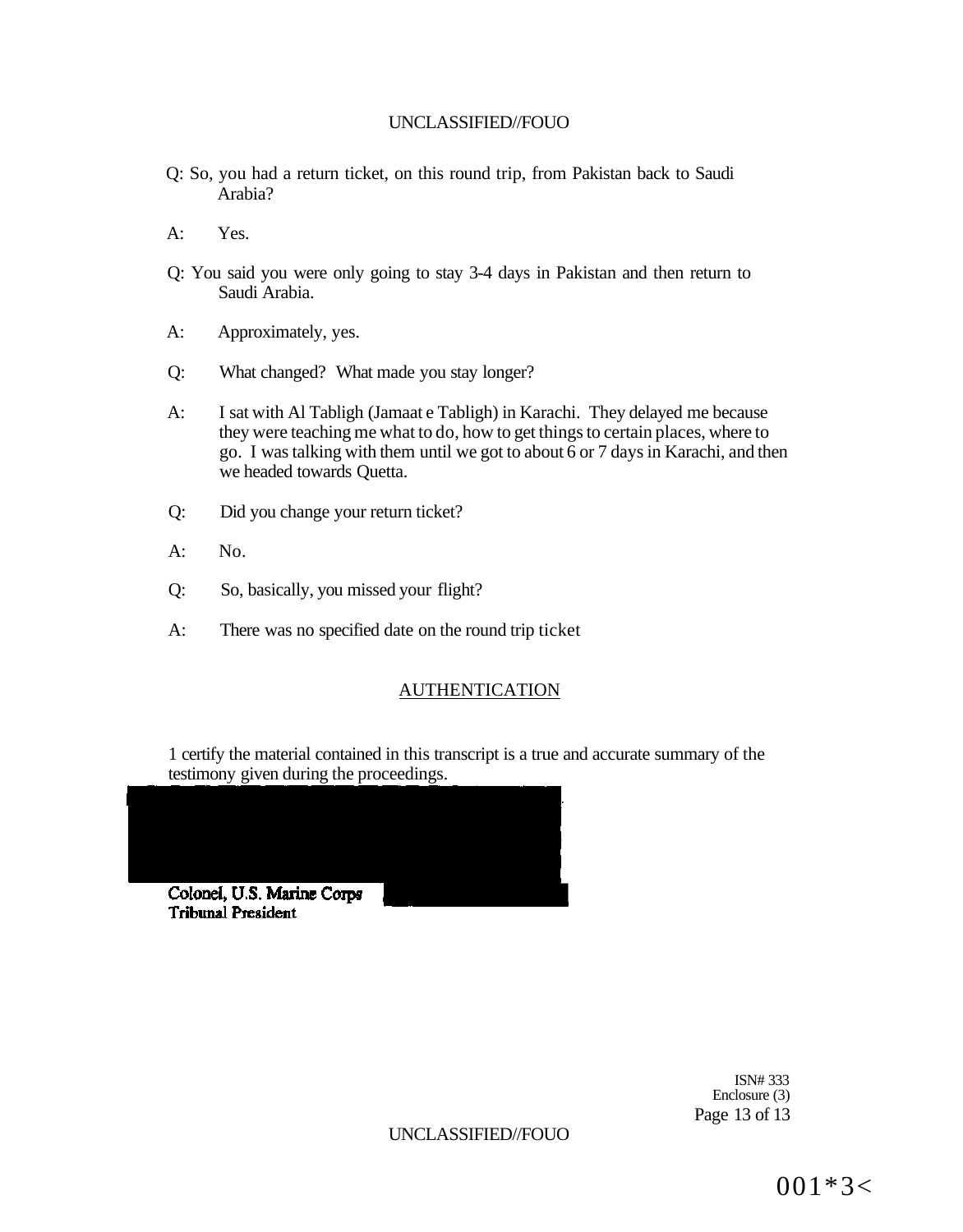Q: So, you had a return ticket, on this round trip, from Pakistan back to Saudi Arabia?

A: Yes.

Q: You said you were only going to stay 3-4 days in Pakistan and then return to Saudi Arabia.

A: Approximately, yes.

Q: What changed? What made you stay longer?

A: I sat with Al Tabligh (Jamaat e Tabligh) in Karachi. They delayed me because they were teaching me what to do, how to get things to certain places, where to go. I was talking with them until we got to about 6 or 7 days in Karachi, and then we headed towards Quetta.

Q: Did you change your return ticket?

A: No.

Q: So, basically, you missed your flight?

A: There was no specified date on the round trip ticket

## AUTHENTICATION

1 certify the material contained in this transcript is a true and accurate summary of the testimony given during the proceedings.

**Colonel, U.S. Marine Corps**
**Tribunal President**

ISN# 333
Enclosure (3)

001*3<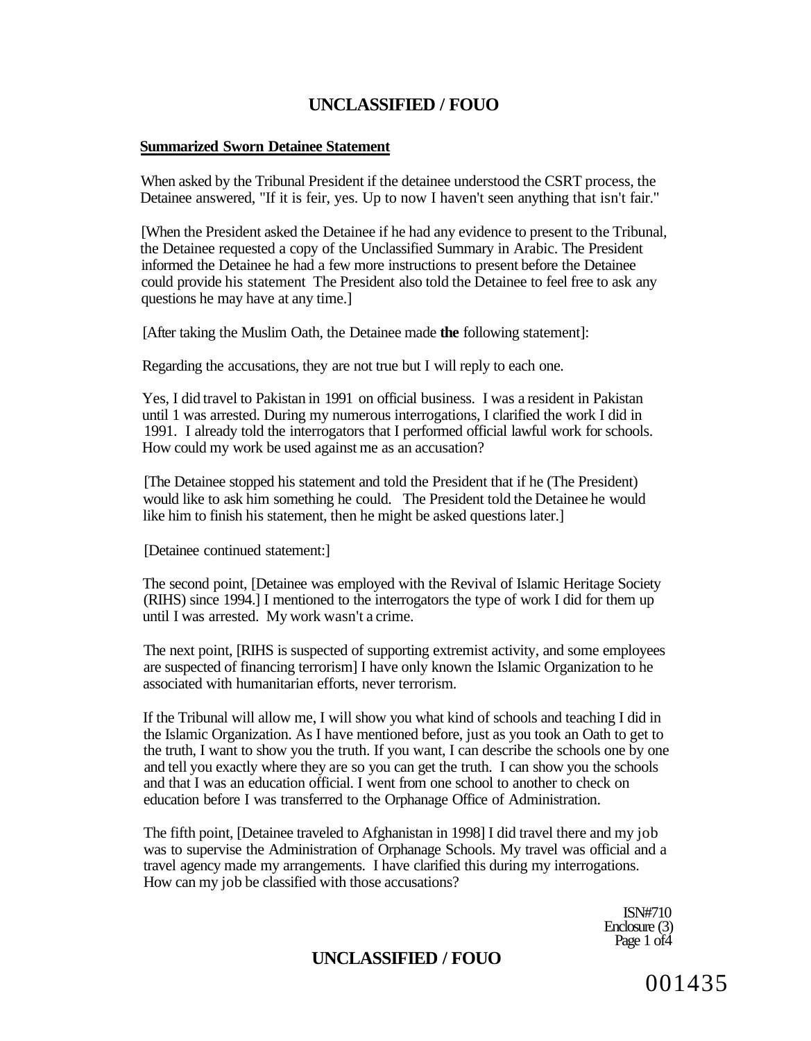**Summarized Sworn Detainee Statement**

When asked by the Tribunal President if the detainee understood the CSRT process, the Detainee answered, "If it is feir, yes. Up to now I haven't seen anything that isn't fair."

[When the President asked the Detainee if he had any evidence to present to the Tribunal, the Detainee requested a copy of the Unclassified Summary in Arabic. The President informed the Detainee he had a few more instructions to present before the Detainee could provide his statement The President also told the Detainee to feel free to ask any questions he may have at any time.]

[After taking the Muslim Oath, the Detainee made **the** following statement]:

Regarding the accusations, they are not true but I will reply to each one.

Yes, I did travel to Pakistan in 1991 on official business. I was a resident in Pakistan until 1 was arrested. During my numerous interrogations, I clarified the work I did in 1991. I already told the interrogators that I performed official lawful work for schools. How could my work be used against me as an accusation?

[The Detainee stopped his statement and told the President that if he (The President) would like to ask him something he could. The President told the Detainee he would like him to finish his statement, then he might be asked questions later.]

[Detainee continued statement:]

The second point, [Detainee was employed with the Revival of Islamic Heritage Society (RIHS) since 1994.] I mentioned to the interrogators the type of work I did for them up until I was arrested. My work wasn't a crime.

The next point, [RIHS is suspected of supporting extremist activity, and some employees are suspected of financing terrorism] I have only known the Islamic Organization to he associated with humanitarian efforts, never terrorism.

If the Tribunal will allow me, I will show you what kind of schools and teaching I did in the Islamic Organization. As I have mentioned before, just as you took an Oath to get to the truth, I want to show you the truth. If you want, I can describe the schools one by one and tell you exactly where they are so you can get the truth. I can show you the schools and that I was an education official. I went from one school to another to check on education before I was transferred to the Orphanage Office of Administration.

The fifth point, [Detainee traveled to Afghanistan in 1998] I did travel there and my job was to supervise the Administration of Orphanage Schools. My travel was official and a travel agency made my arrangements. I have clarified this during my interrogations. How can my job be classified with those accusations?

ISN#710
Enclosure (3)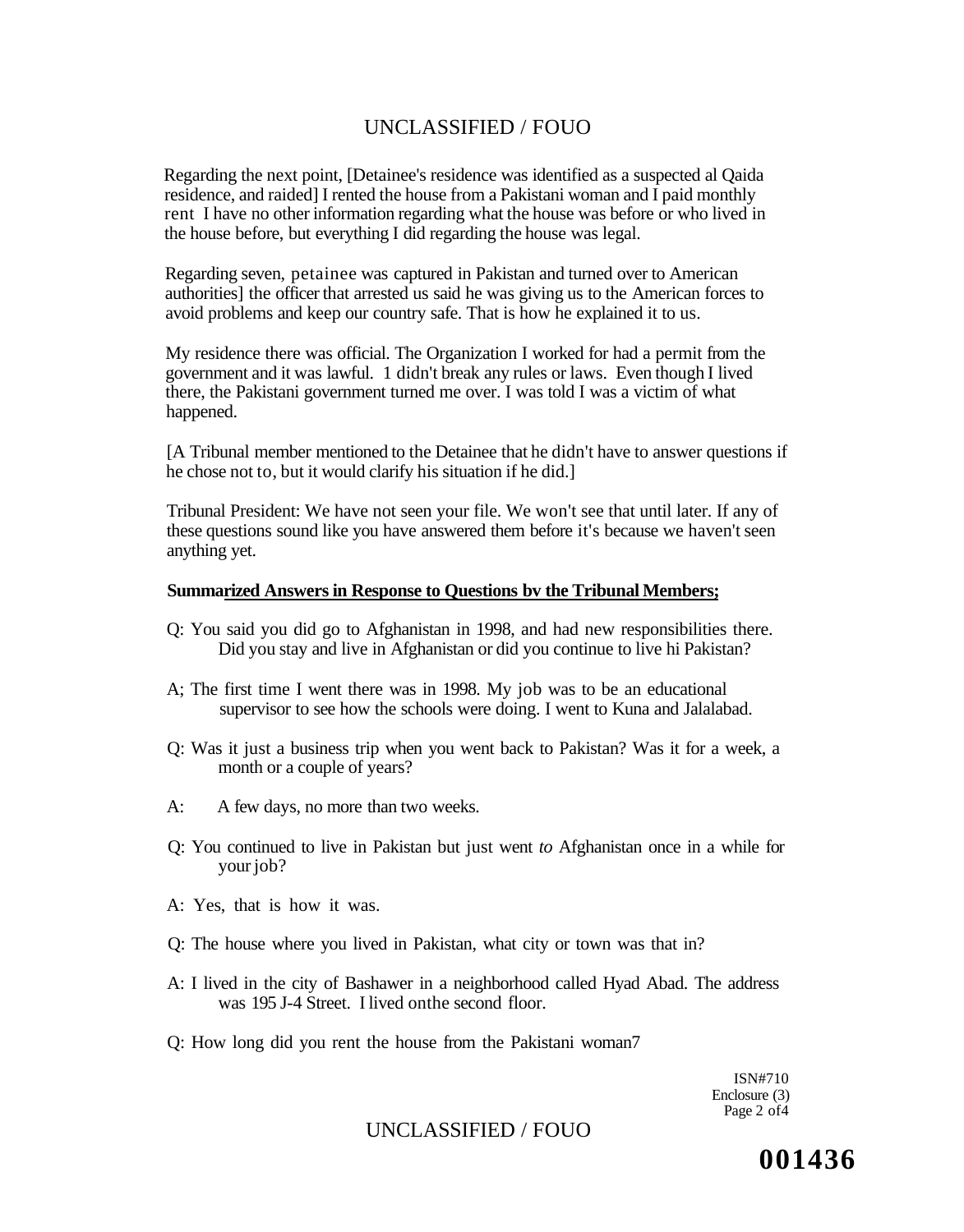Regarding the next point, [Detainee's residence was identified as a suspected al Qaida residence, and raided] I rented the house from a Pakistani woman and I paid monthly rent I have no other information regarding what the house was before or who lived in the house before, but everything I did regarding the house was legal.

Regarding seven, petainee was captured in Pakistan and turned over to American authorities] the officer that arrested us said he was giving us to the American forces to avoid problems and keep our country safe. That is how he explained it to us.

My residence there was official. The Organization I worked for had a permit from the government and it was lawful. 1 didn't break any rules or laws. Even though I lived there, the Pakistani government turned me over. I was told I was a victim of what happened.

[A Tribunal member mentioned to the Detainee that he didn't have to answer questions if he chose not to, but it would clarify his situation if he did.]

Tribunal President: We have not seen your file. We won't see that until later. If any of these questions sound like you have answered them before it's because we haven't seen anything yet.

**Summarized Answers in Response to Questions bv the Tribunal Members;**

Q: You said you did go to Afghanistan in 1998, and had new responsibilities there. Did you stay and live in Afghanistan or did you continue to live hi Pakistan?

A; The first time I went there was in 1998. My job was to be an educational supervisor to see how the schools were doing. I went to Kuna and Jalalabad.

Q: Was it just a business trip when you went back to Pakistan? Was it for a week, a month or a couple of years?

A: A few days, no more than two weeks.

Q: You continued to live in Pakistan but just went *to* Afghanistan once in a while for your job?

A: Yes, that is how it was.

Q: The house where you lived in Pakistan, what city or town was that in?

A: I lived in the city of Bashawer in a neighborhood called Hyad Abad. The address was 195 J-4 Street. I lived onthe second floor.

Q: How long did you rent the house from the Pakistani woman7

ISN#710
Enclosure (3)
Page 2 of4

001436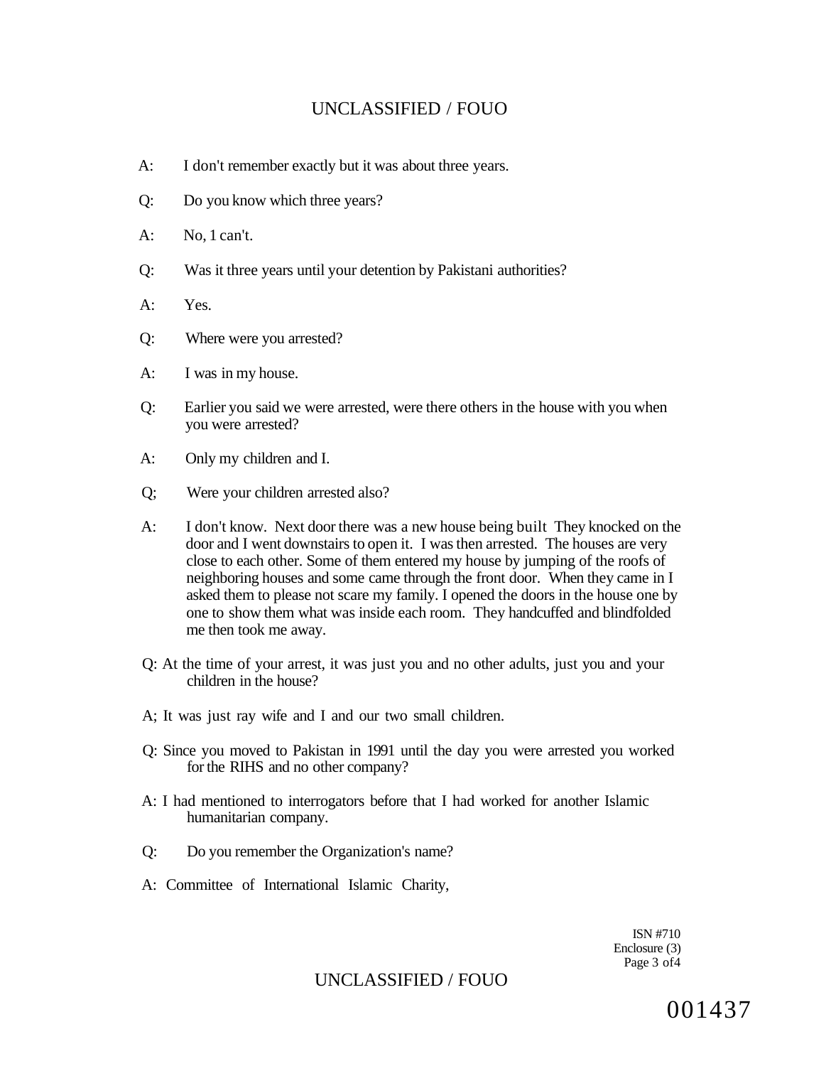A: I don't remember exactly but it was about three years.

Q: Do you know which three years?

A: No, 1 can't.

Q: Was it three years until your detention by Pakistani authorities?

A: Yes.

Q: Where were you arrested?

A: I was in my house.

Q: Earlier you said we were arrested, were there others in the house with you when you were arrested?

A: Only my children and I.

Q; Were your children arrested also?

A: I don't know. Next door there was a new house being built They knocked on the door and I went downstairs to open it. I was then arrested. The houses are very close to each other. Some of them entered my house by jumping of the roofs of neighboring houses and some came through the front door. When they came in I asked them to please not scare my family. I opened the doors in the house one by one to show them what was inside each room. They handcuffed and blindfolded me then took me away.

Q: At the time of your arrest, it was just you and no other adults, just you and your children in the house?

A; It was just ray wife and I and our two small children.

Q: Since you moved to Pakistan in 1991 until the day you were arrested you worked for the RIHS and no other company?

A: I had mentioned to interrogators before that I had worked for another Islamic humanitarian company.

Q: Do you remember the Organization's name?

A: Committee of International Islamic Charity,

ISN #710
Enclosure (3)
Page 3 of4

001437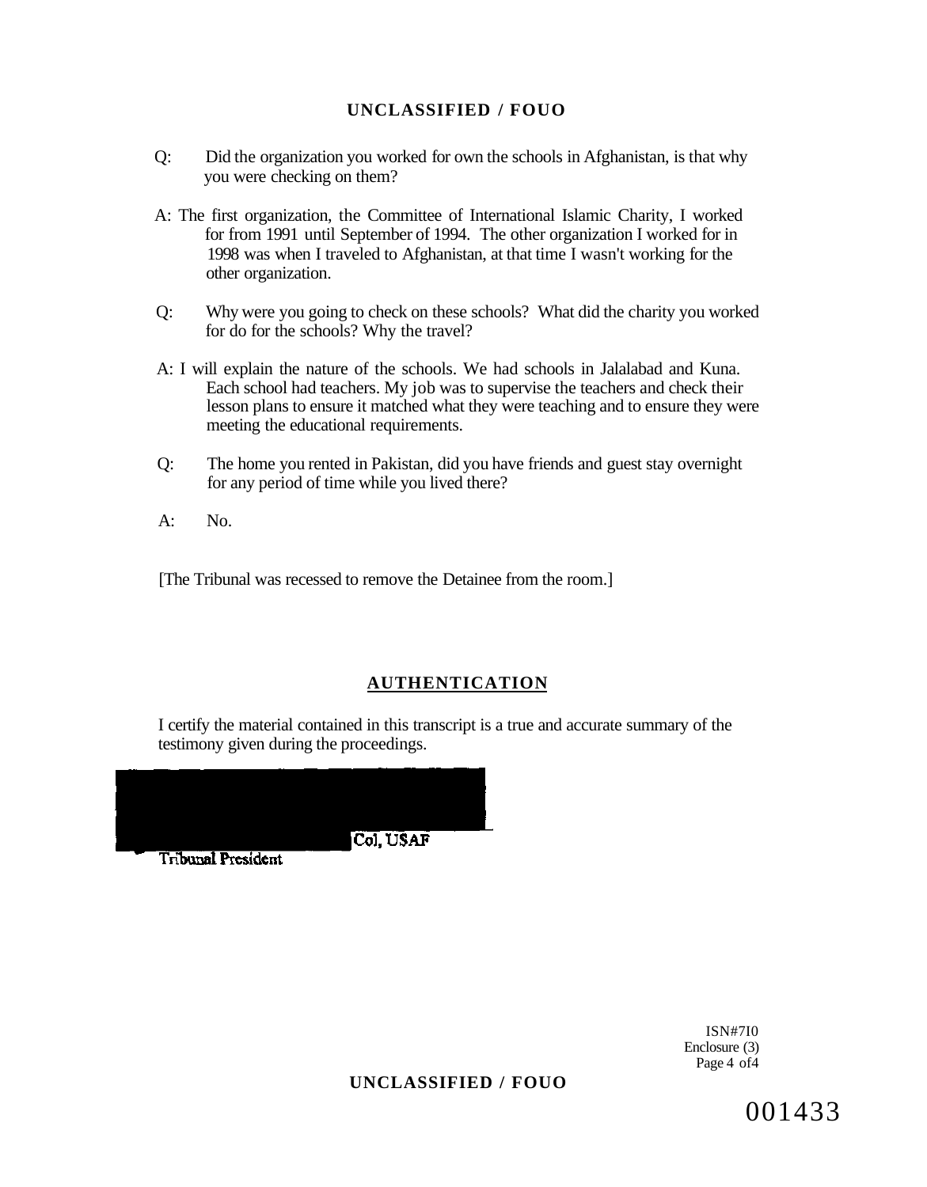Q: Did the organization you worked for own the schools in Afghanistan, is that why you were checking on them?

A: The first organization, the Committee of International Islamic Charity, I worked for from 1991 until September of 1994. The other organization I worked for in 1998 was when I traveled to Afghanistan, at that time I wasn't working for the other organization.

Q: Why were you going to check on these schools? What did the charity you worked for do for the schools? Why the travel?

A: I will explain the nature of the schools. We had schools in Jalalabad and Kuna. Each school had teachers. My job was to supervise the teachers and check their lesson plans to ensure it matched what they were teaching and to ensure they were meeting the educational requirements.

Q: The home you rented in Pakistan, did you have friends and guest stay overnight for any period of time while you lived there?

A: No.

[The Tribunal was recessed to remove the Detainee from the room.]

## AUTHENTICATION

I certify the material contained in this transcript is a true and accurate summary of the testimony given during the proceedings.

Col, USAF
Tribunal President

ISN#7I0
Enclosure (3)
Page 4 of4

001433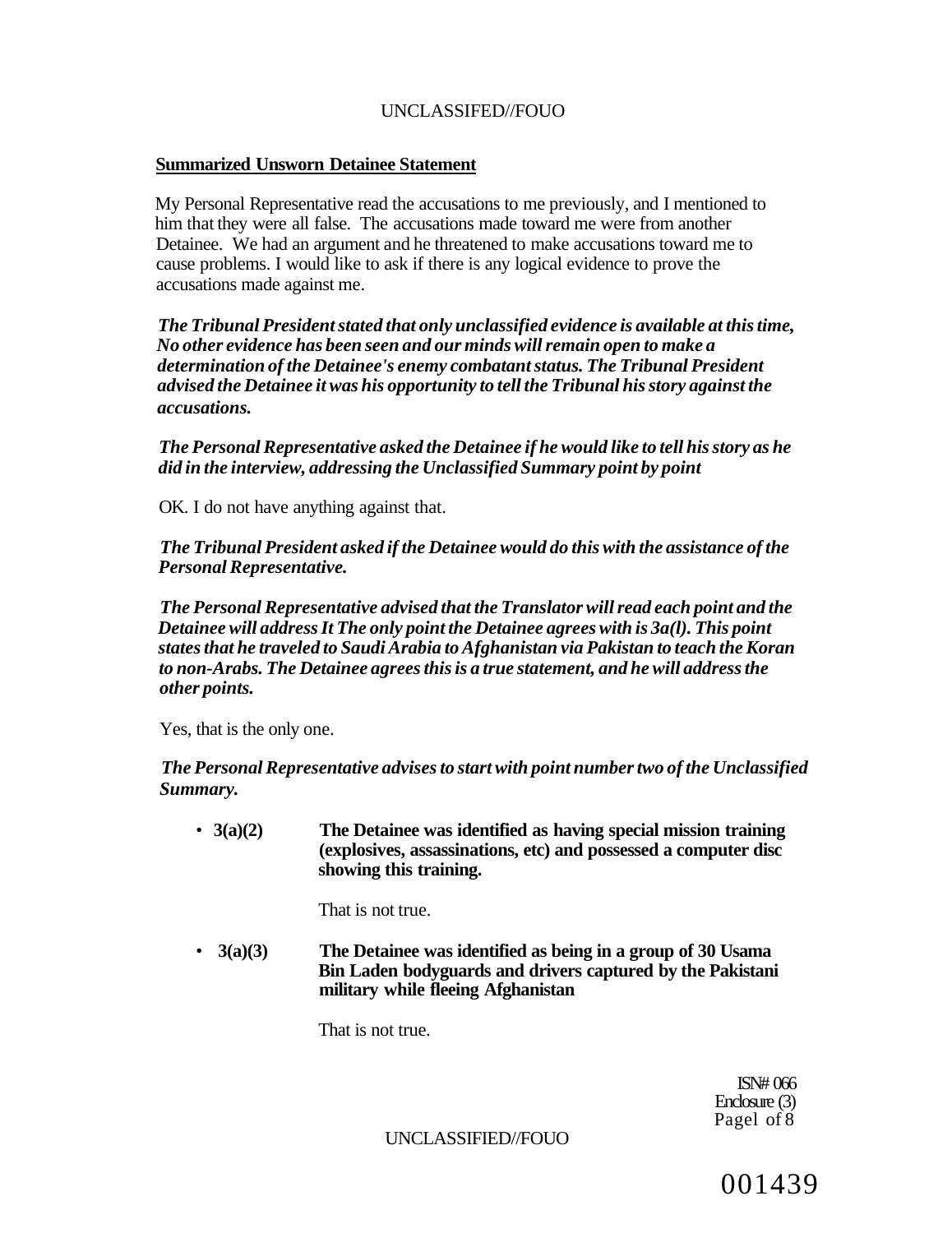## Summarized Unsworn Detainee Statement

My Personal Representative read the accusations to me previously, and I mentioned to him that they were all false. The accusations made toward me were from another Detainee. We had an argument and he threatened to make accusations toward me to cause problems. I would like to ask if there is any logical evidence to prove the accusations made against me.

***The Tribunal President stated that only unclassified evidence is available at this time, No other evidence has been seen and our minds will remain open to make a determination of the Detainee's enemy combatant status. The Tribunal President advised the Detainee it was his opportunity to tell the Tribunal his story against the accusations.***

***The Personal Representative asked the Detainee if he would like to tell his story as he did in the interview, addressing the Unclassified Summary point by point***

OK. I do not have anything against that.

***The Tribunal President asked if the Detainee would do this with the assistance of the Personal Representative.***

***The Personal Representative advised that the Translator will read each point and the Detainee will address It The only point the Detainee agrees with is 3a(l). This point states that he traveled to Saudi Arabia to Afghanistan via Pakistan to teach the Koran to non-Arabs. The Detainee agrees this is a true statement, and he will address the other points.***

Yes, that is the only one.

***The Personal Representative advises to start with point number two of the Unclassified Summary.***

- **3(a)(2) The Detainee was identified as having special mission training (explosives, assassinations, etc) and possessed a computer disc showing this training.**

  That is not true.

- **3(a)(3) The Detainee was identified as being in a group of 30 Usama Bin Laden bodyguards and drivers captured by the Pakistani military while fleeing Afghanistan**

  That is not true.

ISN# 066
Enclosure (3)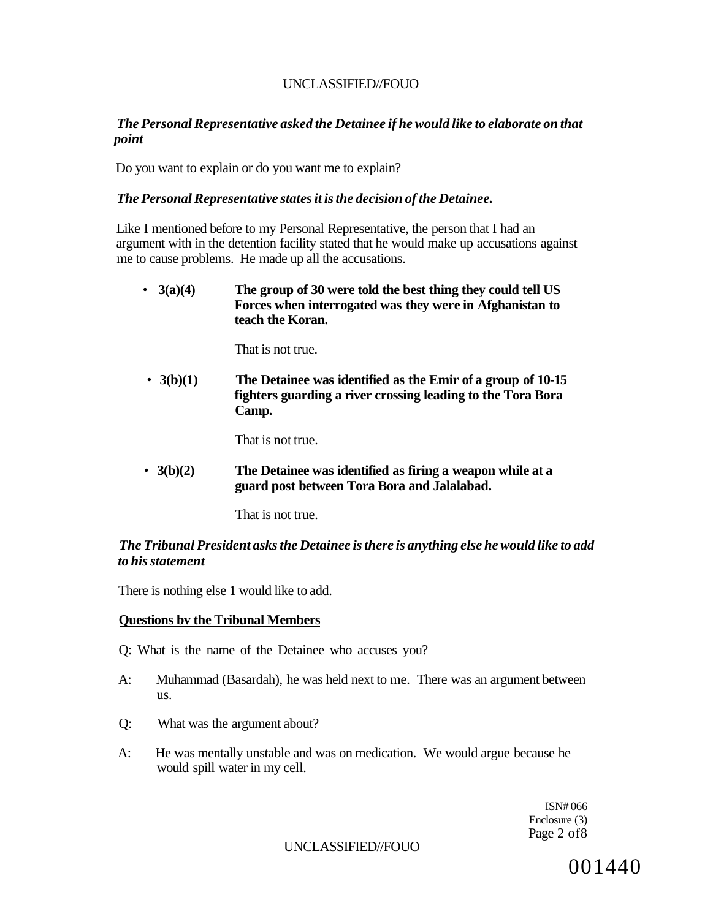*The Personal Representative asked the Detainee if he would like to elaborate on that point*

Do you want to explain or do you want me to explain?

*The Personal Representative states it is the decision of the Detainee.*

Like I mentioned before to my Personal Representative, the person that I had an argument with in the detention facility stated that he would make up accusations against me to cause problems. He made up all the accusations.

- **3(a)(4) The group of 30 were told the best thing they could tell US Forces when interrogated was they were in Afghanistan to teach the Koran.**

  That is not true.

- **3(b)(1) The Detainee was identified as the Emir of a group of 10-15 fighters guarding a river crossing leading to the Tora Bora Camp.**

  That is not true.

- **3(b)(2) The Detainee was identified as firing a weapon while at a guard post between Tora Bora and Jalalabad.**

  That is not true.

*The Tribunal President asks the Detainee is there is anything else he would like to add to his statement*

There is nothing else 1 would like to add.

**Questions bv the Tribunal Members**

Q: What is the name of the Detainee who accuses you?

A: Muhammad (Basardah), he was held next to me. There was an argument between us.

Q: What was the argument about?

A: He was mentally unstable and was on medication. We would argue because he would spill water in my cell.

ISN# 066
Enclosure (3)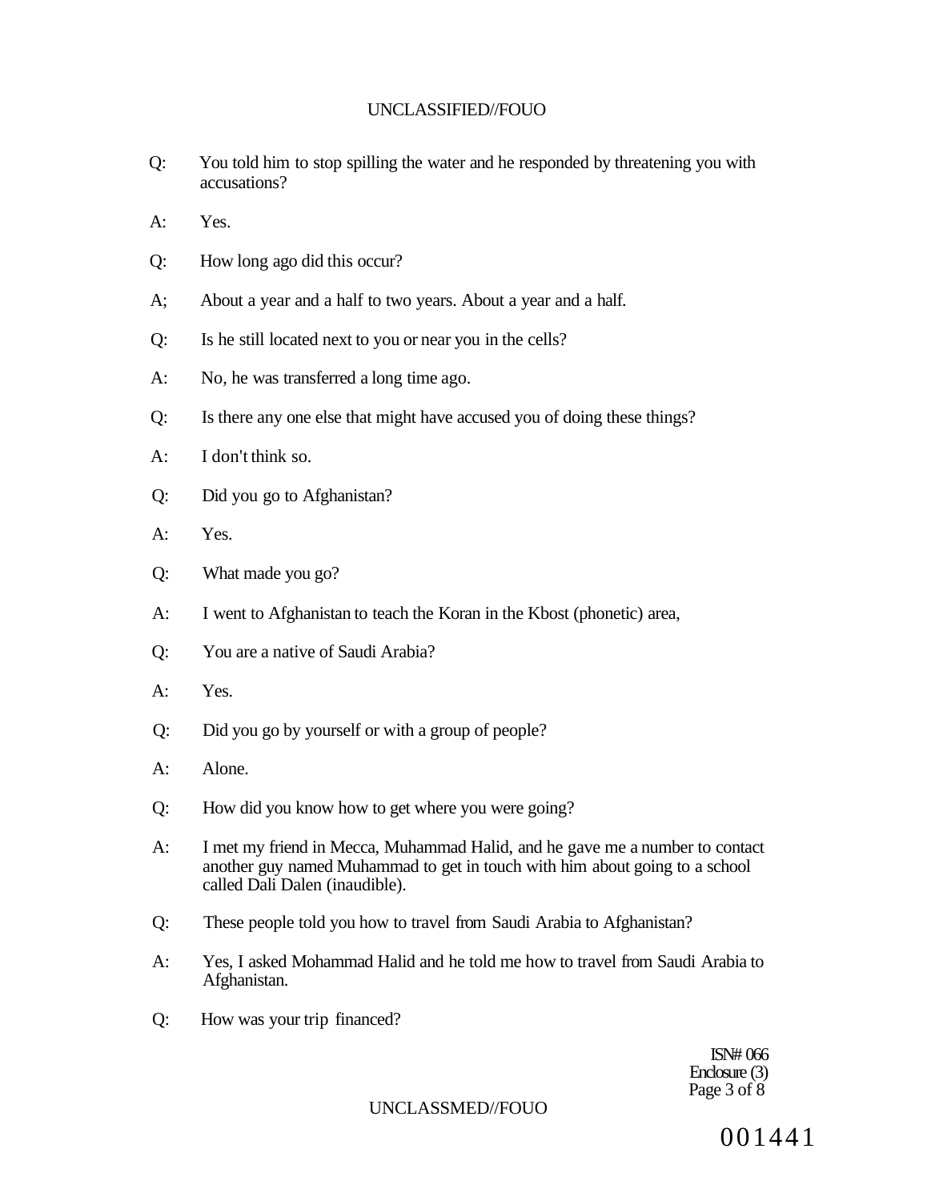Q: You told him to stop spilling the water and he responded by threatening you with accusations?

A: Yes.

Q: How long ago did this occur?

A; About a year and a half to two years. About a year and a half.

Q: Is he still located next to you or near you in the cells?

A: No, he was transferred a long time ago.

Q: Is there any one else that might have accused you of doing these things?

A: I don't think so.

Q: Did you go to Afghanistan?

A: Yes.

Q: What made you go?

A: I went to Afghanistan to teach the Koran in the Kbost (phonetic) area,

Q: You are a native of Saudi Arabia?

A: Yes.

Q: Did you go by yourself or with a group of people?

A: Alone.

Q: How did you know how to get where you were going?

A: I met my friend in Mecca, Muhammad Halid, and he gave me a number to contact another guy named Muhammad to get in touch with him about going to a school called Dali Dalen (inaudible).

Q: These people told you how to travel from Saudi Arabia to Afghanistan?

A: Yes, I asked Mohammad Halid and he told me how to travel from Saudi Arabia to Afghanistan.

Q: How was your trip financed?

ISN# 066
Enclosure (3)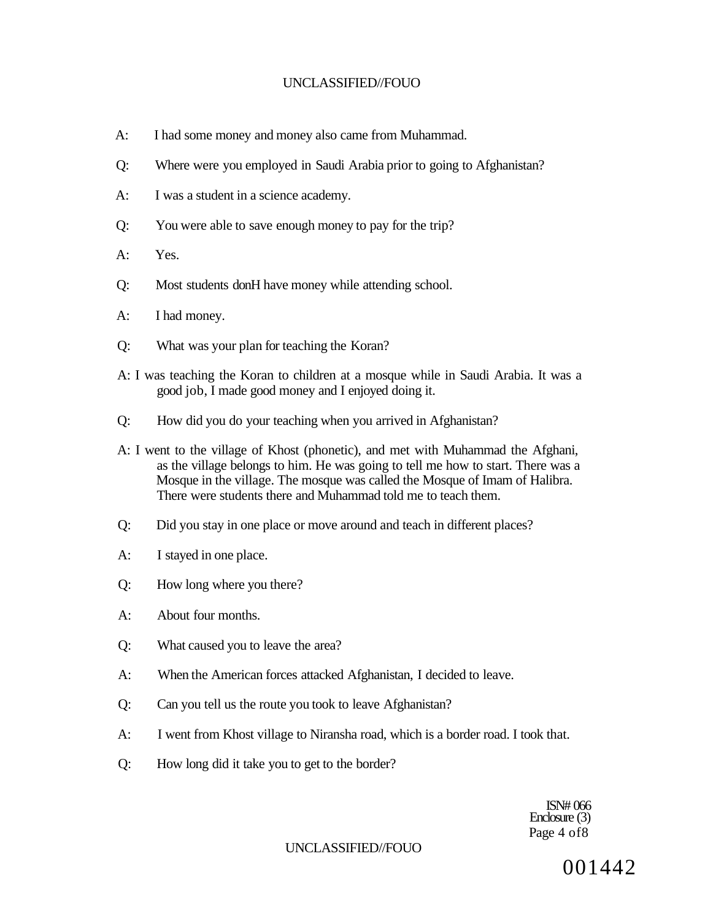A: I had some money and money also came from Muhammad.

Q: Where were you employed in Saudi Arabia prior to going to Afghanistan?

A: I was a student in a science academy.

Q: You were able to save enough money to pay for the trip?

A: Yes.

Q: Most students donH have money while attending school.

A: I had money.

Q: What was your plan for teaching the Koran?

A: I was teaching the Koran to children at a mosque while in Saudi Arabia. It was a good job, I made good money and I enjoyed doing it.

Q: How did you do your teaching when you arrived in Afghanistan?

A: I went to the village of Khost (phonetic), and met with Muhammad the Afghani, as the village belongs to him. He was going to tell me how to start. There was a Mosque in the village. The mosque was called the Mosque of Imam of Halibra. There were students there and Muhammad told me to teach them.

Q: Did you stay in one place or move around and teach in different places?

A: I stayed in one place.

Q: How long where you there?

A: About four months.

Q: What caused you to leave the area?

A: When the American forces attacked Afghanistan, I decided to leave.

Q: Can you tell us the route you took to leave Afghanistan?

A: I went from Khost village to Niransha road, which is a border road. I took that.

Q: How long did it take you to get to the border?

ISN# 066
Enclosure (3)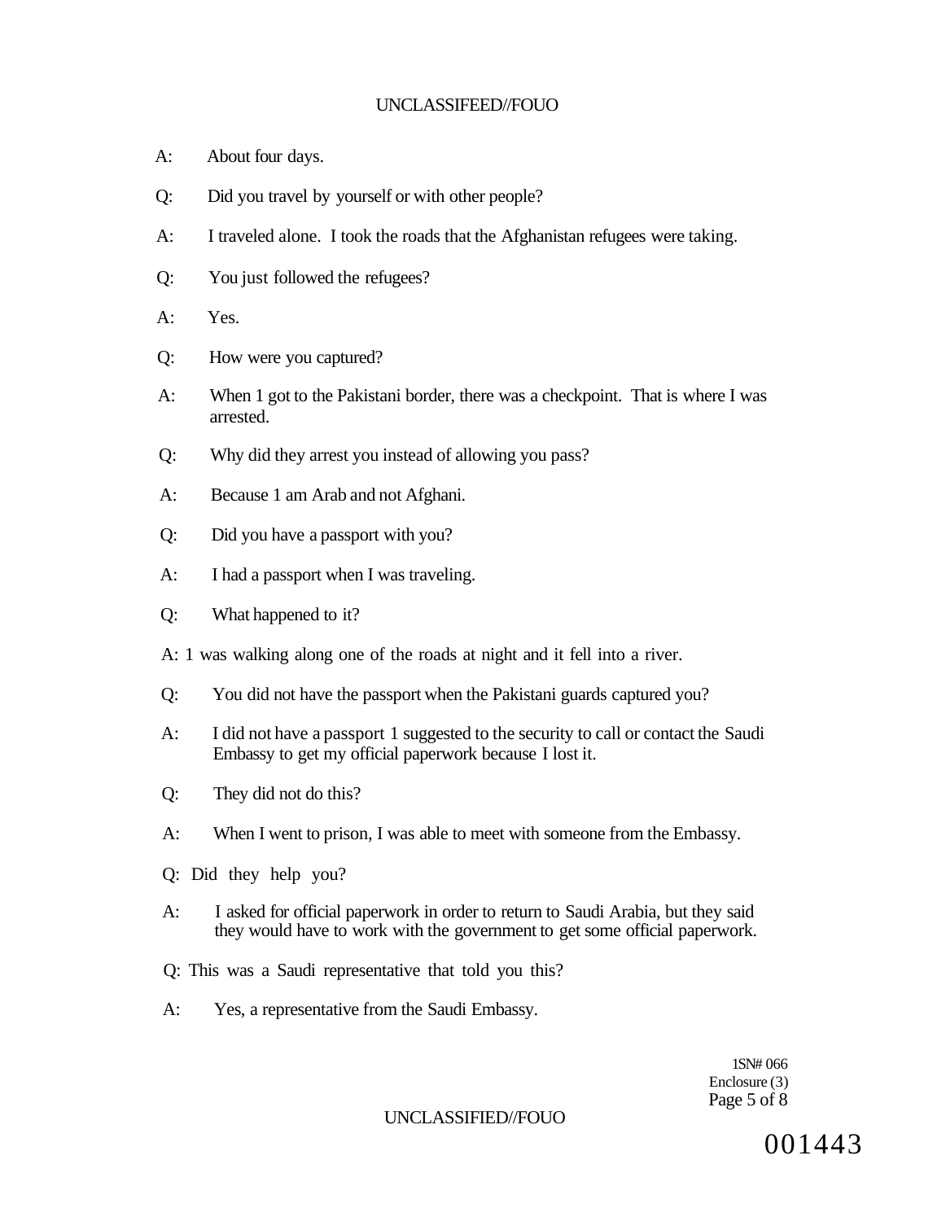A: About four days.

Q: Did you travel by yourself or with other people?

A: I traveled alone. I took the roads that the Afghanistan refugees were taking.

Q: You just followed the refugees?

A: Yes.

Q: How were you captured?

A: When 1 got to the Pakistani border, there was a checkpoint. That is where I was arrested.

Q: Why did they arrest you instead of allowing you pass?

A: Because 1 am Arab and not Afghani.

Q: Did you have a passport with you?

A: I had a passport when I was traveling.

Q: What happened to it?

A: 1 was walking along one of the roads at night and it fell into a river.

Q: You did not have the passport when the Pakistani guards captured you?

A: I did not have a passport 1 suggested to the security to call or contact the Saudi Embassy to get my official paperwork because I lost it.

Q: They did not do this?

A: When I went to prison, I was able to meet with someone from the Embassy.

Q: Did they help you?

A: I asked for official paperwork in order to return to Saudi Arabia, but they said they would have to work with the government to get some official paperwork.

Q: This was a Saudi representative that told you this?

A: Yes, a representative from the Saudi Embassy.

1SN# 066
Enclosure (3)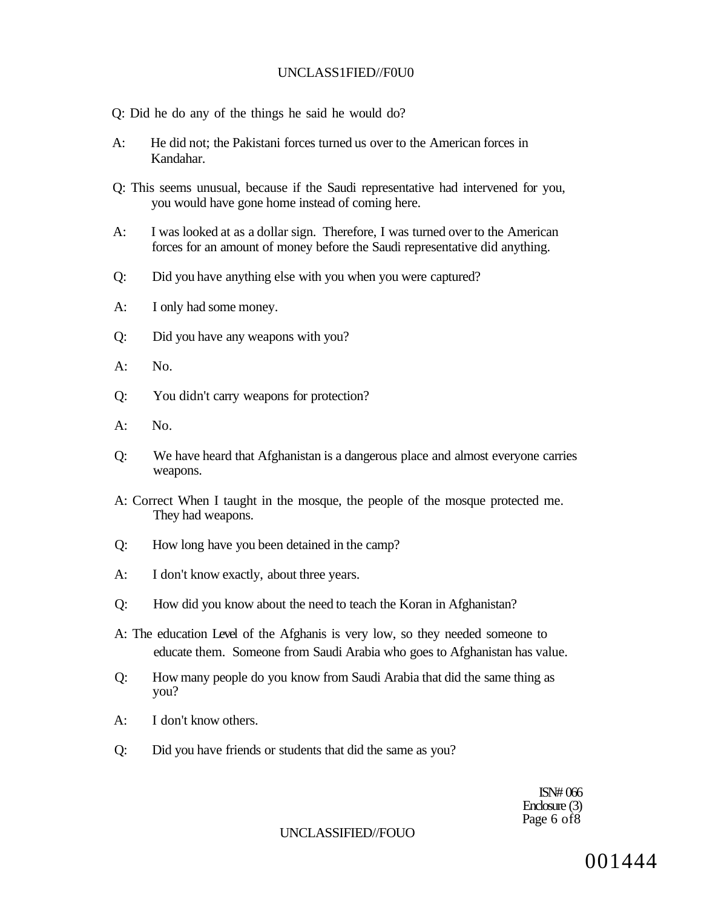Q: Did he do any of the things he said he would do?

A: He did not; the Pakistani forces turned us over to the American forces in Kandahar.

Q: This seems unusual, because if the Saudi representative had intervened for you, you would have gone home instead of coming here.

A: I was looked at as a dollar sign. Therefore, I was turned over to the American forces for an amount of money before the Saudi representative did anything.

Q: Did you have anything else with you when you were captured?

A: I only had some money.

Q: Did you have any weapons with you?

A: No.

Q: You didn't carry weapons for protection?

A: No.

Q: We have heard that Afghanistan is a dangerous place and almost everyone carries weapons.

A: Correct When I taught in the mosque, the people of the mosque protected me. They had weapons.

Q: How long have you been detained in the camp?

A: I don't know exactly, about three years.

Q: How did you know about the need to teach the Koran in Afghanistan?

A: The education Level of the Afghanis is very low, so they needed someone to educate them. Someone from Saudi Arabia who goes to Afghanistan has value.

Q: How many people do you know from Saudi Arabia that did the same thing as you?

A: I don't know others.

Q: Did you have friends or students that did the same as you?

ISN# 066
Enclosure (3)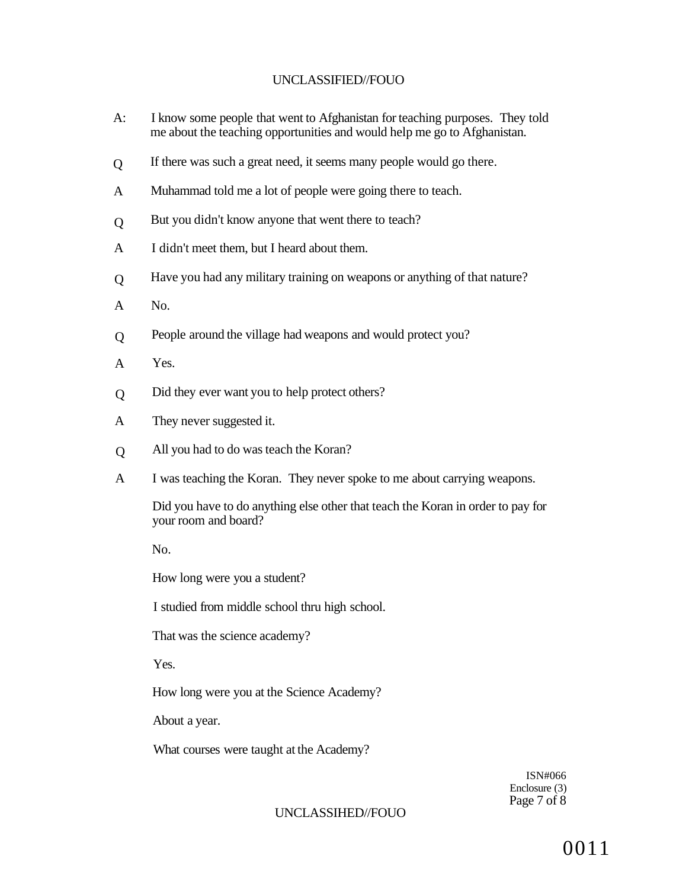A: I know some people that went to Afghanistan for teaching purposes. They told me about the teaching opportunities and would help me go to Afghanistan.

Q If there was such a great need, it seems many people would go there.

A Muhammad told me a lot of people were going there to teach.

Q But you didn't know anyone that went there to teach?

A I didn't meet them, but I heard about them.

Q Have you had any military training on weapons or anything of that nature?

A No.

Q People around the village had weapons and would protect you?

A Yes.

Q Did they ever want you to help protect others?

A They never suggested it.

Q All you had to do was teach the Koran?

A I was teaching the Koran. They never spoke to me about carrying weapons.

Did you have to do anything else other that teach the Koran in order to pay for your room and board?

No.

How long were you a student?

I studied from middle school thru high school.

That was the science academy?

Yes.

How long were you at the Science Academy?

About a year.

What courses were taught at the Academy?

ISN#066
Enclosure (3)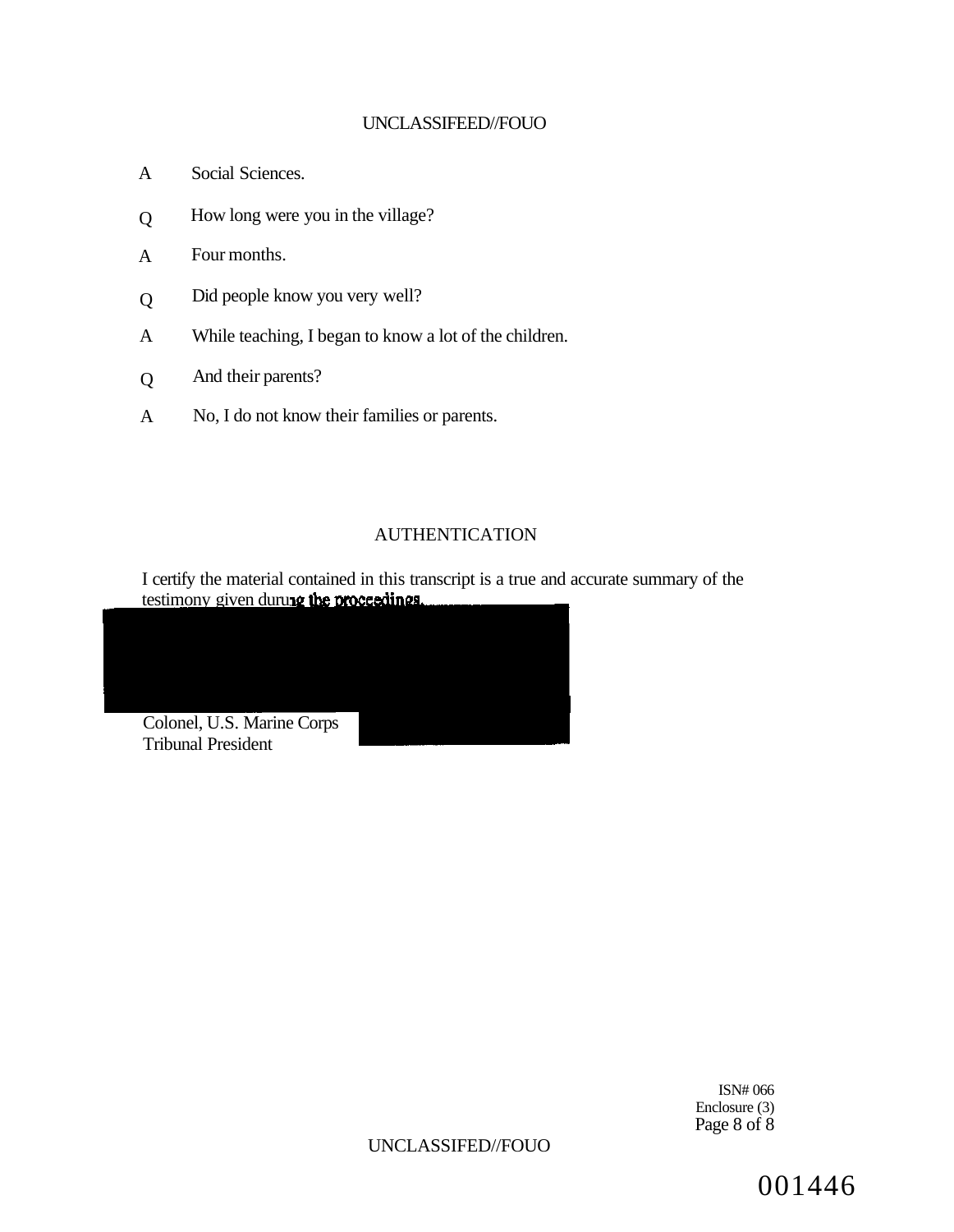A Social Sciences.

Q How long were you in the village?

A Four months.

Q Did people know you very well?

A While teaching, I began to know a lot of the children.

Q And their parents?

A No, I do not know their families or parents.

## AUTHENTICATION

I certify the material contained in this transcript is a true and accurate summary of the testimony given during the proceedings.

Colonel, U.S. Marine Corps
Tribunal President

ISN# 066
Enclosure (3)